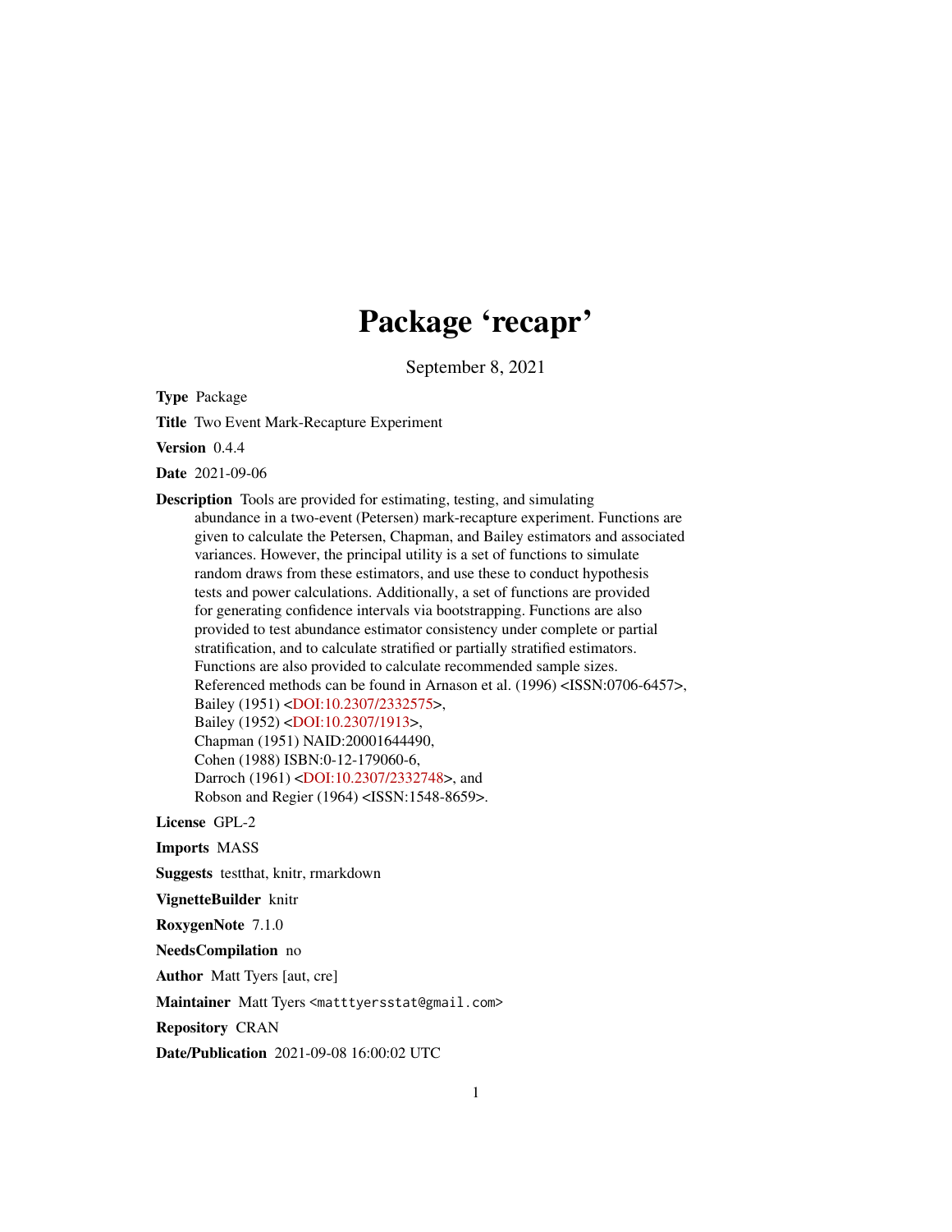# Package 'recapr'

September 8, 2021

**Type** Package

**Title** Two Event Mark-Recapture Experiment

**Version** 0.4.4

**Date** 2021-09-06

**Description** Tools are provided for estimating, testing, and simulating abundance in a two-event (Petersen) mark-recapture experiment. Functions are given to calculate the Petersen, Chapman, and Bailey estimators and associated variances. However, the principal utility is a set of functions to simulate random draws from these estimators, and use these to conduct hypothesis tests and power calculations. Additionally, a set of functions are provided for generating confidence intervals via bootstrapping. Functions are also provided to test abundance estimator consistency under complete or partial stratification, and to calculate stratified or partially stratified estimators. Functions are also provided to calculate recommended sample sizes. Referenced methods can be found in Arnason et al. (1996) <ISSN:0706-6457>, Bailey (1951) <DOI:10.2307/2332575>, Bailey (1952) <DOI:10.2307/1913>, Chapman (1951) NAID:20001644490, Cohen (1988) ISBN:0-12-179060-6, Darroch (1961) <DOI:10.2307/2332748>, and Robson and Regier (1964) <ISSN:1548-8659>.

**License** GPL-2

**Imports** MASS

**Suggests** testthat, knitr, rmarkdown

**VignetteBuilder** knitr

**RoxygenNote** 7.1.0

**NeedsCompilation** no

**Author** Matt Tyers [aut, cre]

**Maintainer** Matt Tyers <matttyersstat@gmail.com>

**Repository** CRAN

**Date/Publication** 2021-09-08 16:00:02 UTC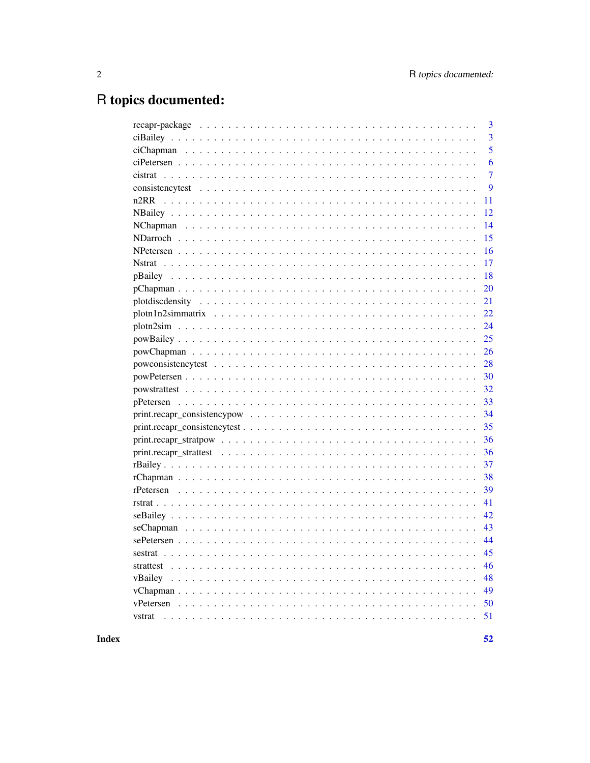# R topics documented:

recapr-package . . . . . . . . . . . . . . . . . . . . . . . . . . . . . . . . . . . . 3
ciBailey . . . . . . . . . . . . . . . . . . . . . . . . . . . . . . . . . . . . . . . . 3
ciChapman . . . . . . . . . . . . . . . . . . . . . . . . . . . . . . . . . . . . . . 5
ciPetersen . . . . . . . . . . . . . . . . . . . . . . . . . . . . . . . . . . . . . . 6
cistrat . . . . . . . . . . . . . . . . . . . . . . . . . . . . . . . . . . . . . . . . 7
consistencytest . . . . . . . . . . . . . . . . . . . . . . . . . . . . . . . . . . . 9
n2RR . . . . . . . . . . . . . . . . . . . . . . . . . . . . . . . . . . . . . . . . . 11
NBailey . . . . . . . . . . . . . . . . . . . . . . . . . . . . . . . . . . . . . . . 12
NChapman . . . . . . . . . . . . . . . . . . . . . . . . . . . . . . . . . . . . . . 14
NDarroch . . . . . . . . . . . . . . . . . . . . . . . . . . . . . . . . . . . . . . 15
NPetersen . . . . . . . . . . . . . . . . . . . . . . . . . . . . . . . . . . . . . . 16
Nstrat . . . . . . . . . . . . . . . . . . . . . . . . . . . . . . . . . . . . . . . . 17
pBailey . . . . . . . . . . . . . . . . . . . . . . . . . . . . . . . . . . . . . . . 18
pChapman . . . . . . . . . . . . . . . . . . . . . . . . . . . . . . . . . . . . . . 20
plotdiscdensity . . . . . . . . . . . . . . . . . . . . . . . . . . . . . . . . . . . 21
plotn1n2simmatrix . . . . . . . . . . . . . . . . . . . . . . . . . . . . . . . . . 22
plotn2sim . . . . . . . . . . . . . . . . . . . . . . . . . . . . . . . . . . . . . . 24
powBailey . . . . . . . . . . . . . . . . . . . . . . . . . . . . . . . . . . . . . . 25
powChapman . . . . . . . . . . . . . . . . . . . . . . . . . . . . . . . . . . . . . 26
powconsistencytest . . . . . . . . . . . . . . . . . . . . . . . . . . . . . . . . . 28
powPetersen . . . . . . . . . . . . . . . . . . . . . . . . . . . . . . . . . . . . . 30
powstrattest . . . . . . . . . . . . . . . . . . . . . . . . . . . . . . . . . . . . 32
pPetersen . . . . . . . . . . . . . . . . . . . . . . . . . . . . . . . . . . . . . . 33
print.recapr_consistencypow . . . . . . . . . . . . . . . . . . . . . . . . . . . . 34
print.recapr_consistencytest . . . . . . . . . . . . . . . . . . . . . . . . . . . . 35
print.recapr_stratpow . . . . . . . . . . . . . . . . . . . . . . . . . . . . . . . 36
print.recapr_strattest . . . . . . . . . . . . . . . . . . . . . . . . . . . . . . . 36
rBailey . . . . . . . . . . . . . . . . . . . . . . . . . . . . . . . . . . . . . . . 37
rChapman . . . . . . . . . . . . . . . . . . . . . . . . . . . . . . . . . . . . . . 38
rPetersen . . . . . . . . . . . . . . . . . . . . . . . . . . . . . . . . . . . . . . 39
rstrat . . . . . . . . . . . . . . . . . . . . . . . . . . . . . . . . . . . . . . . . 41
seBailey . . . . . . . . . . . . . . . . . . . . . . . . . . . . . . . . . . . . . . . 42
seChapman . . . . . . . . . . . . . . . . . . . . . . . . . . . . . . . . . . . . . . 43
sePetersen . . . . . . . . . . . . . . . . . . . . . . . . . . . . . . . . . . . . . . 44
sestrat . . . . . . . . . . . . . . . . . . . . . . . . . . . . . . . . . . . . . . . . 45
strattest . . . . . . . . . . . . . . . . . . . . . . . . . . . . . . . . . . . . . . . 46
vBailey . . . . . . . . . . . . . . . . . . . . . . . . . . . . . . . . . . . . . . . 48
vChapman . . . . . . . . . . . . . . . . . . . . . . . . . . . . . . . . . . . . . . 49
vPetersen . . . . . . . . . . . . . . . . . . . . . . . . . . . . . . . . . . . . . . 50
vstrat . . . . . . . . . . . . . . . . . . . . . . . . . . . . . . . . . . . . . . . . 51

**Index** **52**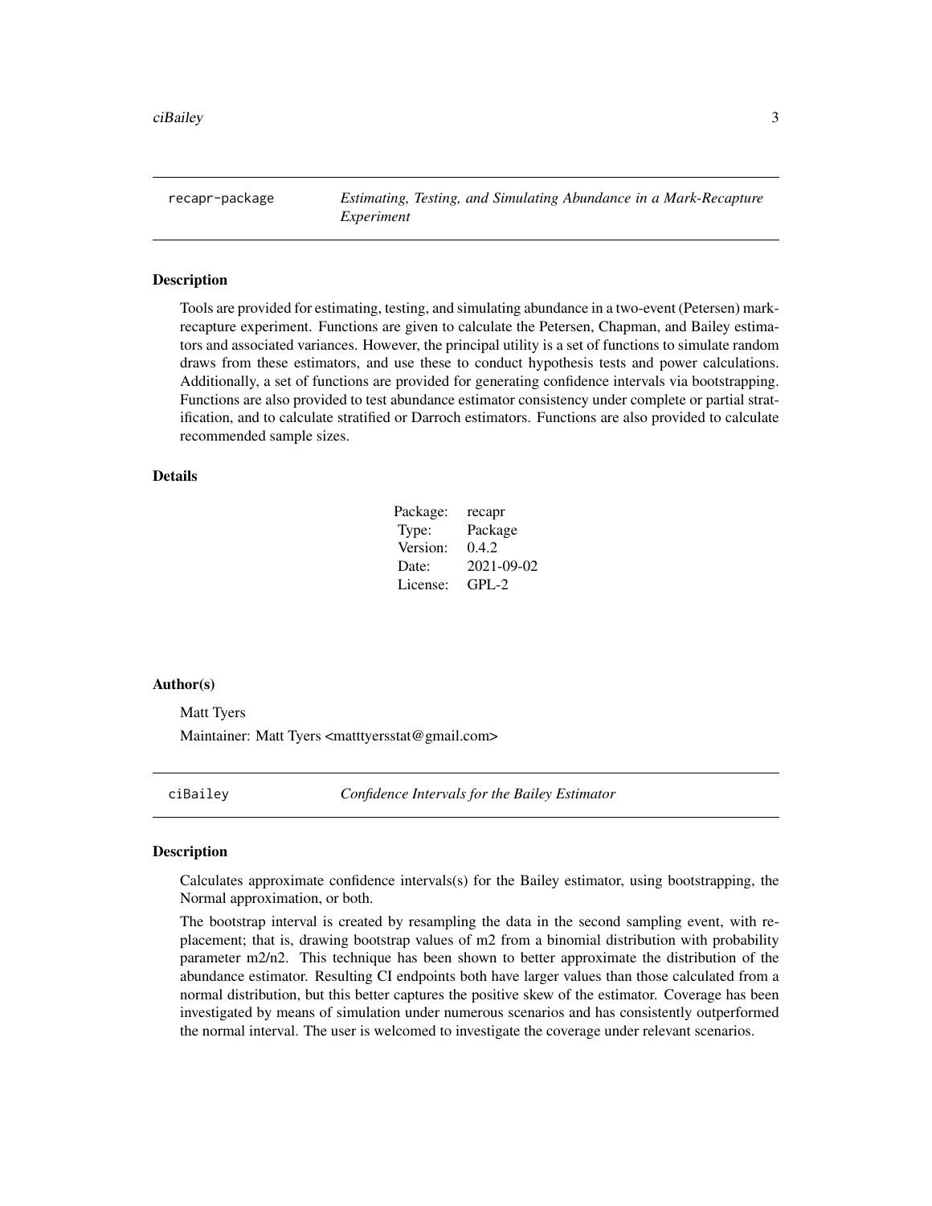## recapr-package — *Estimating, Testing, and Simulating Abundance in a Mark-Recapture Experiment*

### Description

Tools are provided for estimating, testing, and simulating abundance in a two-event (Petersen) mark-recapture experiment. Functions are given to calculate the Petersen, Chapman, and Bailey estimators and associated variances. However, the principal utility is a set of functions to simulate random draws from these estimators, and use these to conduct hypothesis tests and power calculations. Additionally, a set of functions are provided for generating confidence intervals via bootstrapping. Functions are also provided to test abundance estimator consistency under complete or partial stratification, and to calculate stratified or Darroch estimators. Functions are also provided to calculate recommended sample sizes.

### Details

| | |
|---|---|
| Package: | recapr |
| Type: | Package |
| Version: | 0.4.2 |
| Date: | 2021-09-02 |
| License: | GPL-2 |

### Author(s)

Matt Tyers

Maintainer: Matt Tyers <matttyersstat@gmail.com>

## ciBailey — *Confidence Intervals for the Bailey Estimator*

### Description

Calculates approximate confidence intervals(s) for the Bailey estimator, using bootstrapping, the Normal approximation, or both.

The bootstrap interval is created by resampling the data in the second sampling event, with replacement; that is, drawing bootstrap values of m2 from a binomial distribution with probability parameter m2/n2. This technique has been shown to better approximate the distribution of the abundance estimator. Resulting CI endpoints both have larger values than those calculated from a normal distribution, but this better captures the positive skew of the estimator. Coverage has been investigated by means of simulation under numerous scenarios and has consistently outperformed the normal interval. The user is welcomed to investigate the coverage under relevant scenarios.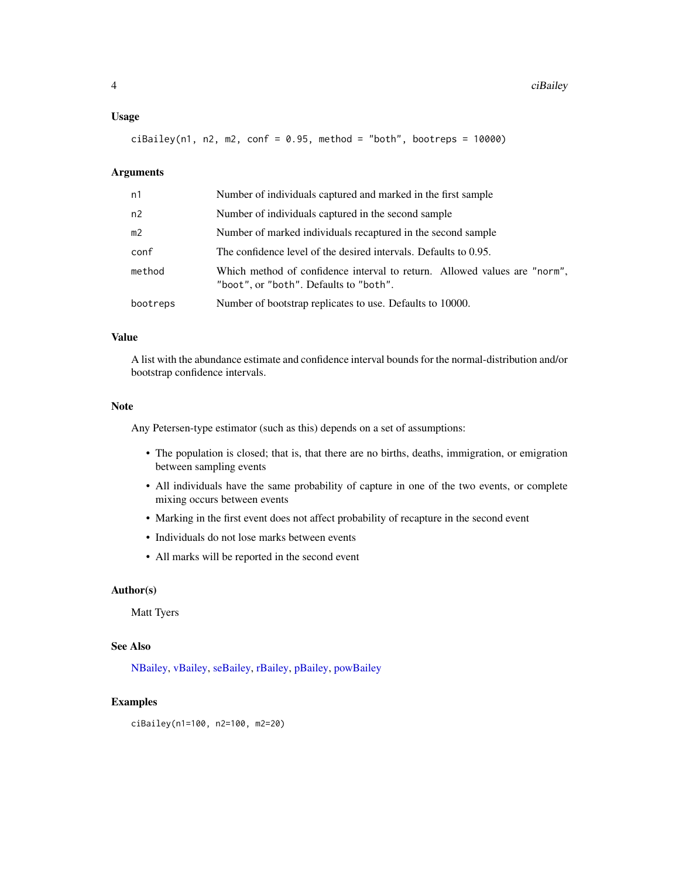### Usage

```
ciBailey(n1, n2, m2, conf = 0.95, method = "both", bootreps = 10000)
```

### Arguments

| | |
|---|---|
| n1 | Number of individuals captured and marked in the first sample |
| n2 | Number of individuals captured in the second sample |
| m2 | Number of marked individuals recaptured in the second sample |
| conf | The confidence level of the desired intervals. Defaults to 0.95. |
| method | Which method of confidence interval to return. Allowed values are "norm", "boot", or "both". Defaults to "both". |
| bootreps | Number of bootstrap replicates to use. Defaults to 10000. |

### Value

A list with the abundance estimate and confidence interval bounds for the normal-distribution and/or bootstrap confidence intervals.

### Note

Any Petersen-type estimator (such as this) depends on a set of assumptions:

- The population is closed; that is, that there are no births, deaths, immigration, or emigration between sampling events
- All individuals have the same probability of capture in one of the two events, or complete mixing occurs between events
- Marking in the first event does not affect probability of recapture in the second event
- Individuals do not lose marks between events
- All marks will be reported in the second event

### Author(s)

Matt Tyers

### See Also

NBailey, vBailey, seBailey, rBailey, pBailey, powBailey

### Examples

```
ciBailey(n1=100, n2=100, m2=20)
```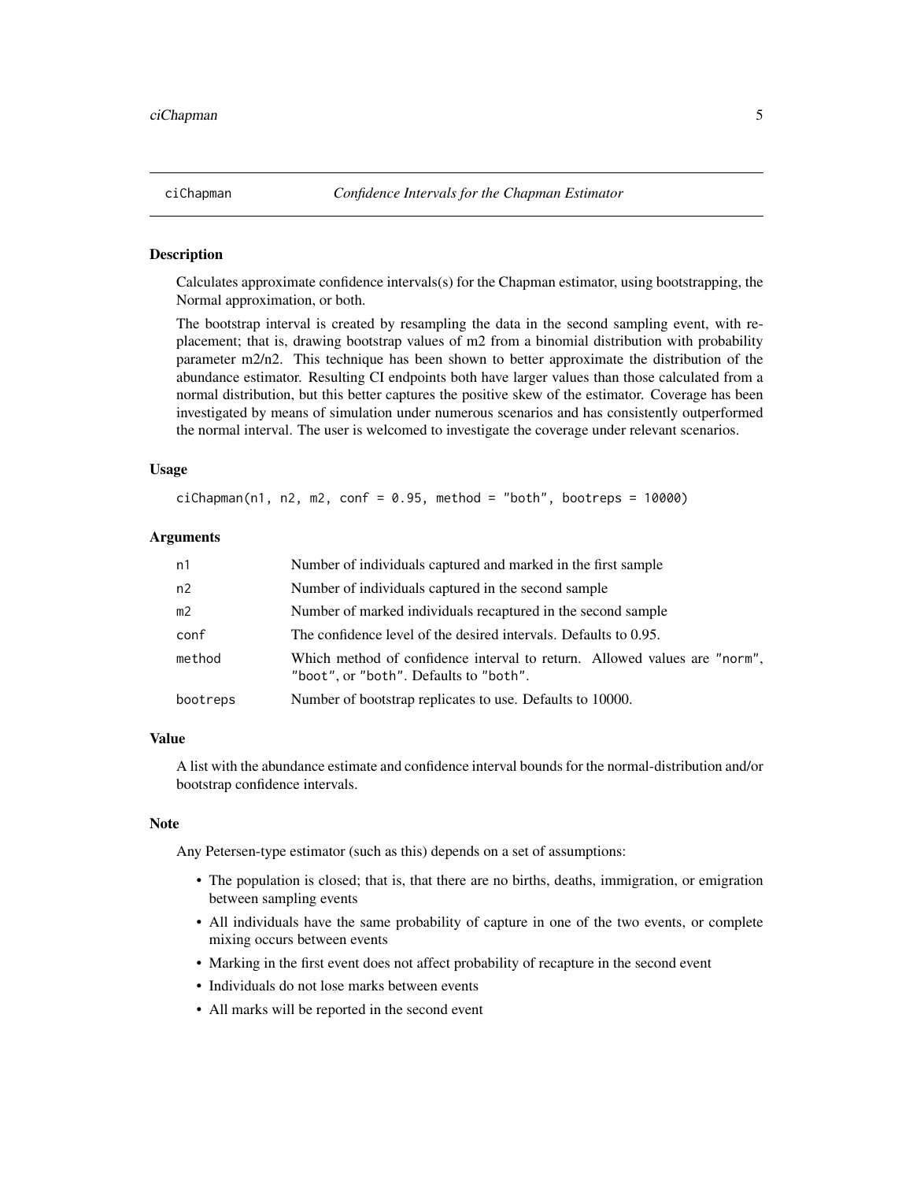## ciChapman *Confidence Intervals for the Chapman Estimator*

### Description

Calculates approximate confidence intervals(s) for the Chapman estimator, using bootstrapping, the Normal approximation, or both.

The bootstrap interval is created by resampling the data in the second sampling event, with replacement; that is, drawing bootstrap values of m2 from a binomial distribution with probability parameter m2/n2. This technique has been shown to better approximate the distribution of the abundance estimator. Resulting CI endpoints both have larger values than those calculated from a normal distribution, but this better captures the positive skew of the estimator. Coverage has been investigated by means of simulation under numerous scenarios and has consistently outperformed the normal interval. The user is welcomed to investigate the coverage under relevant scenarios.

### Usage

```
ciChapman(n1, n2, m2, conf = 0.95, method = "both", bootreps = 10000)
```

### Arguments

| | |
|---|---|
| n1 | Number of individuals captured and marked in the first sample |
| n2 | Number of individuals captured in the second sample |
| m2 | Number of marked individuals recaptured in the second sample |
| conf | The confidence level of the desired intervals. Defaults to 0.95. |
| method | Which method of confidence interval to return. Allowed values are "norm", "boot", or "both". Defaults to "both". |
| bootreps | Number of bootstrap replicates to use. Defaults to 10000. |

### Value

A list with the abundance estimate and confidence interval bounds for the normal-distribution and/or bootstrap confidence intervals.

### Note

Any Petersen-type estimator (such as this) depends on a set of assumptions:

- The population is closed; that is, that there are no births, deaths, immigration, or emigration between sampling events
- All individuals have the same probability of capture in one of the two events, or complete mixing occurs between events
- Marking in the first event does not affect probability of recapture in the second event
- Individuals do not lose marks between events
- All marks will be reported in the second event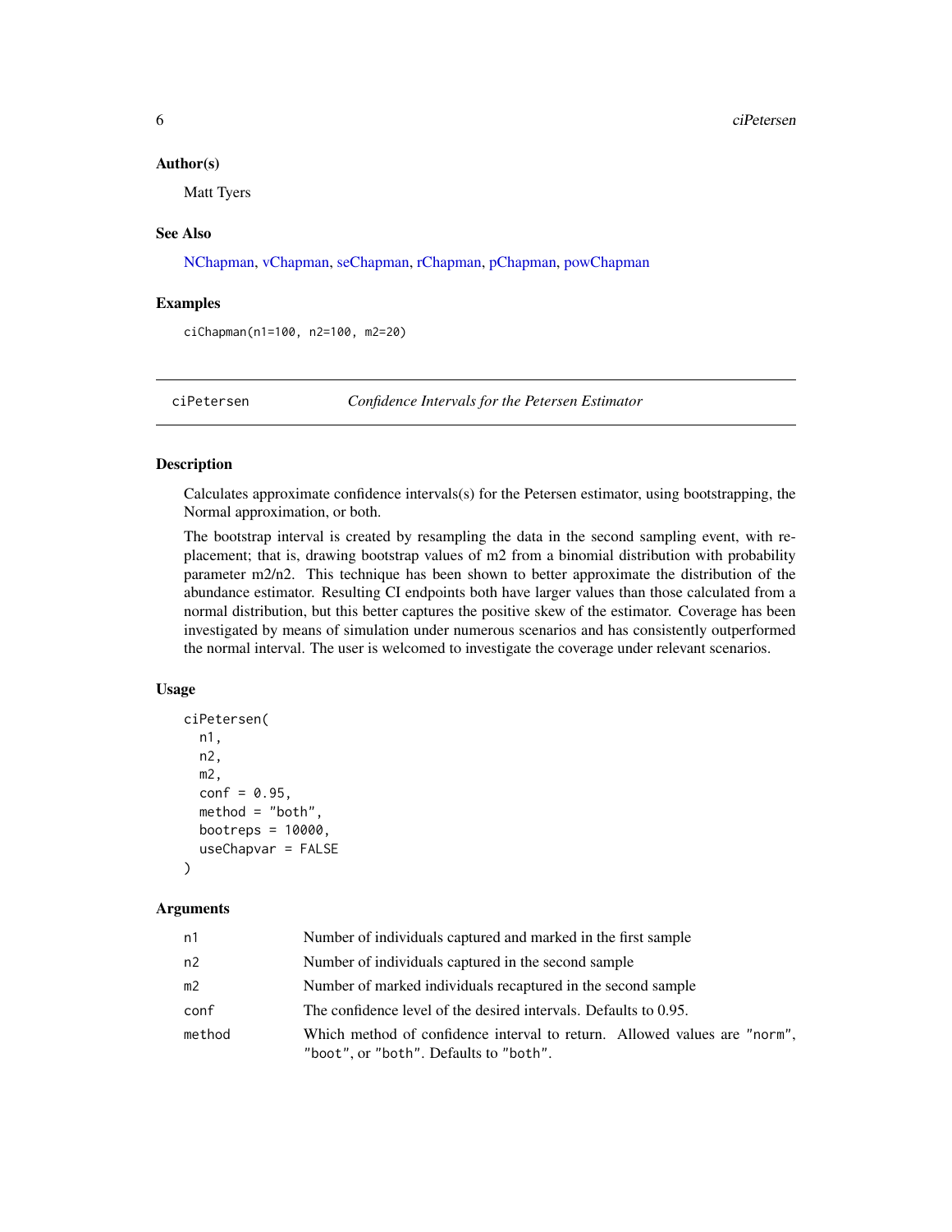### Author(s)

Matt Tyers

### See Also

NChapman, vChapman, seChapman, rChapman, pChapman, powChapman

### Examples

```
ciChapman(n1=100, n2=100, m2=20)
```

---

## ciPetersen *Confidence Intervals for the Petersen Estimator*

---

### Description

Calculates approximate confidence intervals(s) for the Petersen estimator, using bootstrapping, the Normal approximation, or both.

The bootstrap interval is created by resampling the data in the second sampling event, with replacement; that is, drawing bootstrap values of m2 from a binomial distribution with probability parameter m2/n2. This technique has been shown to better approximate the distribution of the abundance estimator. Resulting CI endpoints both have larger values than those calculated from a normal distribution, but this better captures the positive skew of the estimator. Coverage has been investigated by means of simulation under numerous scenarios and has consistently outperformed the normal interval. The user is welcomed to investigate the coverage under relevant scenarios.

### Usage

```
ciPetersen(
  n1,
  n2,
  m2,
  conf = 0.95,
  method = "both",
  bootreps = 10000,
  useChapvar = FALSE
)
```

### Arguments

| | |
|---|---|
| n1 | Number of individuals captured and marked in the first sample |
| n2 | Number of individuals captured in the second sample |
| m2 | Number of marked individuals recaptured in the second sample |
| conf | The confidence level of the desired intervals. Defaults to 0.95. |
| method | Which method of confidence interval to return. Allowed values are "norm", "boot", or "both". Defaults to "both". |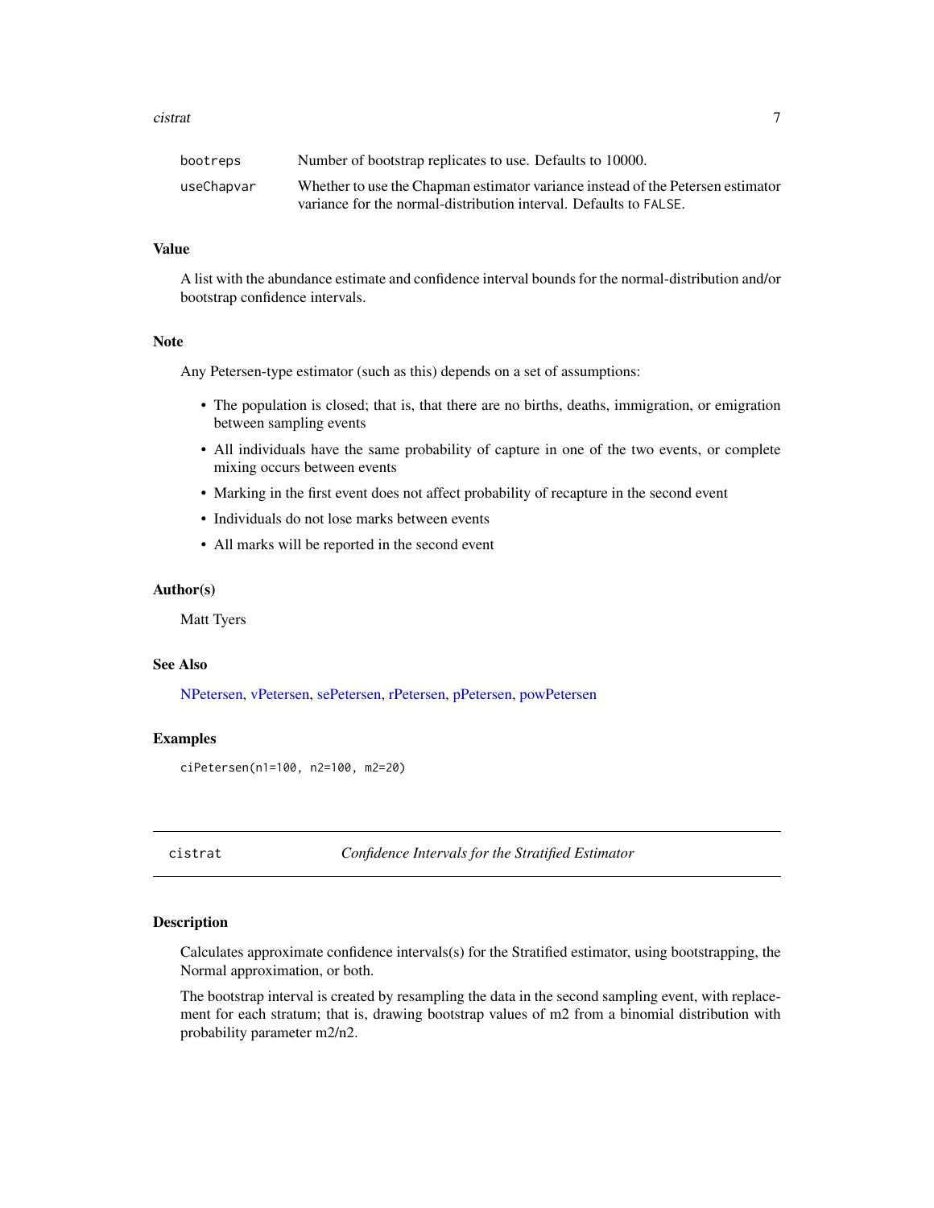| | |
|---|---|
| bootreps | Number of bootstrap replicates to use. Defaults to 10000. |
| useChapvar | Whether to use the Chapman estimator variance instead of the Petersen estimator variance for the normal-distribution interval. Defaults to FALSE. |

### Value

A list with the abundance estimate and confidence interval bounds for the normal-distribution and/or bootstrap confidence intervals.

### Note

Any Petersen-type estimator (such as this) depends on a set of assumptions:

- The population is closed; that is, that there are no births, deaths, immigration, or emigration between sampling events
- All individuals have the same probability of capture in one of the two events, or complete mixing occurs between events
- Marking in the first event does not affect probability of recapture in the second event
- Individuals do not lose marks between events
- All marks will be reported in the second event

### Author(s)

Matt Tyers

### See Also

NPetersen, vPetersen, sePetersen, rPetersen, pPetersen, powPetersen

### Examples

```
ciPetersen(n1=100, n2=100, m2=20)
```

---

## cistrat — *Confidence Intervals for the Stratified Estimator*

### Description

Calculates approximate confidence intervals(s) for the Stratified estimator, using bootstrapping, the Normal approximation, or both.

The bootstrap interval is created by resampling the data in the second sampling event, with replacement for each stratum; that is, drawing bootstrap values of m2 from a binomial distribution with probability parameter m2/n2.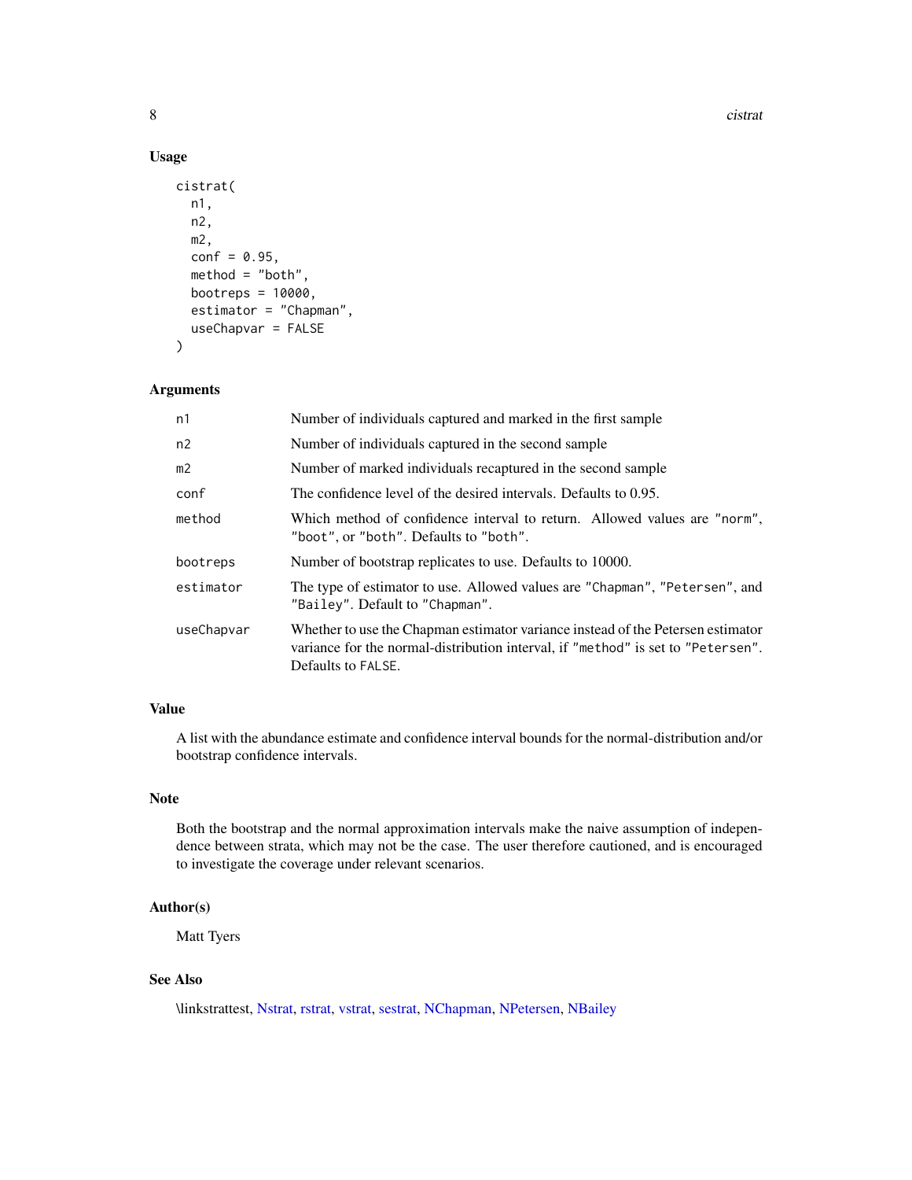## Usage

```
cistrat(
  n1,
  n2,
  m2,
  conf = 0.95,
  method = "both",
  bootreps = 10000,
  estimator = "Chapman",
  useChapvar = FALSE
)
```

## Arguments

| | |
|---|---|
| n1 | Number of individuals captured and marked in the first sample |
| n2 | Number of individuals captured in the second sample |
| m2 | Number of marked individuals recaptured in the second sample |
| conf | The confidence level of the desired intervals. Defaults to 0.95. |
| method | Which method of confidence interval to return. Allowed values are "norm", "boot", or "both". Defaults to "both". |
| bootreps | Number of bootstrap replicates to use. Defaults to 10000. |
| estimator | The type of estimator to use. Allowed values are "Chapman", "Petersen", and "Bailey". Default to "Chapman". |
| useChapvar | Whether to use the Chapman estimator variance instead of the Petersen estimator variance for the normal-distribution interval, if "method" is set to "Petersen". Defaults to FALSE. |

## Value

A list with the abundance estimate and confidence interval bounds for the normal-distribution and/or bootstrap confidence intervals.

## Note

Both the bootstrap and the normal approximation intervals make the naive assumption of independence between strata, which may not be the case. The user therefore cautioned, and is encouraged to investigate the coverage under relevant scenarios.

## Author(s)

Matt Tyers

## See Also

\linkstrattest, Nstrat, rstrat, vstrat, sestrat, NChapman, NPetersen, NBailey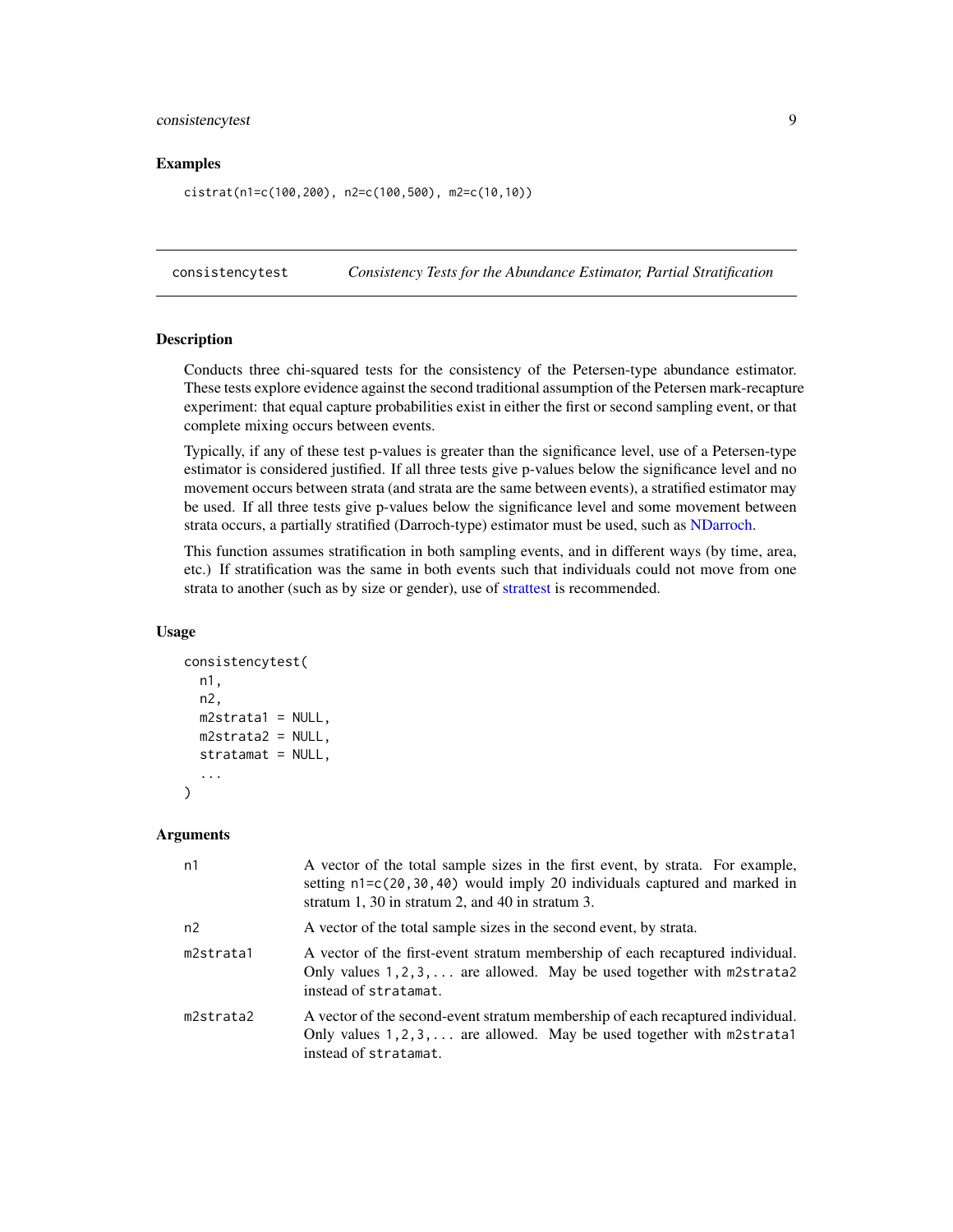## Examples

```
cistrat(n1=c(100,200), n2=c(100,500), m2=c(10,10))
```

---

## consistencytest — *Consistency Tests for the Abundance Estimator, Partial Stratification*

### Description

Conducts three chi-squared tests for the consistency of the Petersen-type abundance estimator. These tests explore evidence against the second traditional assumption of the Petersen mark-recapture experiment: that equal capture probabilities exist in either the first or second sampling event, or that complete mixing occurs between events.

Typically, if any of these test p-values is greater than the significance level, use of a Petersen-type estimator is considered justified. If all three tests give p-values below the significance level and no movement occurs between strata (and strata are the same between events), a stratified estimator may be used. If all three tests give p-values below the significance level and some movement between strata occurs, a partially stratified (Darroch-type) estimator must be used, such as NDarroch.

This function assumes stratification in both sampling events, and in different ways (by time, area, etc.) If stratification was the same in both events such that individuals could not move from one strata to another (such as by size or gender), use of strattest is recommended.

### Usage

```
consistencytest(
  n1,
  n2,
  m2strata1 = NULL,
  m2strata2 = NULL,
  stratamat = NULL,
  ...
)
```

### Arguments

| | |
|---|---|
| `n1` | A vector of the total sample sizes in the first event, by strata. For example, setting `n1=c(20,30,40)` would imply 20 individuals captured and marked in stratum 1, 30 in stratum 2, and 40 in stratum 3. |
| `n2` | A vector of the total sample sizes in the second event, by strata. |
| `m2strata1` | A vector of the first-event stratum membership of each recaptured individual. Only values `1,2,3,...` are allowed. May be used together with `m2strata2` instead of `stratamat`. |
| `m2strata2` | A vector of the second-event stratum membership of each recaptured individual. Only values `1,2,3,...` are allowed. May be used together with `m2strata1` instead of `stratamat`. |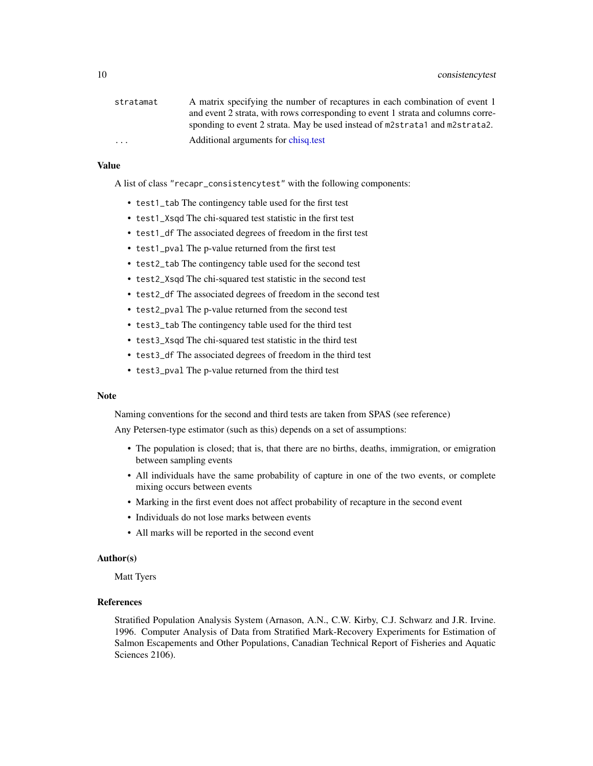| | |
|---|---|
| `stratamat` | A matrix specifying the number of recaptures in each combination of event 1 and event 2 strata, with rows corresponding to event 1 strata and columns corresponding to event 2 strata. May be used instead of `m2strata1` and `m2strata2`. |
| `...` | Additional arguments for chisq.test |

## Value

A list of class `"recapr_consistencytest"` with the following components:

- `test1_tab` The contingency table used for the first test
- `test1_Xsqd` The chi-squared test statistic in the first test
- `test1_df` The associated degrees of freedom in the first test
- `test1_pval` The p-value returned from the first test
- `test2_tab` The contingency table used for the second test
- `test2_Xsqd` The chi-squared test statistic in the second test
- `test2_df` The associated degrees of freedom in the second test
- `test2_pval` The p-value returned from the second test
- `test3_tab` The contingency table used for the third test
- `test3_Xsqd` The chi-squared test statistic in the third test
- `test3_df` The associated degrees of freedom in the third test
- `test3_pval` The p-value returned from the third test

## Note

Naming conventions for the second and third tests are taken from SPAS (see reference)

Any Petersen-type estimator (such as this) depends on a set of assumptions:

- The population is closed; that is, that there are no births, deaths, immigration, or emigration between sampling events
- All individuals have the same probability of capture in one of the two events, or complete mixing occurs between events
- Marking in the first event does not affect probability of recapture in the second event
- Individuals do not lose marks between events
- All marks will be reported in the second event

## Author(s)

Matt Tyers

## References

Stratified Population Analysis System (Arnason, A.N., C.W. Kirby, C.J. Schwarz and J.R. Irvine. 1996. Computer Analysis of Data from Stratified Mark-Recovery Experiments for Estimation of Salmon Escapements and Other Populations, Canadian Technical Report of Fisheries and Aquatic Sciences 2106).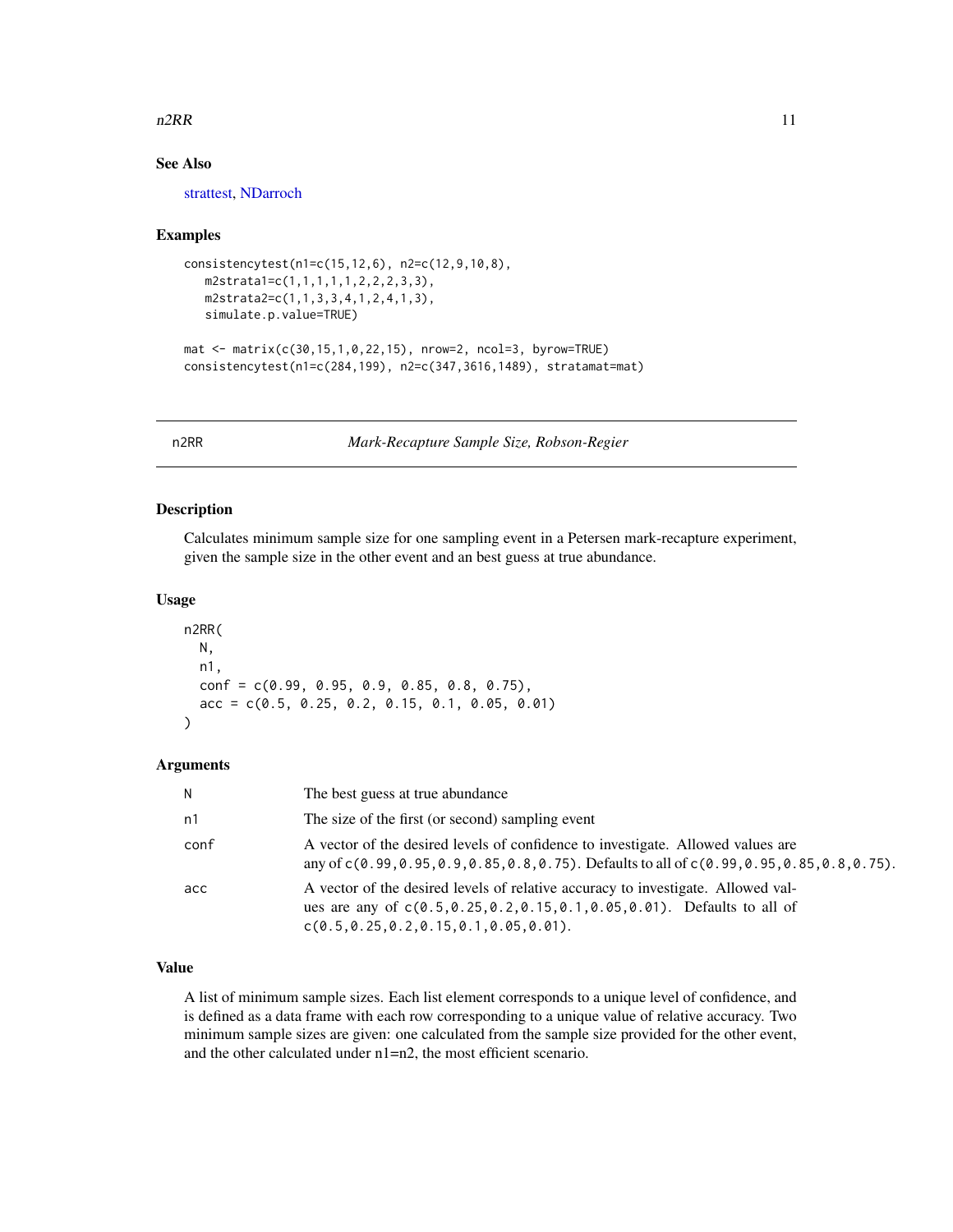## See Also

strattest, NDarroch

## Examples

```
consistencytest(n1=c(15,12,6), n2=c(12,9,10,8),
   m2strata1=c(1,1,1,1,1,2,2,2,3,3),
   m2strata2=c(1,1,3,3,4,1,2,4,1,3),
   simulate.p.value=TRUE)

mat <- matrix(c(30,15,1,0,22,15), nrow=2, ncol=3, byrow=TRUE)
consistencytest(n1=c(284,199), n2=c(347,3616,1489), stratamat=mat)
```

---

# n2RR — *Mark-Recapture Sample Size, Robson-Regier*

## Description

Calculates minimum sample size for one sampling event in a Petersen mark-recapture experiment, given the sample size in the other event and an best guess at true abundance.

## Usage

```
n2RR(
  N,
  n1,
  conf = c(0.99, 0.95, 0.9, 0.85, 0.8, 0.75),
  acc = c(0.5, 0.25, 0.2, 0.15, 0.1, 0.05, 0.01)
)
```

## Arguments

| | |
|---|---|
| N | The best guess at true abundance |
| n1 | The size of the first (or second) sampling event |
| conf | A vector of the desired levels of confidence to investigate. Allowed values are any of `c(0.99,0.95,0.9,0.85,0.8,0.75)`. Defaults to all of `c(0.99,0.95,0.85,0.8,0.75)`. |
| acc | A vector of the desired levels of relative accuracy to investigate. Allowed values are any of `c(0.5,0.25,0.2,0.15,0.1,0.05,0.01)`. Defaults to all of `c(0.5,0.25,0.2,0.15,0.1,0.05,0.01)`. |

## Value

A list of minimum sample sizes. Each list element corresponds to a unique level of confidence, and is defined as a data frame with each row corresponding to a unique value of relative accuracy. Two minimum sample sizes are given: one calculated from the sample size provided for the other event, and the other calculated under n1=n2, the most efficient scenario.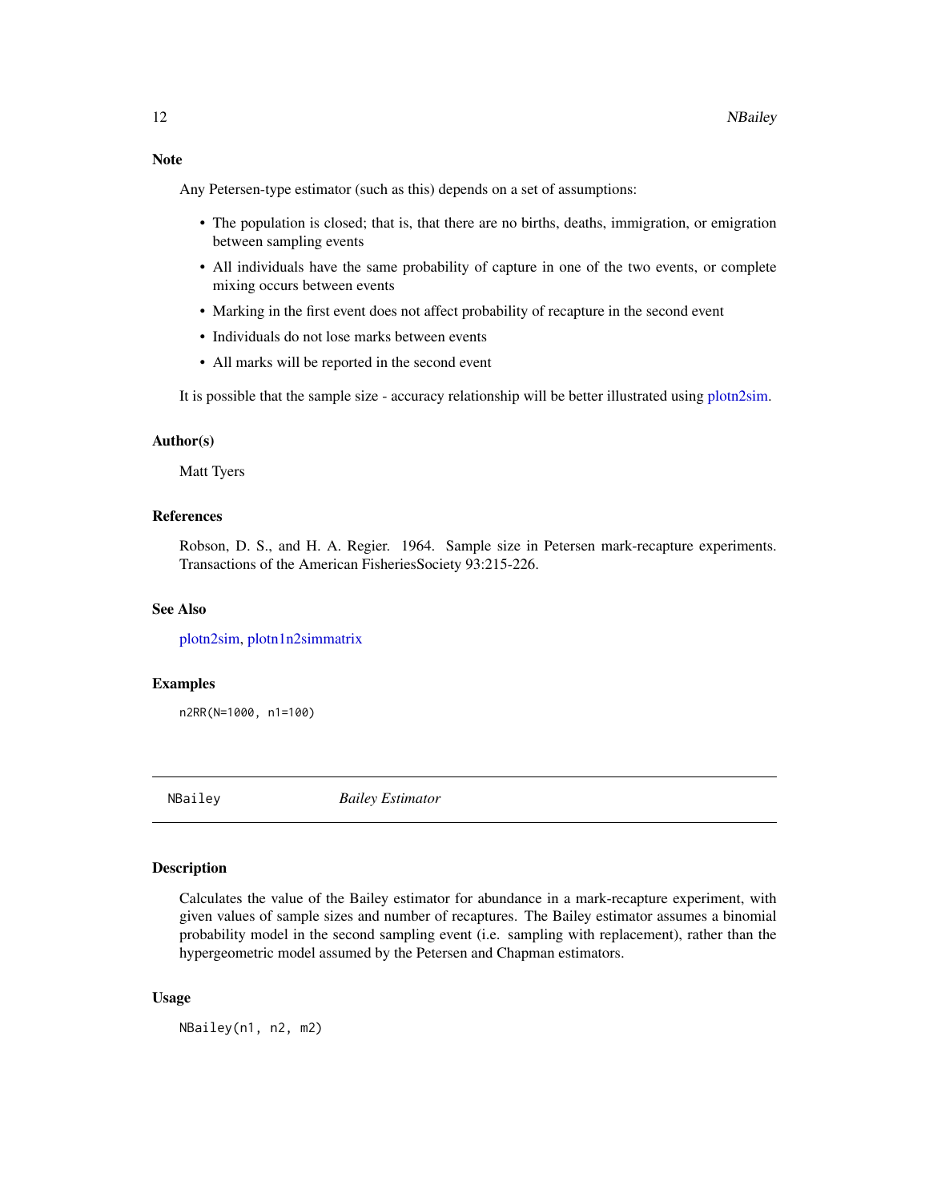### Note

Any Petersen-type estimator (such as this) depends on a set of assumptions:

- The population is closed; that is, that there are no births, deaths, immigration, or emigration between sampling events
- All individuals have the same probability of capture in one of the two events, or complete mixing occurs between events
- Marking in the first event does not affect probability of recapture in the second event
- Individuals do not lose marks between events
- All marks will be reported in the second event

It is possible that the sample size - accuracy relationship will be better illustrated using plotn2sim.

### Author(s)

Matt Tyers

### References

Robson, D. S., and H. A. Regier. 1964. Sample size in Petersen mark-recapture experiments. Transactions of the American FisheriesSociety 93:215-226.

### See Also

plotn2sim, plotn1n2simmatrix

### Examples

```
n2RR(N=1000, n1=100)
```

## NBailey *Bailey Estimator*

### Description

Calculates the value of the Bailey estimator for abundance in a mark-recapture experiment, with given values of sample sizes and number of recaptures. The Bailey estimator assumes a binomial probability model in the second sampling event (i.e. sampling with replacement), rather than the hypergeometric model assumed by the Petersen and Chapman estimators.

### Usage

```
NBailey(n1, n2, m2)
```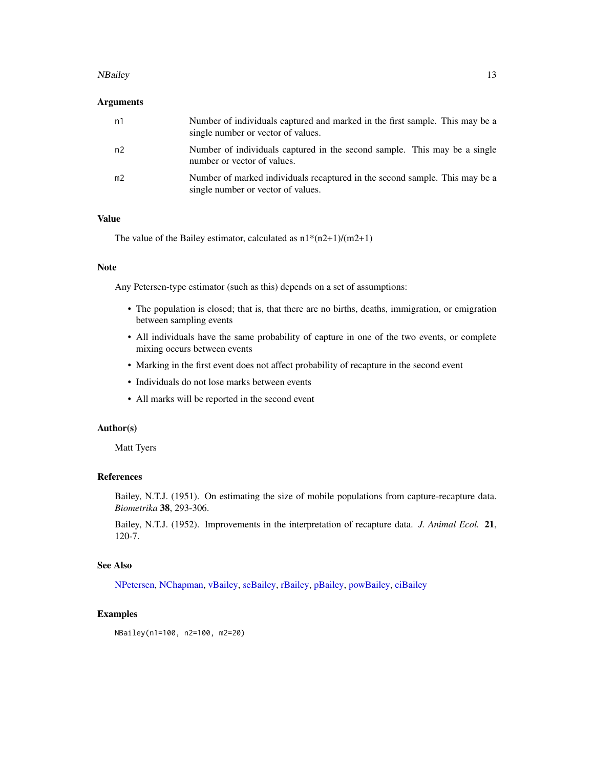### Arguments

| | |
|---|---|
| n1 | Number of individuals captured and marked in the first sample. This may be a single number or vector of values. |
| n2 | Number of individuals captured in the second sample. This may be a single number or vector of values. |
| m2 | Number of marked individuals recaptured in the second sample. This may be a single number or vector of values. |

### Value

The value of the Bailey estimator, calculated as n1*(n2+1)/(m2+1)

### Note

Any Petersen-type estimator (such as this) depends on a set of assumptions:

- The population is closed; that is, that there are no births, deaths, immigration, or emigration between sampling events
- All individuals have the same probability of capture in one of the two events, or complete mixing occurs between events
- Marking in the first event does not affect probability of recapture in the second event
- Individuals do not lose marks between events
- All marks will be reported in the second event

### Author(s)

Matt Tyers

### References

Bailey, N.T.J. (1951). On estimating the size of mobile populations from capture-recapture data. *Biometrika* **38**, 293-306.

Bailey, N.T.J. (1952). Improvements in the interpretation of recapture data. *J. Animal Ecol.* **21**, 120-7.

### See Also

NPetersen, NChapman, vBailey, seBailey, rBailey, pBailey, powBailey, ciBailey

### Examples

```
NBailey(n1=100, n2=100, m2=20)
```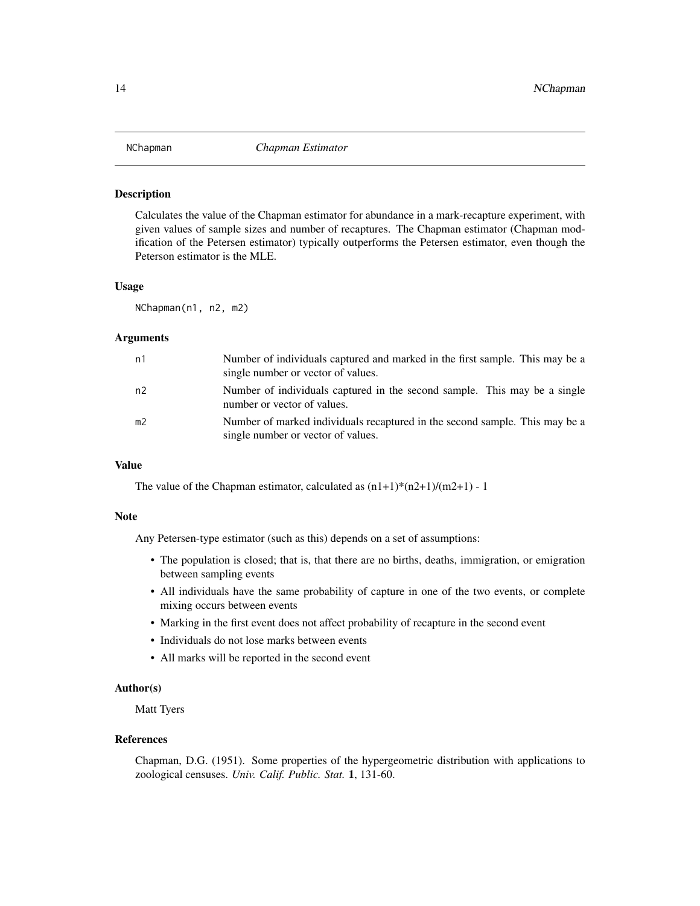NChapman *Chapman Estimator*

## Description

Calculates the value of the Chapman estimator for abundance in a mark-recapture experiment, with given values of sample sizes and number of recaptures. The Chapman estimator (Chapman modification of the Petersen estimator) typically outperforms the Petersen estimator, even though the Peterson estimator is the MLE.

## Usage

```
NChapman(n1, n2, m2)
```

## Arguments

| | |
|---|---|
| n1 | Number of individuals captured and marked in the first sample. This may be a single number or vector of values. |
| n2 | Number of individuals captured in the second sample. This may be a single number or vector of values. |
| m2 | Number of marked individuals recaptured in the second sample. This may be a single number or vector of values. |

## Value

The value of the Chapman estimator, calculated as (n1+1)*(n2+1)/(m2+1) - 1

## Note

Any Petersen-type estimator (such as this) depends on a set of assumptions:

- The population is closed; that is, that there are no births, deaths, immigration, or emigration between sampling events
- All individuals have the same probability of capture in one of the two events, or complete mixing occurs between events
- Marking in the first event does not affect probability of recapture in the second event
- Individuals do not lose marks between events
- All marks will be reported in the second event

## Author(s)

Matt Tyers

## References

Chapman, D.G. (1951). Some properties of the hypergeometric distribution with applications to zoological censuses. *Univ. Calif. Public. Stat.* **1**, 131-60.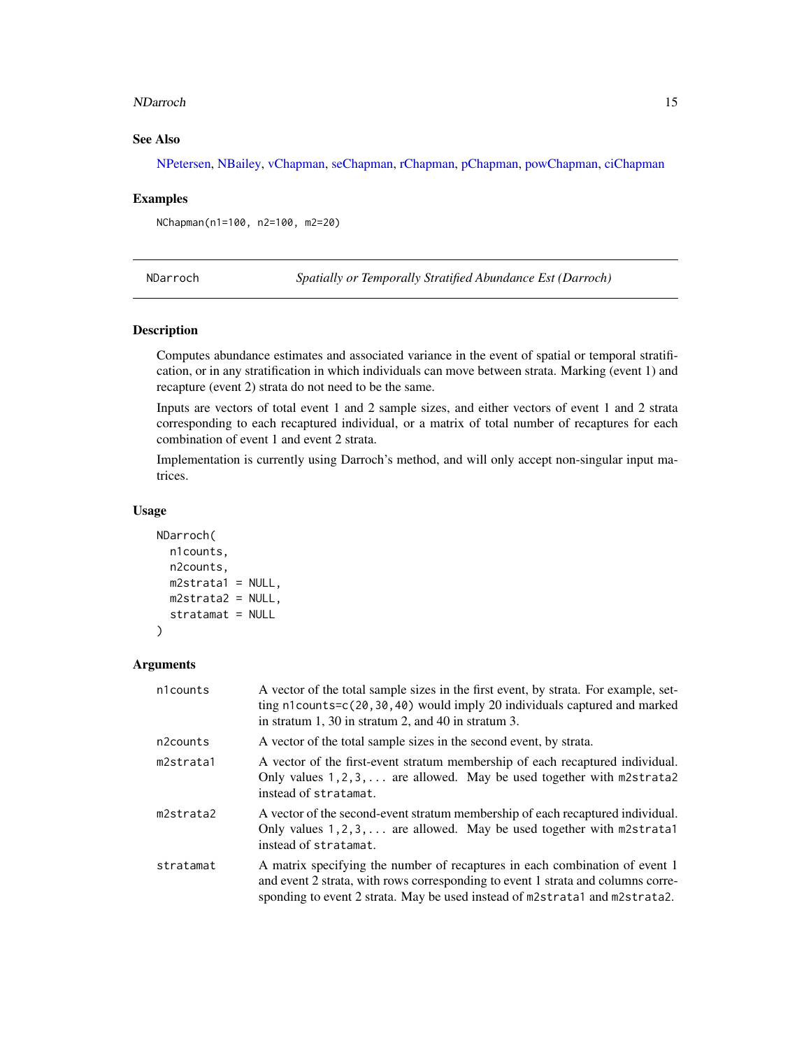## See Also

NPetersen, NBailey, vChapman, seChapman, rChapman, pChapman, powChapman, ciChapman

## Examples

```
NChapman(n1=100, n2=100, m2=20)
```

---

# NDarroch — *Spatially or Temporally Stratified Abundance Est (Darroch)*

## Description

Computes abundance estimates and associated variance in the event of spatial or temporal stratification, or in any stratification in which individuals can move between strata. Marking (event 1) and recapture (event 2) strata do not need to be the same.

Inputs are vectors of total event 1 and 2 sample sizes, and either vectors of event 1 and 2 strata corresponding to each recaptured individual, or a matrix of total number of recaptures for each combination of event 1 and event 2 strata.

Implementation is currently using Darroch's method, and will only accept non-singular input matrices.

## Usage

```
NDarroch(
  n1counts,
  n2counts,
  m2strata1 = NULL,
  m2strata2 = NULL,
  stratamat = NULL
)
```

## Arguments

| | |
|---|---|
| `n1counts` | A vector of the total sample sizes in the first event, by strata. For example, setting `n1counts=c(20,30,40)` would imply 20 individuals captured and marked in stratum 1, 30 in stratum 2, and 40 in stratum 3. |
| `n2counts` | A vector of the total sample sizes in the second event, by strata. |
| `m2strata1` | A vector of the first-event stratum membership of each recaptured individual. Only values `1,2,3,...` are allowed. May be used together with `m2strata2` instead of `stratamat`. |
| `m2strata2` | A vector of the second-event stratum membership of each recaptured individual. Only values `1,2,3,...` are allowed. May be used together with `m2strata1` instead of `stratamat`. |
| `stratamat` | A matrix specifying the number of recaptures in each combination of event 1 and event 2 strata, with rows corresponding to event 1 strata and columns corresponding to event 2 strata. May be used instead of `m2strata1` and `m2strata2`. |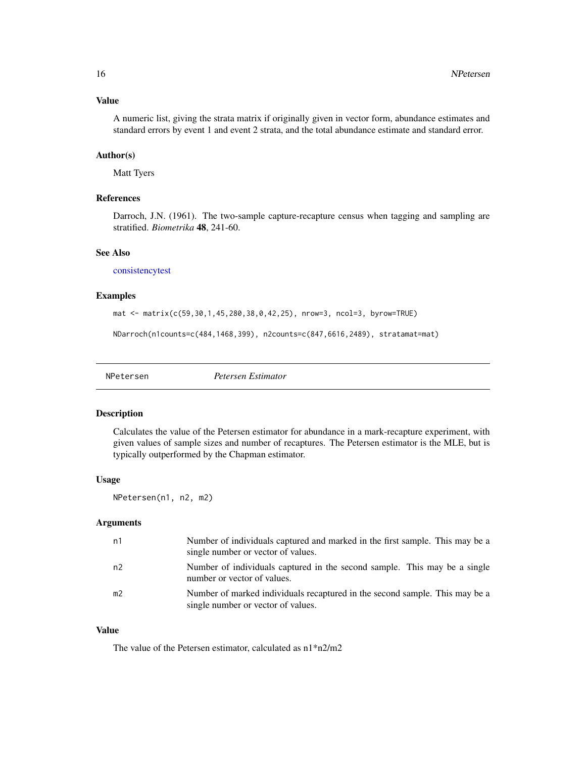### Value

A numeric list, giving the strata matrix if originally given in vector form, abundance estimates and standard errors by event 1 and event 2 strata, and the total abundance estimate and standard error.

### Author(s)

Matt Tyers

### References

Darroch, J.N. (1961). The two-sample capture-recapture census when tagging and sampling are stratified. *Biometrika* **48**, 241-60.

### See Also

consistencytest

### Examples

```
mat <- matrix(c(59,30,1,45,280,38,0,42,25), nrow=3, ncol=3, byrow=TRUE)

NDarroch(n1counts=c(484,1468,399), n2counts=c(847,6616,2489), stratamat=mat)
```

---

## NPetersen — *Petersen Estimator*

### Description

Calculates the value of the Petersen estimator for abundance in a mark-recapture experiment, with given values of sample sizes and number of recaptures. The Petersen estimator is the MLE, but is typically outperformed by the Chapman estimator.

### Usage

```
NPetersen(n1, n2, m2)
```

### Arguments

| | |
|---|---|
| n1 | Number of individuals captured and marked in the first sample. This may be a single number or vector of values. |
| n2 | Number of individuals captured in the second sample. This may be a single number or vector of values. |
| m2 | Number of marked individuals recaptured in the second sample. This may be a single number or vector of values. |

### Value

The value of the Petersen estimator, calculated as n1*n2/m2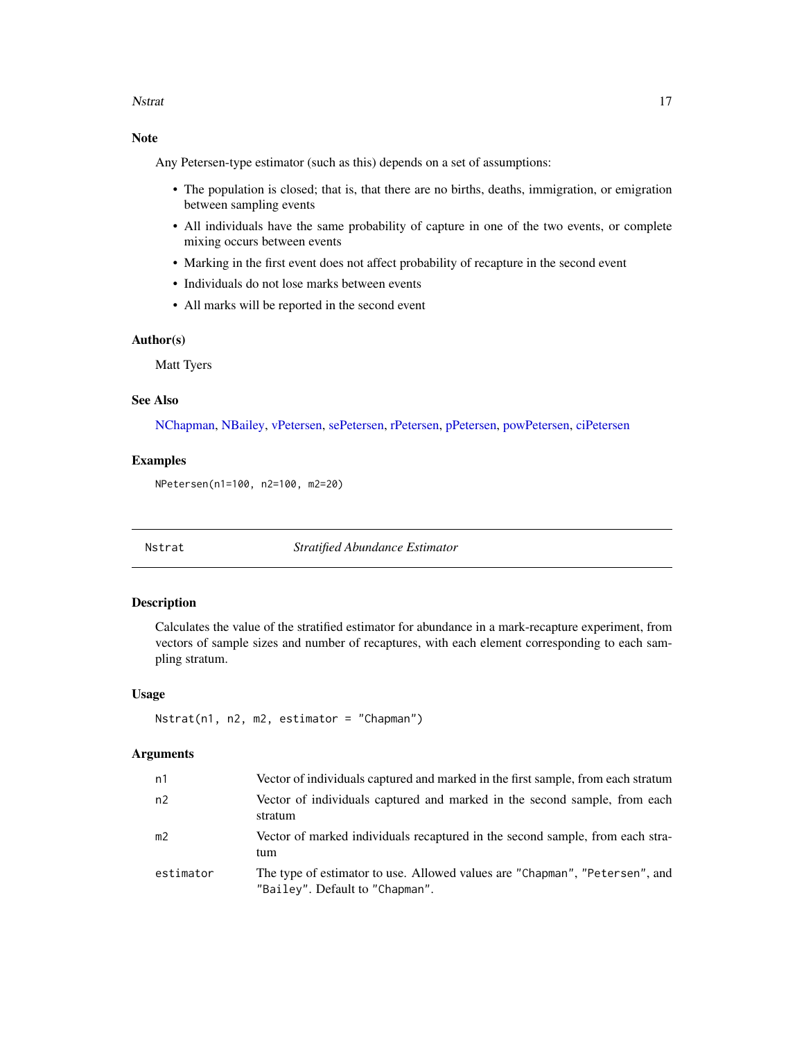## Note

Any Petersen-type estimator (such as this) depends on a set of assumptions:

- The population is closed; that is, that there are no births, deaths, immigration, or emigration between sampling events
- All individuals have the same probability of capture in one of the two events, or complete mixing occurs between events
- Marking in the first event does not affect probability of recapture in the second event
- Individuals do not lose marks between events
- All marks will be reported in the second event

## Author(s)

Matt Tyers

## See Also

NChapman, NBailey, vPetersen, sePetersen, rPetersen, pPetersen, powPetersen, ciPetersen

## Examples

```
NPetersen(n1=100, n2=100, m2=20)
```

---

# Nstrat — *Stratified Abundance Estimator*

---

## Description

Calculates the value of the stratified estimator for abundance in a mark-recapture experiment, from vectors of sample sizes and number of recaptures, with each element corresponding to each sampling stratum.

## Usage

```
Nstrat(n1, n2, m2, estimator = "Chapman")
```

## Arguments

| | |
|---|---|
| `n1` | Vector of individuals captured and marked in the first sample, from each stratum |
| `n2` | Vector of individuals captured and marked in the second sample, from each stratum |
| `m2` | Vector of marked individuals recaptured in the second sample, from each stratum |
| `estimator` | The type of estimator to use. Allowed values are `"Chapman"`, `"Petersen"`, and `"Bailey"`. Default to `"Chapman"`. |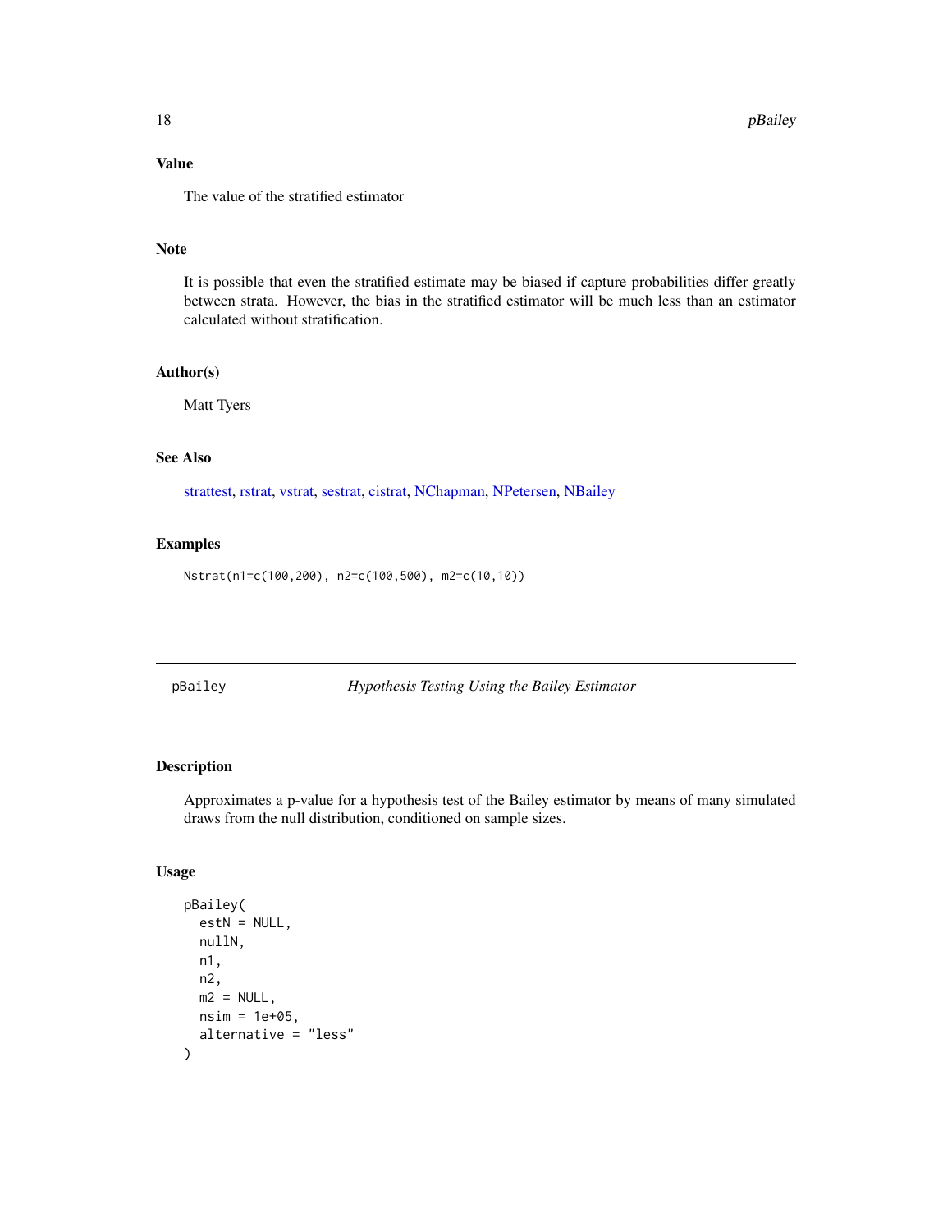## Value

The value of the stratified estimator

## Note

It is possible that even the stratified estimate may be biased if capture probabilities differ greatly between strata. However, the bias in the stratified estimator will be much less than an estimator calculated without stratification.

## Author(s)

Matt Tyers

## See Also

strattest, rstrat, vstrat, sestrat, cistrat, NChapman, NPetersen, NBailey

## Examples

```
Nstrat(n1=c(100,200), n2=c(100,500), m2=c(10,10))
```

---

# pBailey — *Hypothesis Testing Using the Bailey Estimator*

## Description

Approximates a p-value for a hypothesis test of the Bailey estimator by means of many simulated draws from the null distribution, conditioned on sample sizes.

## Usage

```
pBailey(
  estN = NULL,
  nullN,
  n1,
  n2,
  m2 = NULL,
  nsim = 1e+05,
  alternative = "less"
)
```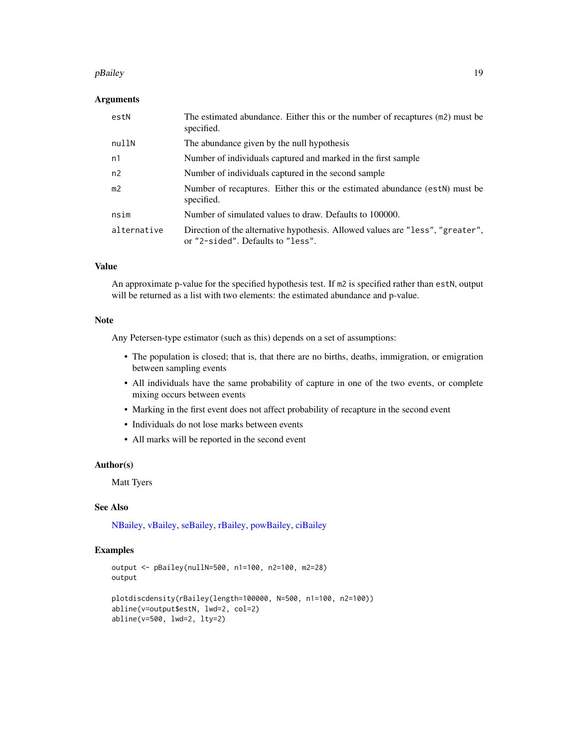## Arguments

| | |
|---|---|
| estN | The estimated abundance. Either this or the number of recaptures (m2) must be specified. |
| nullN | The abundance given by the null hypothesis |
| n1 | Number of individuals captured and marked in the first sample |
| n2 | Number of individuals captured in the second sample |
| m2 | Number of recaptures. Either this or the estimated abundance (estN) must be specified. |
| nsim | Number of simulated values to draw. Defaults to 100000. |
| alternative | Direction of the alternative hypothesis. Allowed values are "less", "greater", or "2-sided". Defaults to "less". |

## Value

An approximate p-value for the specified hypothesis test. If m2 is specified rather than estN, output will be returned as a list with two elements: the estimated abundance and p-value.

## Note

Any Petersen-type estimator (such as this) depends on a set of assumptions:

- The population is closed; that is, that there are no births, deaths, immigration, or emigration between sampling events
- All individuals have the same probability of capture in one of the two events, or complete mixing occurs between events
- Marking in the first event does not affect probability of recapture in the second event
- Individuals do not lose marks between events
- All marks will be reported in the second event

## Author(s)

Matt Tyers

## See Also

NBailey, vBailey, seBailey, rBailey, powBailey, ciBailey

## Examples

```
output <- pBailey(nullN=500, n1=100, n2=100, m2=28)
output

plotdiscdensity(rBailey(length=100000, N=500, n1=100, n2=100))
abline(v=output$estN, lwd=2, col=2)
abline(v=500, lwd=2, lty=2)
```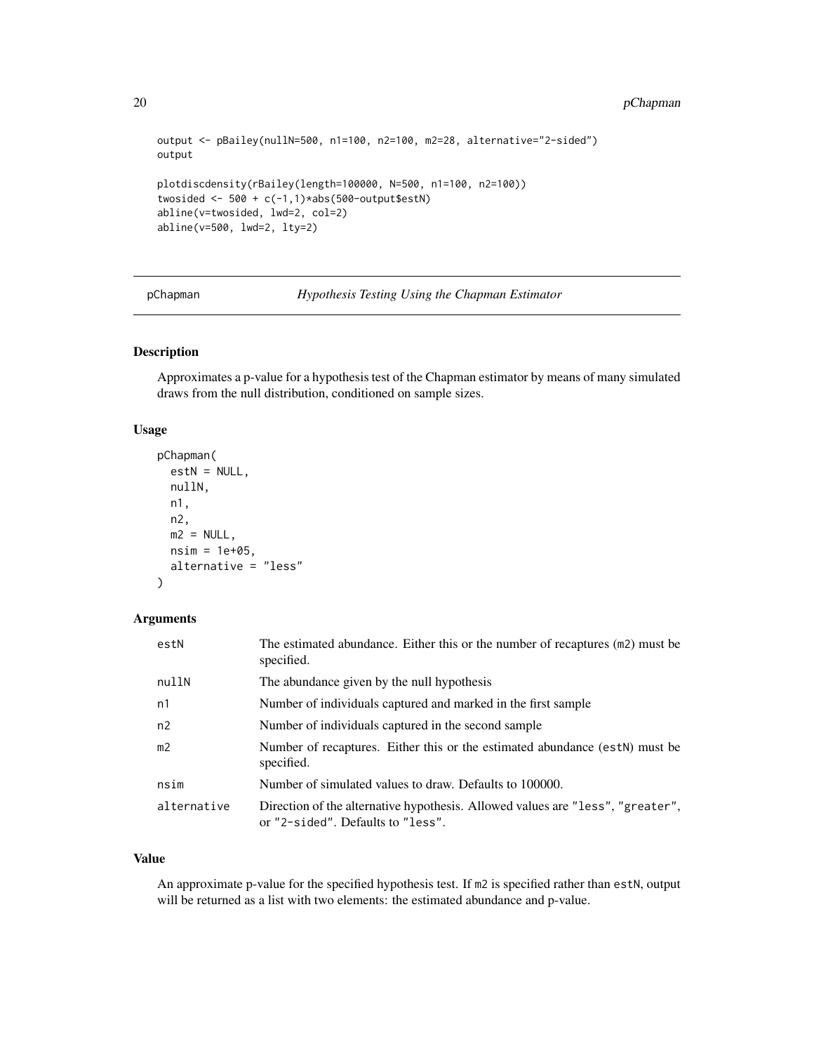```
output <- pBailey(nullN=500, n1=100, n2=100, m2=28, alternative="2-sided")
output

plotdiscdensity(rBailey(length=100000, N=500, n1=100, n2=100))
twosided <- 500 + c(-1,1)*abs(500-output$estN)
abline(v=twosided, lwd=2, col=2)
abline(v=500, lwd=2, lty=2)
```

## pChapman *Hypothesis Testing Using the Chapman Estimator*

### Description

Approximates a p-value for a hypothesis test of the Chapman estimator by means of many simulated draws from the null distribution, conditioned on sample sizes.

### Usage

```
pChapman(
  estN = NULL,
  nullN,
  n1,
  n2,
  m2 = NULL,
  nsim = 1e+05,
  alternative = "less"
)
```

### Arguments

| | |
|---|---|
| estN | The estimated abundance. Either this or the number of recaptures (m2) must be specified. |
| nullN | The abundance given by the null hypothesis |
| n1 | Number of individuals captured and marked in the first sample |
| n2 | Number of individuals captured in the second sample |
| m2 | Number of recaptures. Either this or the estimated abundance (estN) must be specified. |
| nsim | Number of simulated values to draw. Defaults to 100000. |
| alternative | Direction of the alternative hypothesis. Allowed values are "less", "greater", or "2-sided". Defaults to "less". |

### Value

An approximate p-value for the specified hypothesis test. If m2 is specified rather than estN, output will be returned as a list with two elements: the estimated abundance and p-value.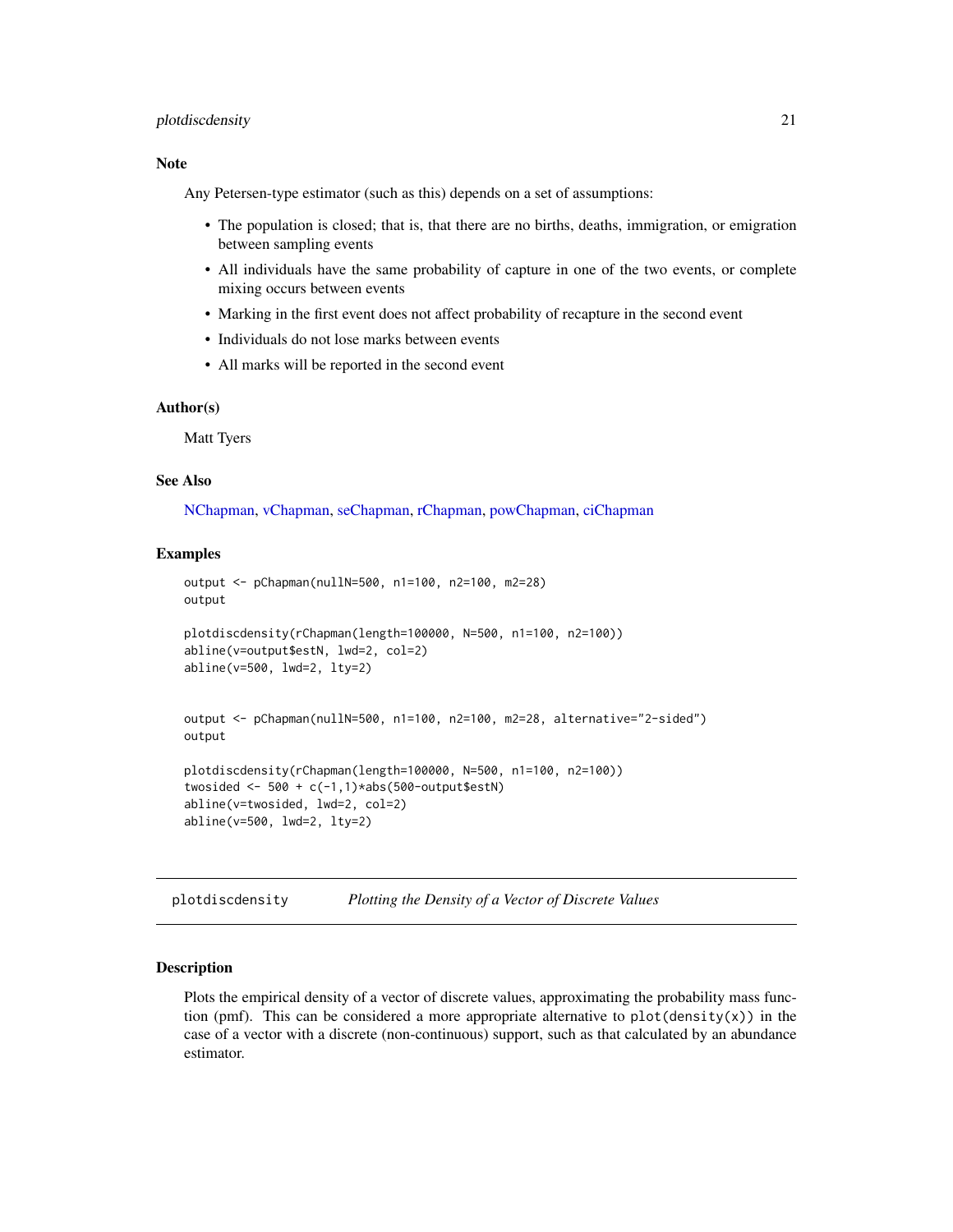### Note

Any Petersen-type estimator (such as this) depends on a set of assumptions:

- The population is closed; that is, that there are no births, deaths, immigration, or emigration between sampling events
- All individuals have the same probability of capture in one of the two events, or complete mixing occurs between events
- Marking in the first event does not affect probability of recapture in the second event
- Individuals do not lose marks between events
- All marks will be reported in the second event

### Author(s)

Matt Tyers

### See Also

NChapman, vChapman, seChapman, rChapman, powChapman, ciChapman

### Examples

```
output <- pChapman(nullN=500, n1=100, n2=100, m2=28)
output

plotdiscdensity(rChapman(length=100000, N=500, n1=100, n2=100))
abline(v=output$estN, lwd=2, col=2)
abline(v=500, lwd=2, lty=2)


output <- pChapman(nullN=500, n1=100, n2=100, m2=28, alternative="2-sided")
output

plotdiscdensity(rChapman(length=100000, N=500, n1=100, n2=100))
twosided <- 500 + c(-1,1)*abs(500-output$estN)
abline(v=twosided, lwd=2, col=2)
abline(v=500, lwd=2, lty=2)
```

---

## plotdiscdensity — *Plotting the Density of a Vector of Discrete Values*

### Description

Plots the empirical density of a vector of discrete values, approximating the probability mass function (pmf). This can be considered a more appropriate alternative to `plot(density(x))` in the case of a vector with a discrete (non-continuous) support, such as that calculated by an abundance estimator.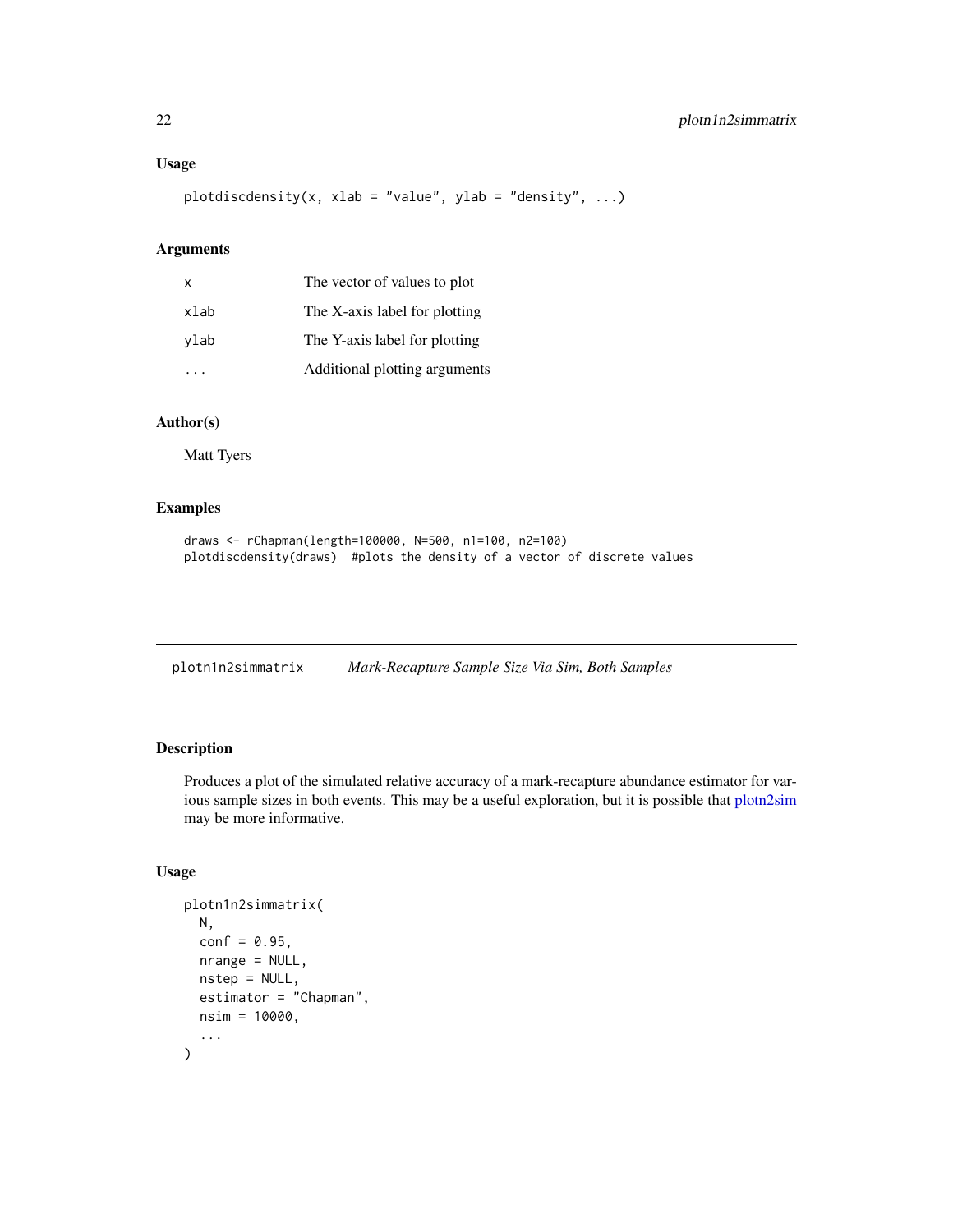### Usage

```
plotdiscdensity(x, xlab = "value", ylab = "density", ...)
```

### Arguments

| | |
|---|---|
| x | The vector of values to plot |
| xlab | The X-axis label for plotting |
| ylab | The Y-axis label for plotting |
| ... | Additional plotting arguments |

### Author(s)

Matt Tyers

### Examples

```
draws <- rChapman(length=100000, N=500, n1=100, n2=100)
plotdiscdensity(draws)  #plots the density of a vector of discrete values
```

---

## plotn1n2simmatrix *Mark-Recapture Sample Size Via Sim, Both Samples*

### Description

Produces a plot of the simulated relative accuracy of a mark-recapture abundance estimator for various sample sizes in both events. This may be a useful exploration, but it is possible that plotn2sim may be more informative.

### Usage

```
plotn1n2simmatrix(
  N,
  conf = 0.95,
  nrange = NULL,
  nstep = NULL,
  estimator = "Chapman",
  nsim = 10000,
  ...
)
```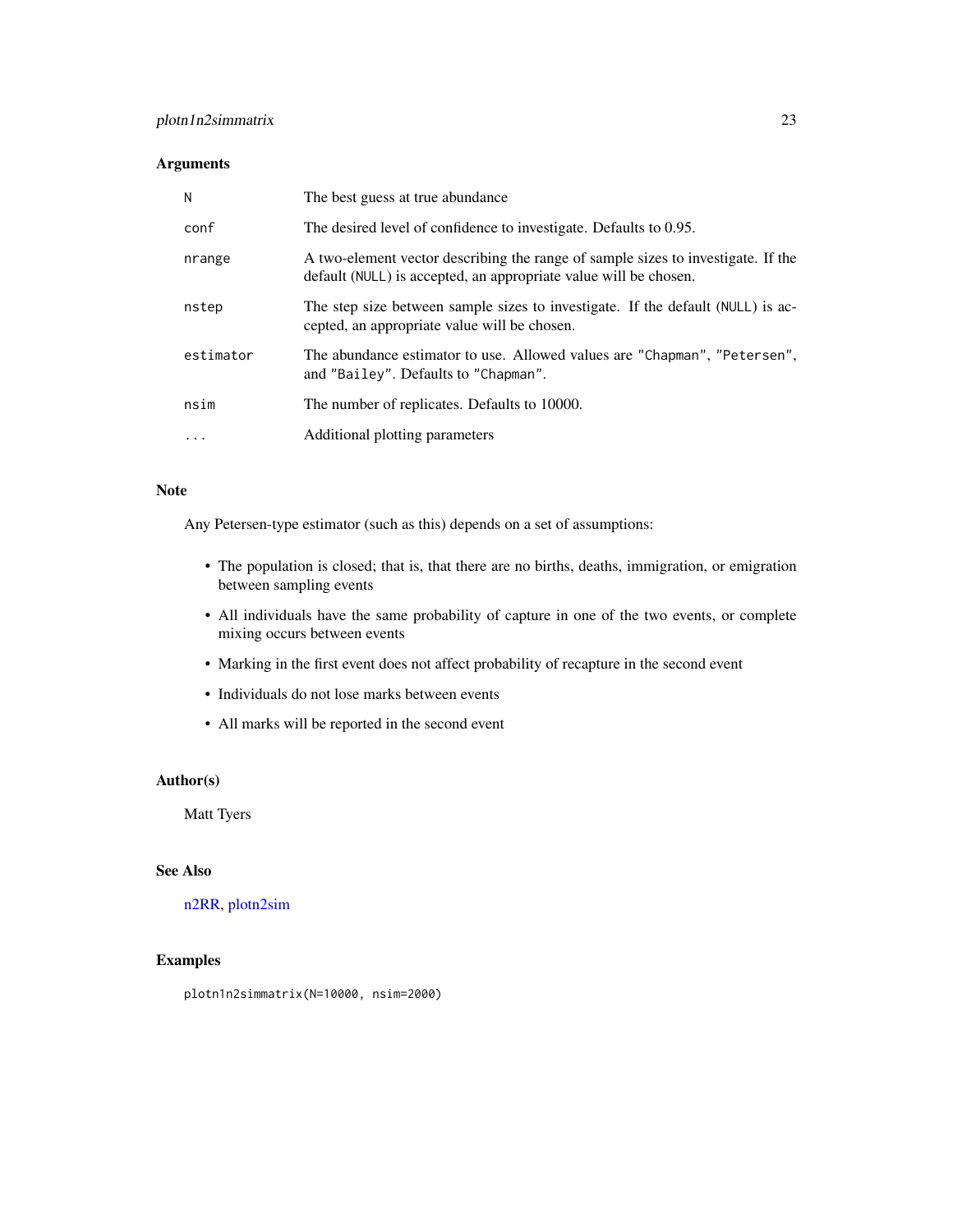### Arguments

| | |
|---|---|
| N | The best guess at true abundance |
| conf | The desired level of confidence to investigate. Defaults to 0.95. |
| nrange | A two-element vector describing the range of sample sizes to investigate. If the default (NULL) is accepted, an appropriate value will be chosen. |
| nstep | The step size between sample sizes to investigate. If the default (NULL) is accepted, an appropriate value will be chosen. |
| estimator | The abundance estimator to use. Allowed values are "Chapman", "Petersen", and "Bailey". Defaults to "Chapman". |
| nsim | The number of replicates. Defaults to 10000. |
| ... | Additional plotting parameters |

### Note

Any Petersen-type estimator (such as this) depends on a set of assumptions:

- The population is closed; that is, that there are no births, deaths, immigration, or emigration between sampling events
- All individuals have the same probability of capture in one of the two events, or complete mixing occurs between events
- Marking in the first event does not affect probability of recapture in the second event
- Individuals do not lose marks between events
- All marks will be reported in the second event

### Author(s)

Matt Tyers

### See Also

n2RR, plotn2sim

### Examples

```
plotn1n2simmatrix(N=10000, nsim=2000)
```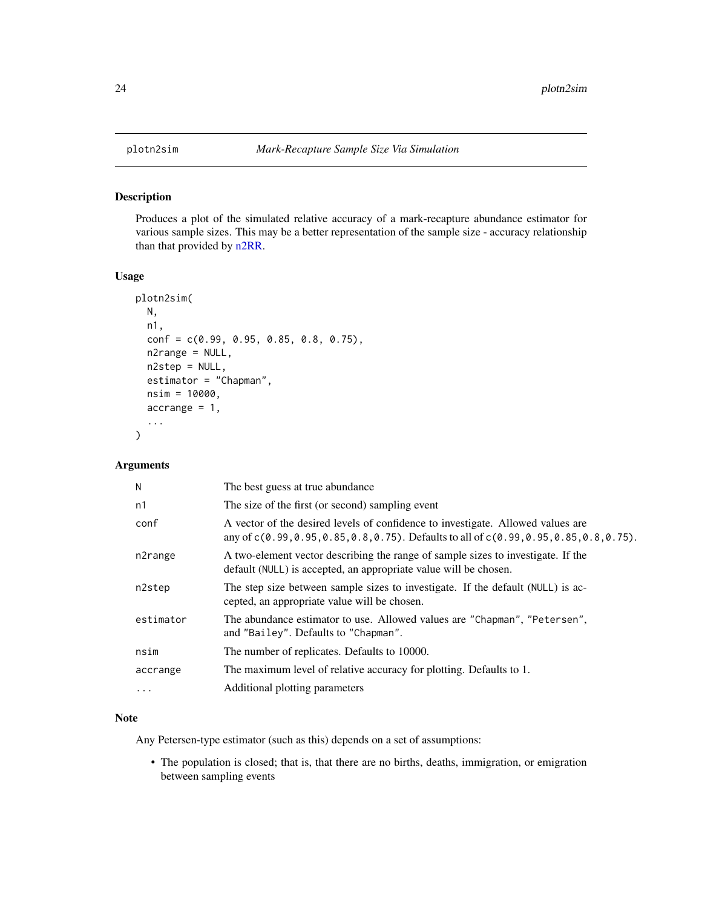# plotn2sim *Mark-Recapture Sample Size Via Simulation*

## Description

Produces a plot of the simulated relative accuracy of a mark-recapture abundance estimator for various sample sizes. This may be a better representation of the sample size - accuracy relationship than that provided by n2RR.

## Usage

```
plotn2sim(
  N,
  n1,
  conf = c(0.99, 0.95, 0.85, 0.8, 0.75),
  n2range = NULL,
  n2step = NULL,
  estimator = "Chapman",
  nsim = 10000,
  accrange = 1,
  ...
)
```

## Arguments

| | |
|---|---|
| `N` | The best guess at true abundance |
| `n1` | The size of the first (or second) sampling event |
| `conf` | A vector of the desired levels of confidence to investigate. Allowed values are any of `c(0.99,0.95,0.85,0.8,0.75)`. Defaults to all of `c(0.99,0.95,0.85,0.8,0.75)`. |
| `n2range` | A two-element vector describing the range of sample sizes to investigate. If the default (`NULL`) is accepted, an appropriate value will be chosen. |
| `n2step` | The step size between sample sizes to investigate. If the default (`NULL`) is accepted, an appropriate value will be chosen. |
| `estimator` | The abundance estimator to use. Allowed values are `"Chapman"`, `"Petersen"`, and `"Bailey"`. Defaults to `"Chapman"`. |
| `nsim` | The number of replicates. Defaults to 10000. |
| `accrange` | The maximum level of relative accuracy for plotting. Defaults to 1. |
| `...` | Additional plotting parameters |

## Note

Any Petersen-type estimator (such as this) depends on a set of assumptions:

- The population is closed; that is, that there are no births, deaths, immigration, or emigration between sampling events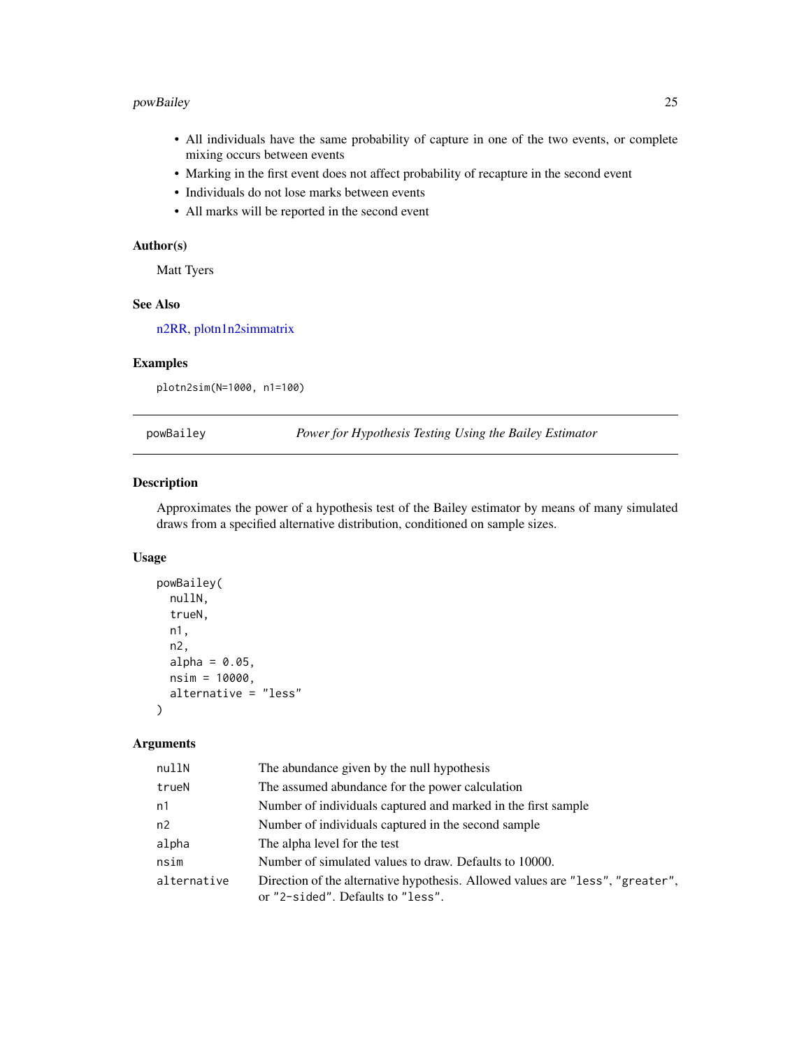- All individuals have the same probability of capture in one of the two events, or complete mixing occurs between events
- Marking in the first event does not affect probability of recapture in the second event
- Individuals do not lose marks between events
- All marks will be reported in the second event

### Author(s)

Matt Tyers

### See Also

n2RR, plotn1n2simmatrix

### Examples

```
plotn2sim(N=1000, n1=100)
```

---

## powBailey — *Power for Hypothesis Testing Using the Bailey Estimator*

### Description

Approximates the power of a hypothesis test of the Bailey estimator by means of many simulated draws from a specified alternative distribution, conditioned on sample sizes.

### Usage

```
powBailey(
  nullN,
  trueN,
  n1,
  n2,
  alpha = 0.05,
  nsim = 10000,
  alternative = "less"
)
```

### Arguments

| | |
|---|---|
| nullN | The abundance given by the null hypothesis |
| trueN | The assumed abundance for the power calculation |
| n1 | Number of individuals captured and marked in the first sample |
| n2 | Number of individuals captured in the second sample |
| alpha | The alpha level for the test |
| nsim | Number of simulated values to draw. Defaults to 10000. |
| alternative | Direction of the alternative hypothesis. Allowed values are "less", "greater", or "2-sided". Defaults to "less". |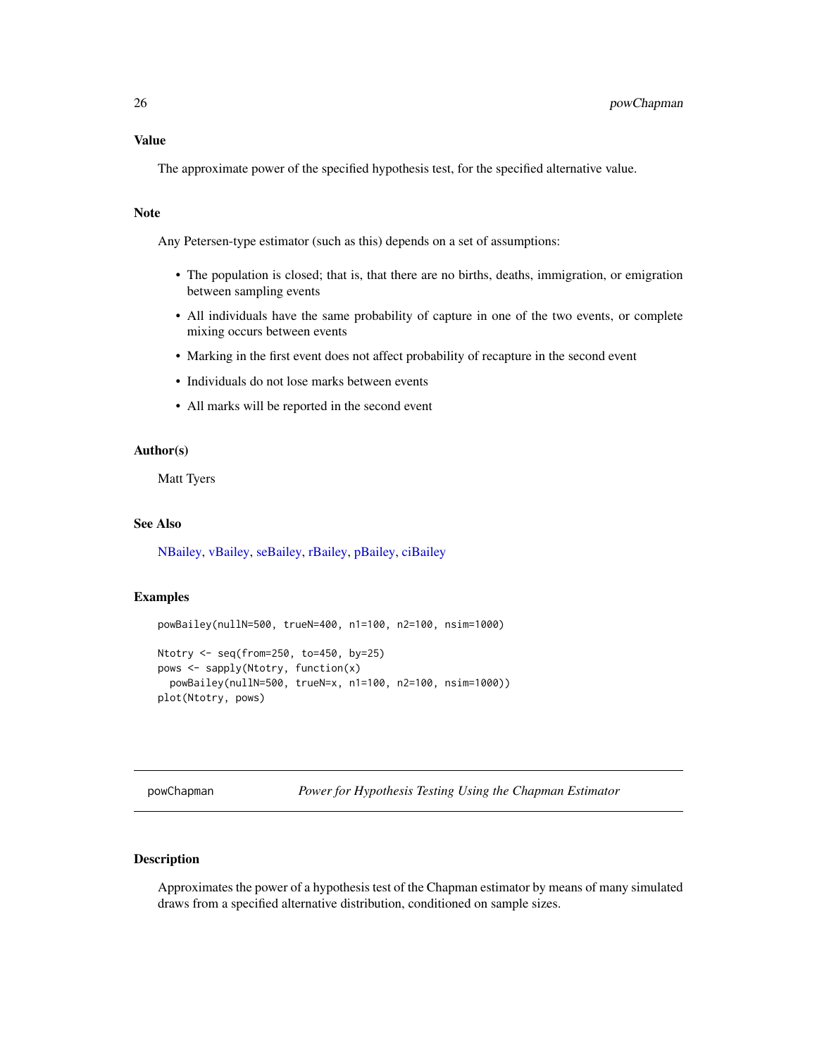### Value

The approximate power of the specified hypothesis test, for the specified alternative value.

### Note

Any Petersen-type estimator (such as this) depends on a set of assumptions:

- The population is closed; that is, that there are no births, deaths, immigration, or emigration between sampling events
- All individuals have the same probability of capture in one of the two events, or complete mixing occurs between events
- Marking in the first event does not affect probability of recapture in the second event
- Individuals do not lose marks between events
- All marks will be reported in the second event

### Author(s)

Matt Tyers

### See Also

NBailey, vBailey, seBailey, rBailey, pBailey, ciBailey

### Examples

```
powBailey(nullN=500, trueN=400, n1=100, n2=100, nsim=1000)

Ntotry <- seq(from=250, to=450, by=25)
pows <- sapply(Ntotry, function(x)
  powBailey(nullN=500, trueN=x, n1=100, n2=100, nsim=1000))
plot(Ntotry, pows)
```

---

## powChapman *Power for Hypothesis Testing Using the Chapman Estimator*

---

### Description

Approximates the power of a hypothesis test of the Chapman estimator by means of many simulated draws from a specified alternative distribution, conditioned on sample sizes.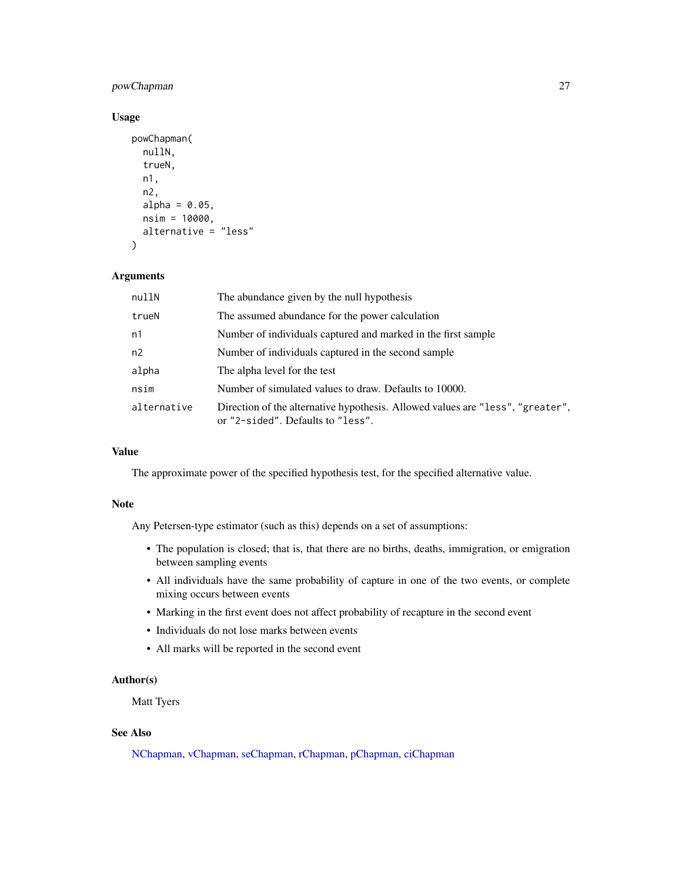### Usage

```
powChapman(
  nullN,
  trueN,
  n1,
  n2,
  alpha = 0.05,
  nsim = 10000,
  alternative = "less"
)
```

### Arguments

| | |
|---|---|
| nullN | The abundance given by the null hypothesis |
| trueN | The assumed abundance for the power calculation |
| n1 | Number of individuals captured and marked in the first sample |
| n2 | Number of individuals captured in the second sample |
| alpha | The alpha level for the test |
| nsim | Number of simulated values to draw. Defaults to 10000. |
| alternative | Direction of the alternative hypothesis. Allowed values are "less", "greater", or "2-sided". Defaults to "less". |

### Value

The approximate power of the specified hypothesis test, for the specified alternative value.

### Note

Any Petersen-type estimator (such as this) depends on a set of assumptions:

- The population is closed; that is, that there are no births, deaths, immigration, or emigration between sampling events
- All individuals have the same probability of capture in one of the two events, or complete mixing occurs between events
- Marking in the first event does not affect probability of recapture in the second event
- Individuals do not lose marks between events
- All marks will be reported in the second event

### Author(s)

Matt Tyers

### See Also

NChapman, vChapman, seChapman, rChapman, pChapman, ciChapman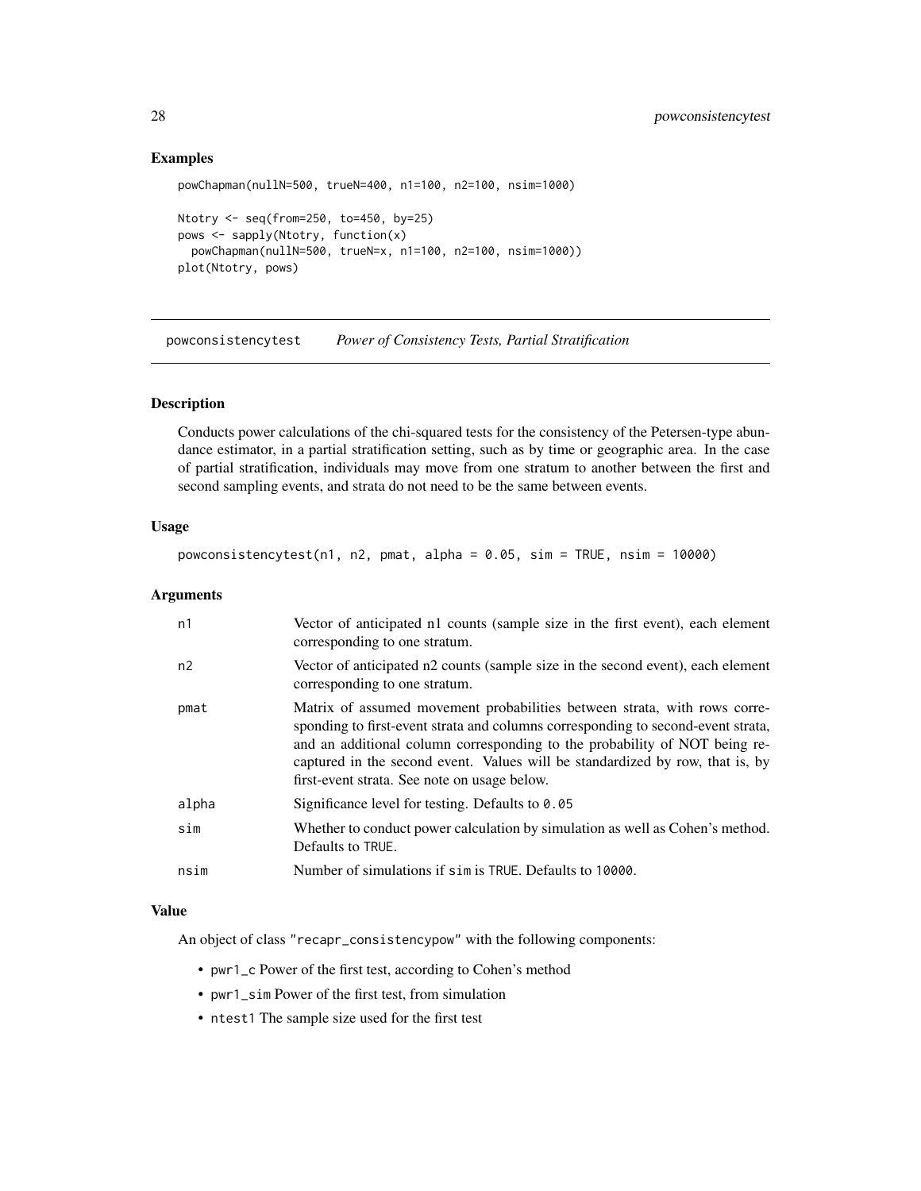## Examples

```
powChapman(nullN=500, trueN=400, n1=100, n2=100, nsim=1000)

Ntotry <- seq(from=250, to=450, by=25)
pows <- sapply(Ntotry, function(x)
  powChapman(nullN=500, trueN=x, n1=100, n2=100, nsim=1000))
plot(Ntotry, pows)
```

---

# powconsistencytest &nbsp;&nbsp;&nbsp; *Power of Consistency Tests, Partial Stratification*

---

## Description

Conducts power calculations of the chi-squared tests for the consistency of the Petersen-type abundance estimator, in a partial stratification setting, such as by time or geographic area. In the case of partial stratification, individuals may move from one stratum to another between the first and second sampling events, and strata do not need to be the same between events.

## Usage

```
powconsistencytest(n1, n2, pmat, alpha = 0.05, sim = TRUE, nsim = 10000)
```

## Arguments

| | |
|---|---|
| n1 | Vector of anticipated n1 counts (sample size in the first event), each element corresponding to one stratum. |
| n2 | Vector of anticipated n2 counts (sample size in the second event), each element corresponding to one stratum. |
| pmat | Matrix of assumed movement probabilities between strata, with rows corresponding to first-event strata and columns corresponding to second-event strata, and an additional column corresponding to the probability of NOT being recaptured in the second event. Values will be standardized by row, that is, by first-event strata. See note on usage below. |
| alpha | Significance level for testing. Defaults to 0.05 |
| sim | Whether to conduct power calculation by simulation as well as Cohen's method. Defaults to TRUE. |
| nsim | Number of simulations if sim is TRUE. Defaults to 10000. |

## Value

An object of class "recapr_consistencypow" with the following components:

- pwr1_c Power of the first test, according to Cohen's method
- pwr1_sim Power of the first test, from simulation
- ntest1 The sample size used for the first test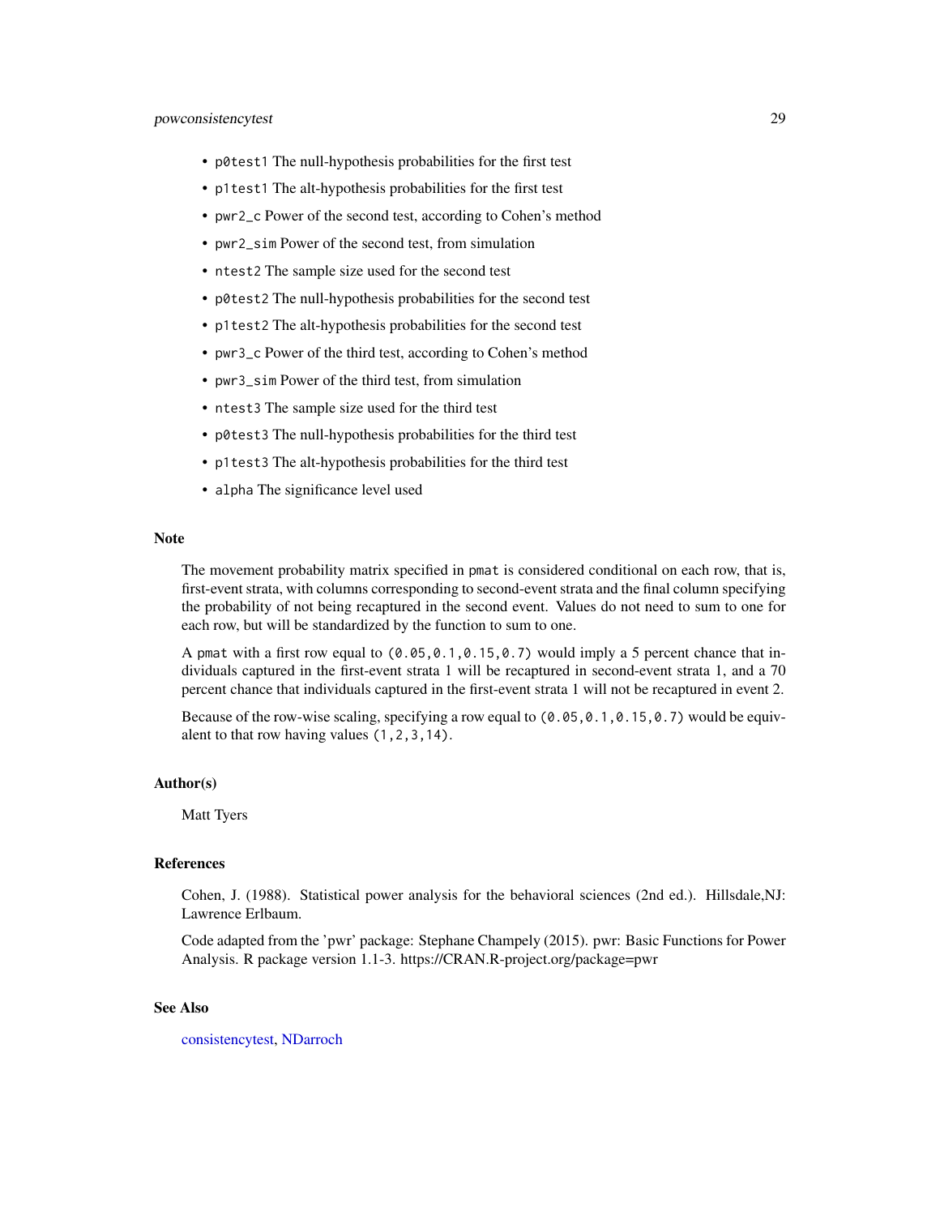- `p0test1` The null-hypothesis probabilities for the first test
- `p1test1` The alt-hypothesis probabilities for the first test
- `pwr2_c` Power of the second test, according to Cohen's method
- `pwr2_sim` Power of the second test, from simulation
- `ntest2` The sample size used for the second test
- `p0test2` The null-hypothesis probabilities for the second test
- `p1test2` The alt-hypothesis probabilities for the second test
- `pwr3_c` Power of the third test, according to Cohen's method
- `pwr3_sim` Power of the third test, from simulation
- `ntest3` The sample size used for the third test
- `p0test3` The null-hypothesis probabilities for the third test
- `p1test3` The alt-hypothesis probabilities for the third test
- `alpha` The significance level used

## Note

The movement probability matrix specified in `pmat` is considered conditional on each row, that is, first-event strata, with columns corresponding to second-event strata and the final column specifying the probability of not being recaptured in the second event. Values do not need to sum to one for each row, but will be standardized by the function to sum to one.

A `pmat` with a first row equal to `(0.05,0.1,0.15,0.7)` would imply a 5 percent chance that individuals captured in the first-event strata 1 will be recaptured in second-event strata 1, and a 70 percent chance that individuals captured in the first-event strata 1 will not be recaptured in event 2.

Because of the row-wise scaling, specifying a row equal to `(0.05,0.1,0.15,0.7)` would be equivalent to that row having values `(1,2,3,14)`.

## Author(s)

Matt Tyers

## References

Cohen, J. (1988). Statistical power analysis for the behavioral sciences (2nd ed.). Hillsdale,NJ: Lawrence Erlbaum.

Code adapted from the 'pwr' package: Stephane Champely (2015). pwr: Basic Functions for Power Analysis. R package version 1.1-3. https://CRAN.R-project.org/package=pwr

## See Also

consistencytest, NDarroch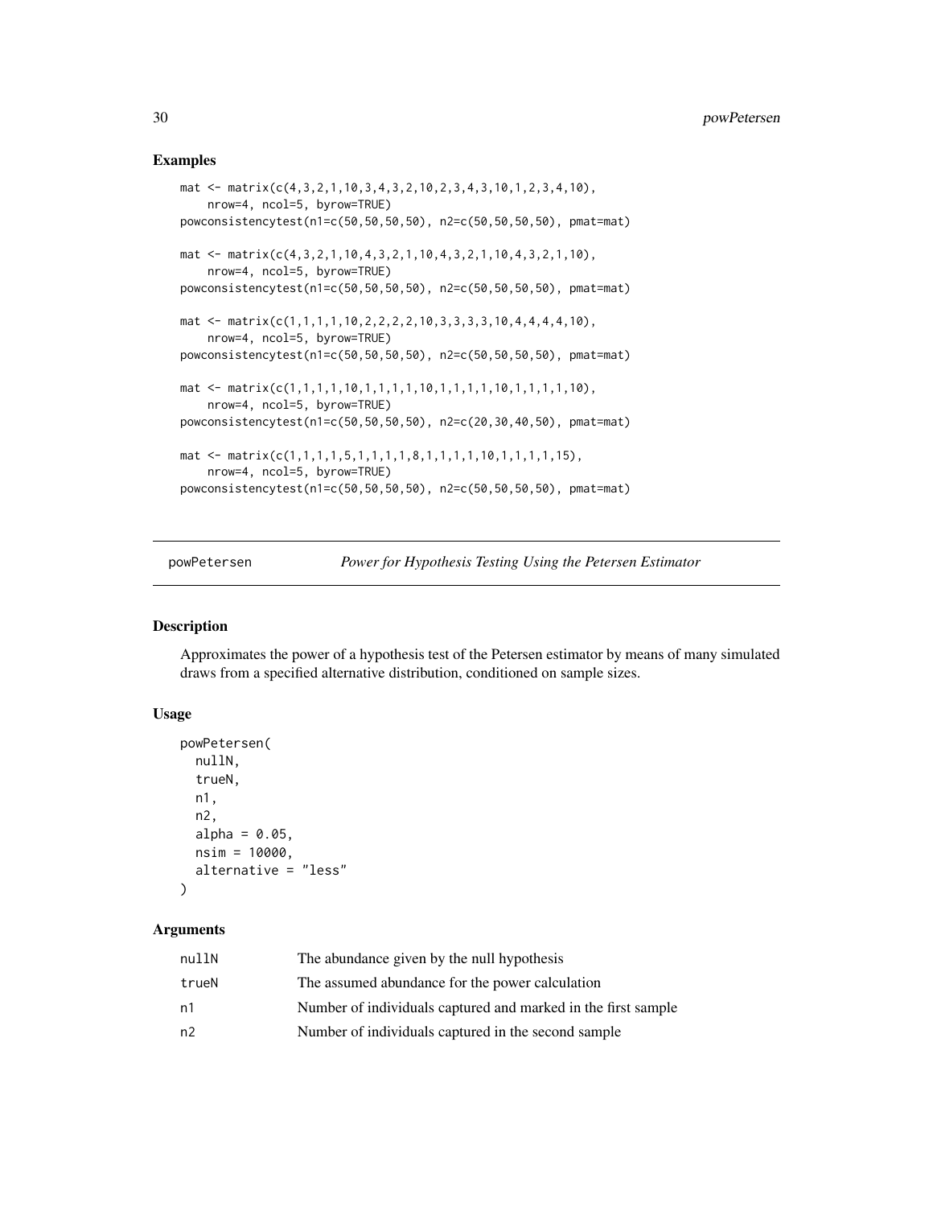## Examples

```
mat <- matrix(c(4,3,2,1,10,3,4,3,2,10,2,3,4,3,10,1,2,3,4,10),
    nrow=4, ncol=5, byrow=TRUE)
powconsistencytest(n1=c(50,50,50,50), n2=c(50,50,50,50), pmat=mat)

mat <- matrix(c(4,3,2,1,10,4,3,2,1,10,4,3,2,1,10,4,3,2,1,10),
    nrow=4, ncol=5, byrow=TRUE)
powconsistencytest(n1=c(50,50,50,50), n2=c(50,50,50,50), pmat=mat)

mat <- matrix(c(1,1,1,1,10,2,2,2,2,10,3,3,3,3,10,4,4,4,4,10),
    nrow=4, ncol=5, byrow=TRUE)
powconsistencytest(n1=c(50,50,50,50), n2=c(50,50,50,50), pmat=mat)

mat <- matrix(c(1,1,1,1,10,1,1,1,1,10,1,1,1,1,10,1,1,1,1,10),
    nrow=4, ncol=5, byrow=TRUE)
powconsistencytest(n1=c(50,50,50,50), n2=c(20,30,40,50), pmat=mat)

mat <- matrix(c(1,1,1,1,5,1,1,1,1,8,1,1,1,1,10,1,1,1,1,15),
    nrow=4, ncol=5, byrow=TRUE)
powconsistencytest(n1=c(50,50,50,50), n2=c(50,50,50,50), pmat=mat)
```

---

# powPetersen — *Power for Hypothesis Testing Using the Petersen Estimator*

## Description

Approximates the power of a hypothesis test of the Petersen estimator by means of many simulated draws from a specified alternative distribution, conditioned on sample sizes.

## Usage

```
powPetersen(
  nullN,
  trueN,
  n1,
  n2,
  alpha = 0.05,
  nsim = 10000,
  alternative = "less"
)
```

## Arguments

| | |
|---|---|
| nullN | The abundance given by the null hypothesis |
| trueN | The assumed abundance for the power calculation |
| n1 | Number of individuals captured and marked in the first sample |
| n2 | Number of individuals captured in the second sample |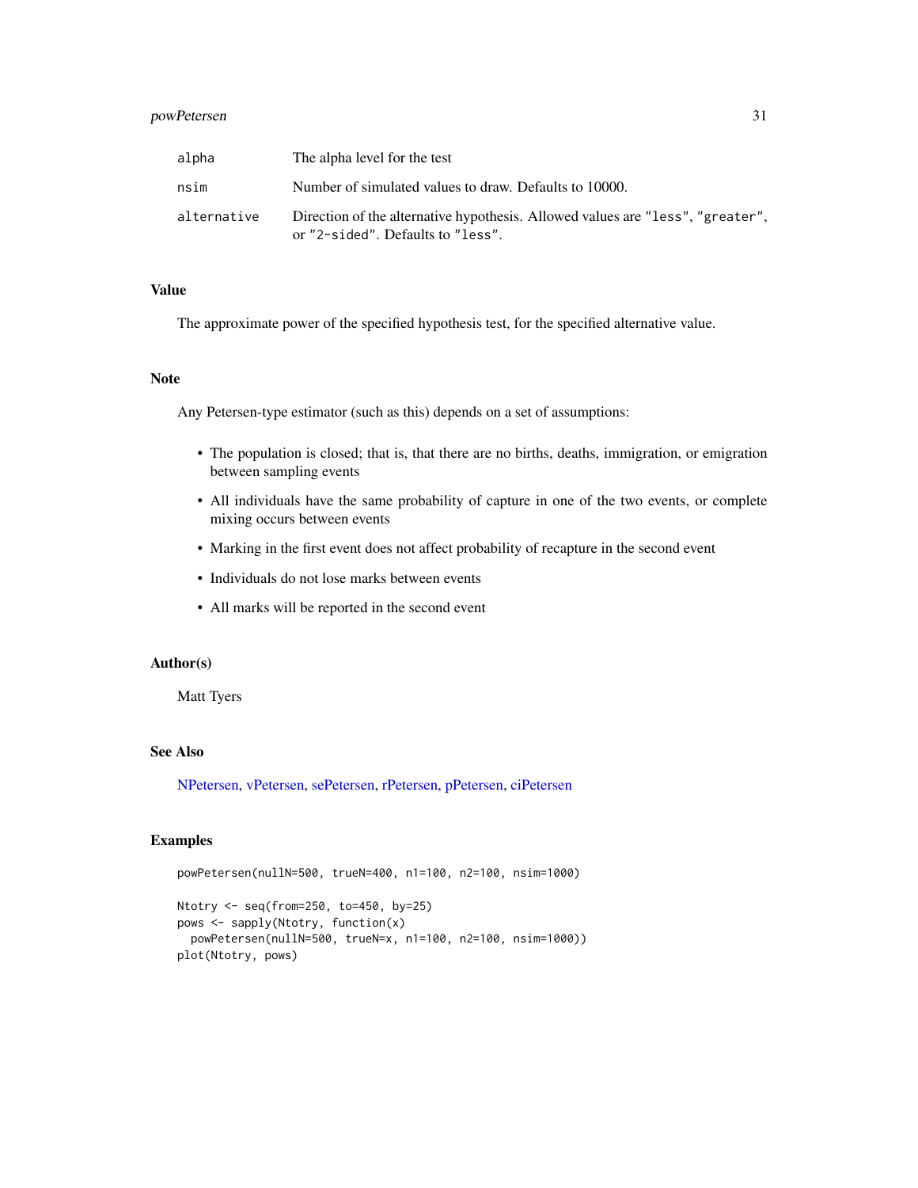| | |
|---|---|
| alpha | The alpha level for the test |
| nsim | Number of simulated values to draw. Defaults to 10000. |
| alternative | Direction of the alternative hypothesis. Allowed values are "less", "greater", or "2-sided". Defaults to "less". |

## Value

The approximate power of the specified hypothesis test, for the specified alternative value.

## Note

Any Petersen-type estimator (such as this) depends on a set of assumptions:

- The population is closed; that is, that there are no births, deaths, immigration, or emigration between sampling events
- All individuals have the same probability of capture in one of the two events, or complete mixing occurs between events
- Marking in the first event does not affect probability of recapture in the second event
- Individuals do not lose marks between events
- All marks will be reported in the second event

## Author(s)

Matt Tyers

## See Also

NPetersen, vPetersen, sePetersen, rPetersen, pPetersen, ciPetersen

## Examples

```
powPetersen(nullN=500, trueN=400, n1=100, n2=100, nsim=1000)

Ntotry <- seq(from=250, to=450, by=25)
pows <- sapply(Ntotry, function(x)
  powPetersen(nullN=500, trueN=x, n1=100, n2=100, nsim=1000))
plot(Ntotry, pows)
```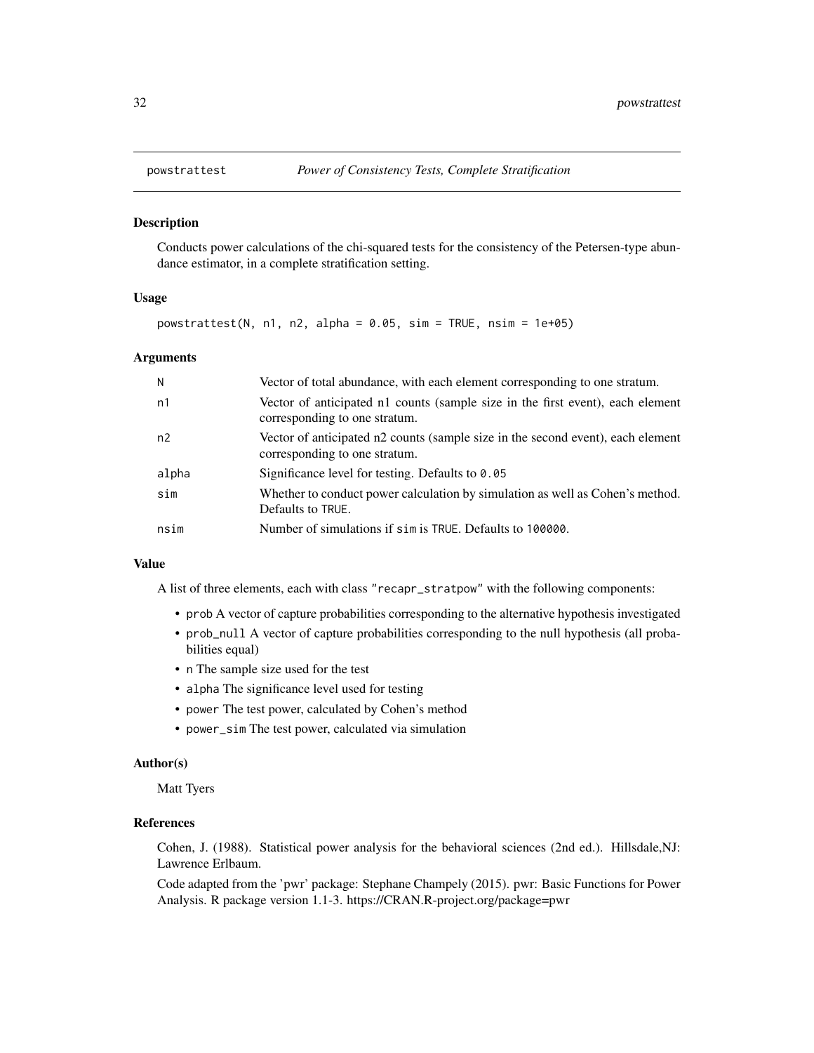# powstrattest — *Power of Consistency Tests, Complete Stratification*

## Description

Conducts power calculations of the chi-squared tests for the consistency of the Petersen-type abundance estimator, in a complete stratification setting.

## Usage

```
powstrattest(N, n1, n2, alpha = 0.05, sim = TRUE, nsim = 1e+05)
```

## Arguments

| | |
|---|---|
| N | Vector of total abundance, with each element corresponding to one stratum. |
| n1 | Vector of anticipated n1 counts (sample size in the first event), each element corresponding to one stratum. |
| n2 | Vector of anticipated n2 counts (sample size in the second event), each element corresponding to one stratum. |
| alpha | Significance level for testing. Defaults to `0.05` |
| sim | Whether to conduct power calculation by simulation as well as Cohen's method. Defaults to `TRUE`. |
| nsim | Number of simulations if `sim` is `TRUE`. Defaults to `100000`. |

## Value

A list of three elements, each with class `"recapr_stratpow"` with the following components:

- `prob` A vector of capture probabilities corresponding to the alternative hypothesis investigated
- `prob_null` A vector of capture probabilities corresponding to the null hypothesis (all probabilities equal)
- `n` The sample size used for the test
- `alpha` The significance level used for testing
- `power` The test power, calculated by Cohen's method
- `power_sim` The test power, calculated via simulation

## Author(s)

Matt Tyers

## References

Cohen, J. (1988). Statistical power analysis for the behavioral sciences (2nd ed.). Hillsdale,NJ: Lawrence Erlbaum.

Code adapted from the 'pwr' package: Stephane Champely (2015). pwr: Basic Functions for Power Analysis. R package version 1.1-3. https://CRAN.R-project.org/package=pwr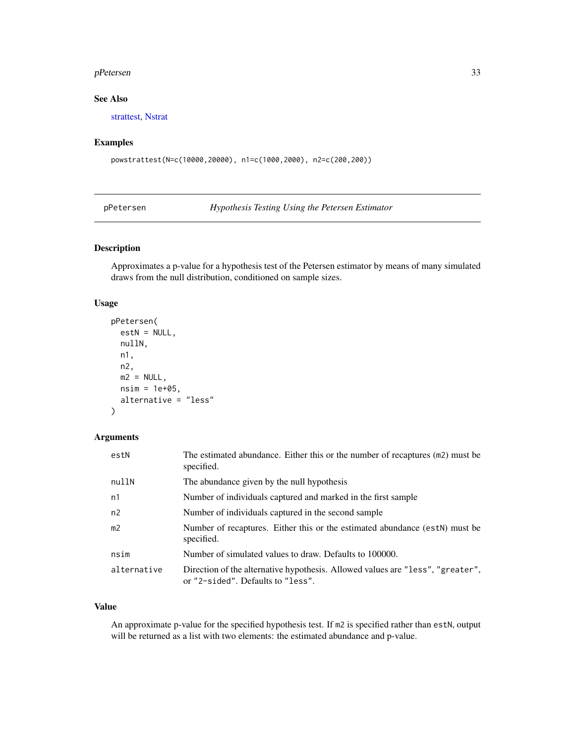## See Also

strattest, Nstrat

## Examples

```
powstrattest(N=c(10000,20000), n1=c(1000,2000), n2=c(200,200))
```

---

# pPetersen *Hypothesis Testing Using the Petersen Estimator*

---

## Description

Approximates a p-value for a hypothesis test of the Petersen estimator by means of many simulated draws from the null distribution, conditioned on sample sizes.

## Usage

```
pPetersen(
  estN = NULL,
  nullN,
  n1,
  n2,
  m2 = NULL,
  nsim = 1e+05,
  alternative = "less"
)
```

## Arguments

| | |
|---|---|
| estN | The estimated abundance. Either this or the number of recaptures (m2) must be specified. |
| nullN | The abundance given by the null hypothesis |
| n1 | Number of individuals captured and marked in the first sample |
| n2 | Number of individuals captured in the second sample |
| m2 | Number of recaptures. Either this or the estimated abundance (estN) must be specified. |
| nsim | Number of simulated values to draw. Defaults to 100000. |
| alternative | Direction of the alternative hypothesis. Allowed values are "less", "greater", or "2-sided". Defaults to "less". |

## Value

An approximate p-value for the specified hypothesis test. If m2 is specified rather than estN, output will be returned as a list with two elements: the estimated abundance and p-value.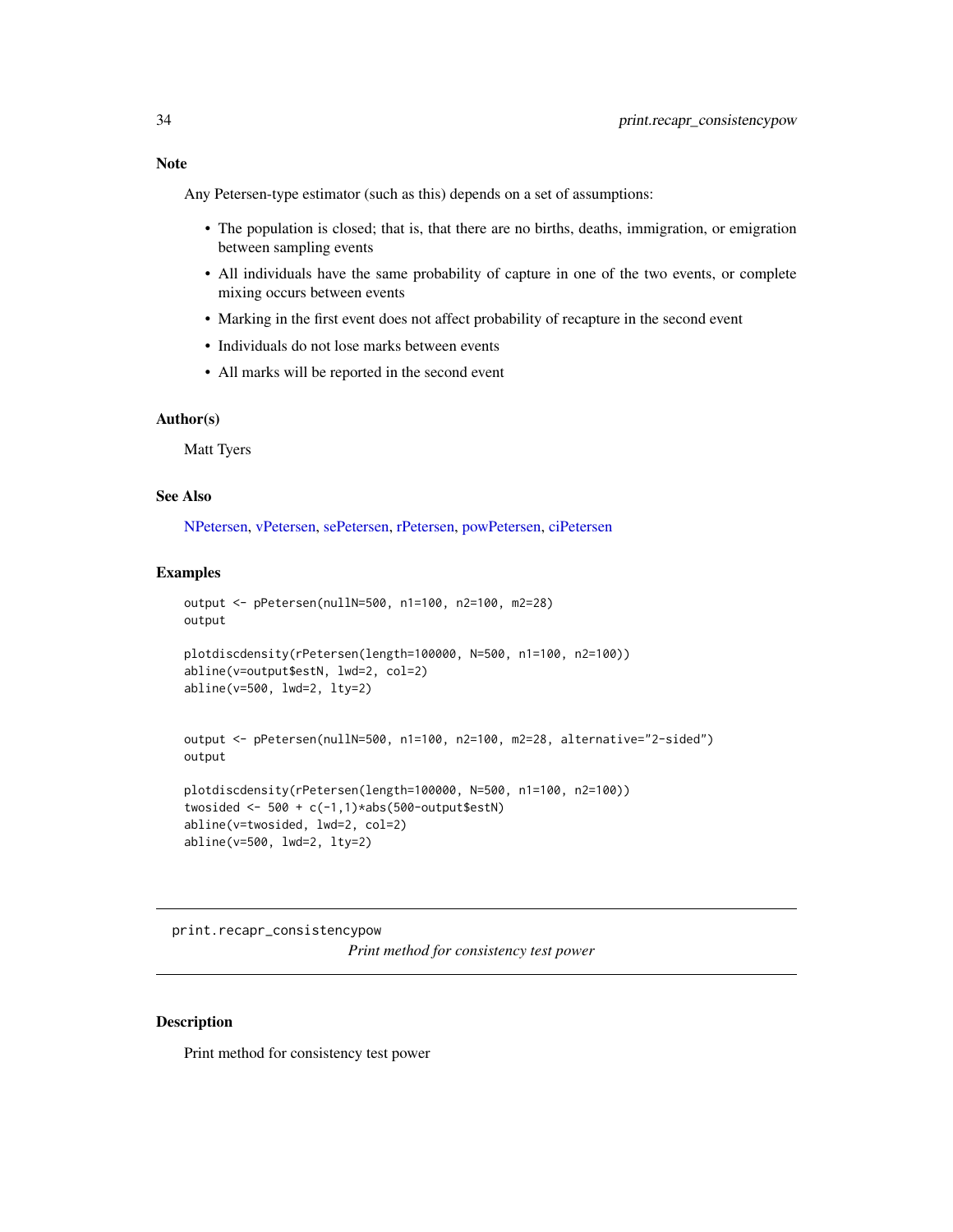### Note

Any Petersen-type estimator (such as this) depends on a set of assumptions:

- The population is closed; that is, that there are no births, deaths, immigration, or emigration between sampling events
- All individuals have the same probability of capture in one of the two events, or complete mixing occurs between events
- Marking in the first event does not affect probability of recapture in the second event
- Individuals do not lose marks between events
- All marks will be reported in the second event

### Author(s)

Matt Tyers

### See Also

NPetersen, vPetersen, sePetersen, rPetersen, powPetersen, ciPetersen

### Examples

```
output <- pPetersen(nullN=500, n1=100, n2=100, m2=28)
output

plotdiscdensity(rPetersen(length=100000, N=500, n1=100, n2=100))
abline(v=output$estN, lwd=2, col=2)
abline(v=500, lwd=2, lty=2)


output <- pPetersen(nullN=500, n1=100, n2=100, m2=28, alternative="2-sided")
output

plotdiscdensity(rPetersen(length=100000, N=500, n1=100, n2=100))
twosided <- 500 + c(-1,1)*abs(500-output$estN)
abline(v=twosided, lwd=2, col=2)
abline(v=500, lwd=2, lty=2)
```

---

## print.recapr_consistencypow

*Print method for consistency test power*

---

### Description

Print method for consistency test power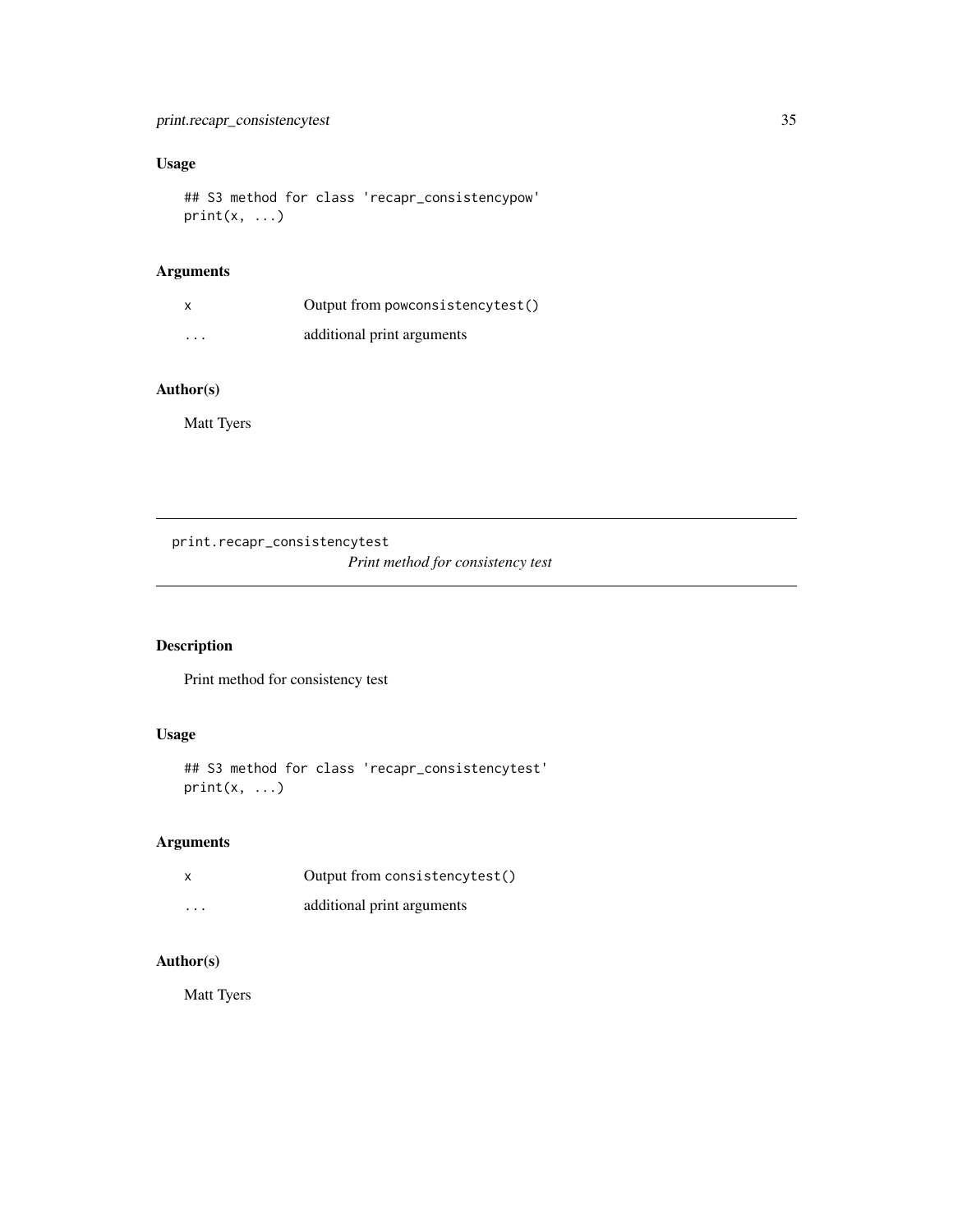## Usage

```
## S3 method for class 'recapr_consistencypow'
print(x, ...)
```

## Arguments

| | |
|---|---|
| x | Output from `powconsistencytest()` |
| ... | additional print arguments |

## Author(s)

Matt Tyers

---

# print.recapr_consistencytest

*Print method for consistency test*

---

## Description

Print method for consistency test

## Usage

```
## S3 method for class 'recapr_consistencytest'
print(x, ...)
```

## Arguments

| | |
|---|---|
| x | Output from `consistencytest()` |
| ... | additional print arguments |

## Author(s)

Matt Tyers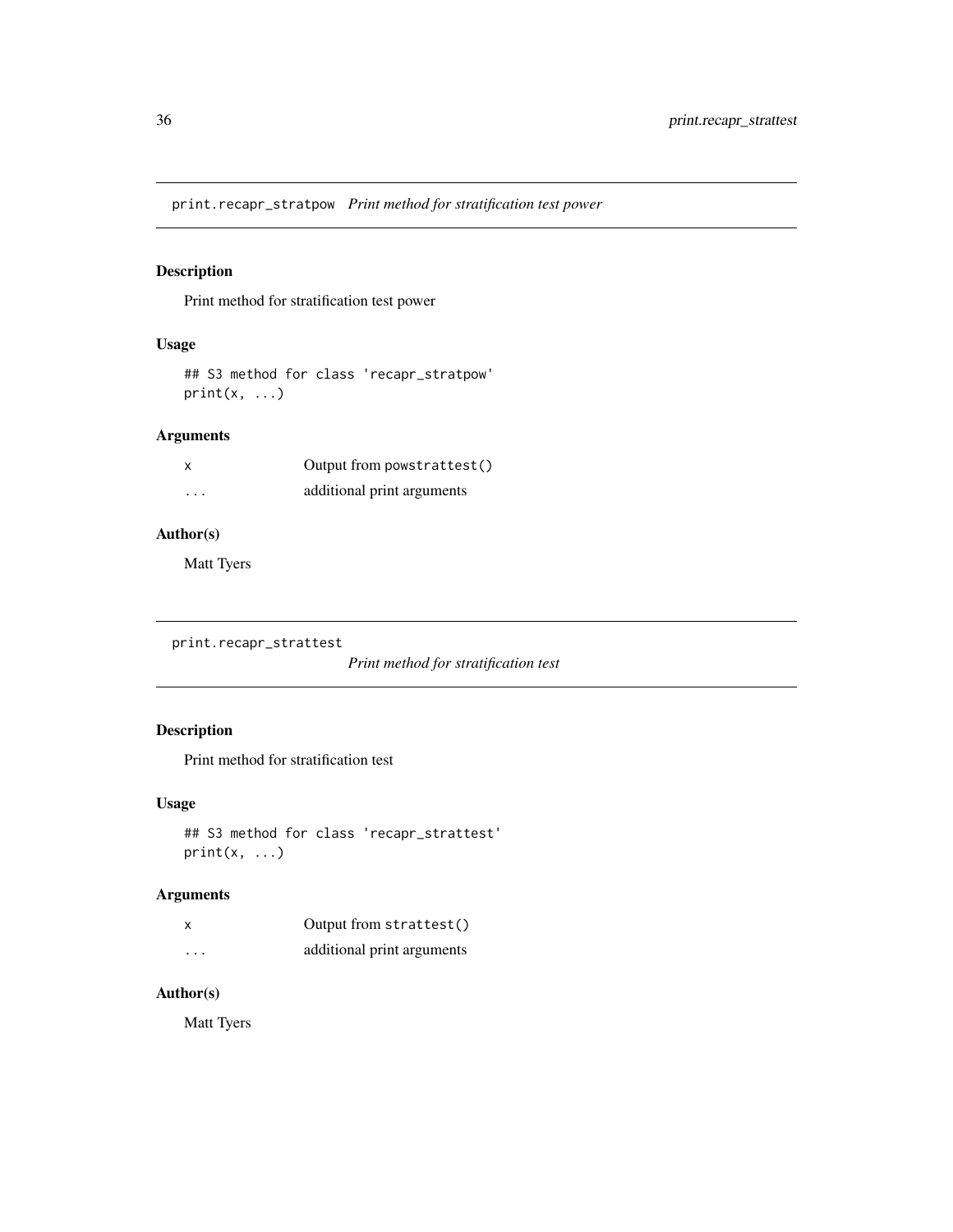## print.recapr_stratpow    *Print method for stratification test power*

### Description

Print method for stratification test power

### Usage

```
## S3 method for class 'recapr_stratpow'
print(x, ...)
```

### Arguments

| | |
|---|---|
| x | Output from `powstrattest()` |
| ... | additional print arguments |

### Author(s)

Matt Tyers

## print.recapr_strattest    *Print method for stratification test*

### Description

Print method for stratification test

### Usage

```
## S3 method for class 'recapr_strattest'
print(x, ...)
```

### Arguments

| | |
|---|---|
| x | Output from `strattest()` |
| ... | additional print arguments |

### Author(s)

Matt Tyers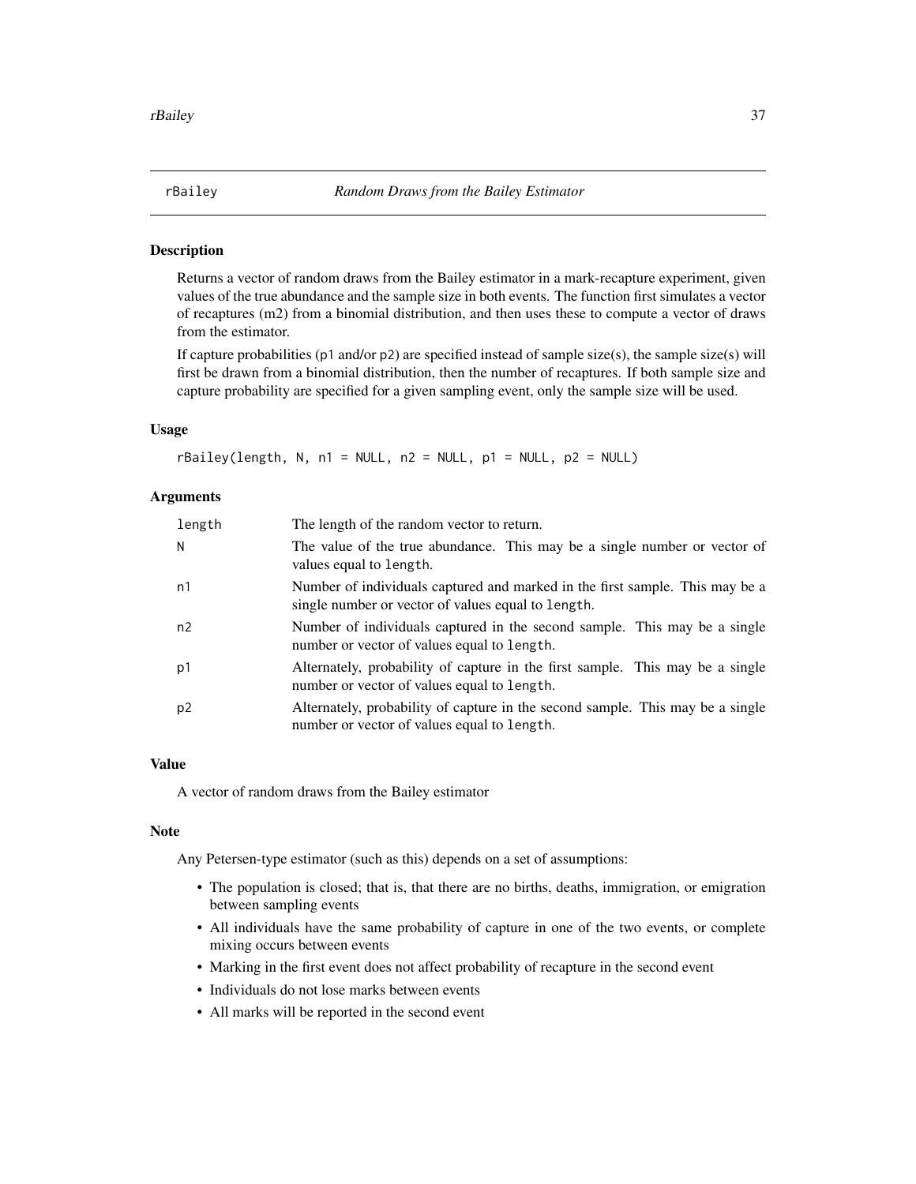## rBailey *Random Draws from the Bailey Estimator*

### Description

Returns a vector of random draws from the Bailey estimator in a mark-recapture experiment, given values of the true abundance and the sample size in both events. The function first simulates a vector of recaptures (m2) from a binomial distribution, and then uses these to compute a vector of draws from the estimator.

If capture probabilities (p1 and/or p2) are specified instead of sample size(s), the sample size(s) will first be drawn from a binomial distribution, then the number of recaptures. If both sample size and capture probability are specified for a given sampling event, only the sample size will be used.

### Usage

```
rBailey(length, N, n1 = NULL, n2 = NULL, p1 = NULL, p2 = NULL)
```

### Arguments

| | |
|---|---|
| length | The length of the random vector to return. |
| N | The value of the true abundance. This may be a single number or vector of values equal to length. |
| n1 | Number of individuals captured and marked in the first sample. This may be a single number or vector of values equal to length. |
| n2 | Number of individuals captured in the second sample. This may be a single number or vector of values equal to length. |
| p1 | Alternately, probability of capture in the first sample. This may be a single number or vector of values equal to length. |
| p2 | Alternately, probability of capture in the second sample. This may be a single number or vector of values equal to length. |

### Value

A vector of random draws from the Bailey estimator

### Note

Any Petersen-type estimator (such as this) depends on a set of assumptions:

- The population is closed; that is, that there are no births, deaths, immigration, or emigration between sampling events
- All individuals have the same probability of capture in one of the two events, or complete mixing occurs between events
- Marking in the first event does not affect probability of recapture in the second event
- Individuals do not lose marks between events
- All marks will be reported in the second event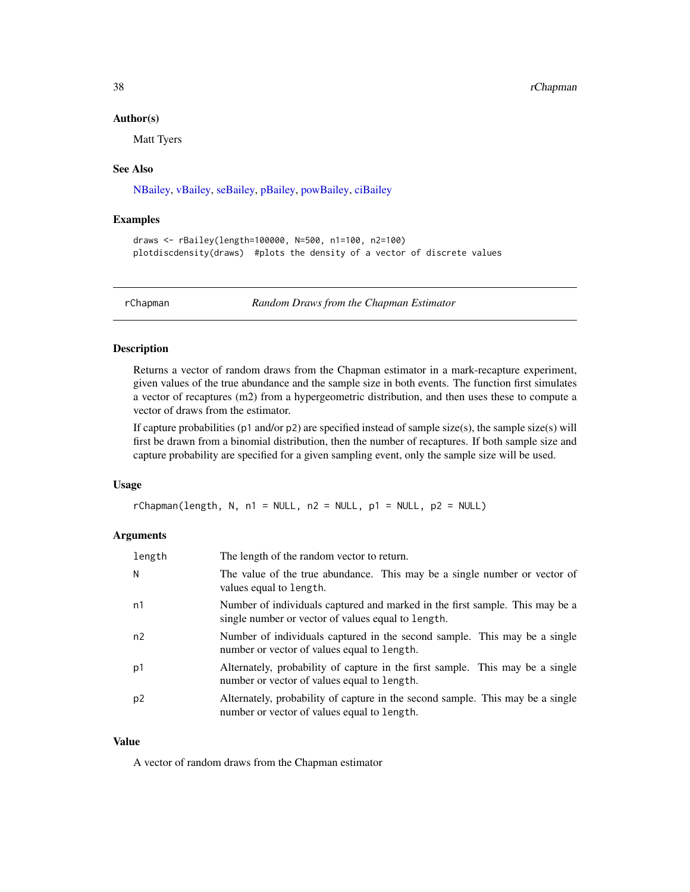### Author(s)

Matt Tyers

### See Also

NBailey, vBailey, seBailey, pBailey, powBailey, ciBailey

### Examples

```
draws <- rBailey(length=100000, N=500, n1=100, n2=100)
plotdiscdensity(draws)  #plots the density of a vector of discrete values
```

---

## rChapman — *Random Draws from the Chapman Estimator*

### Description

Returns a vector of random draws from the Chapman estimator in a mark-recapture experiment, given values of the true abundance and the sample size in both events. The function first simulates a vector of recaptures (m2) from a hypergeometric distribution, and then uses these to compute a vector of draws from the estimator.

If capture probabilities (`p1` and/or `p2`) are specified instead of sample size(s), the sample size(s) will first be drawn from a binomial distribution, then the number of recaptures. If both sample size and capture probability are specified for a given sampling event, only the sample size will be used.

### Usage

```
rChapman(length, N, n1 = NULL, n2 = NULL, p1 = NULL, p2 = NULL)
```

### Arguments

| | |
|---|---|
| `length` | The length of the random vector to return. |
| `N` | The value of the true abundance. This may be a single number or vector of values equal to `length`. |
| `n1` | Number of individuals captured and marked in the first sample. This may be a single number or vector of values equal to `length`. |
| `n2` | Number of individuals captured in the second sample. This may be a single number or vector of values equal to `length`. |
| `p1` | Alternately, probability of capture in the first sample. This may be a single number or vector of values equal to `length`. |
| `p2` | Alternately, probability of capture in the second sample. This may be a single number or vector of values equal to `length`. |

### Value

A vector of random draws from the Chapman estimator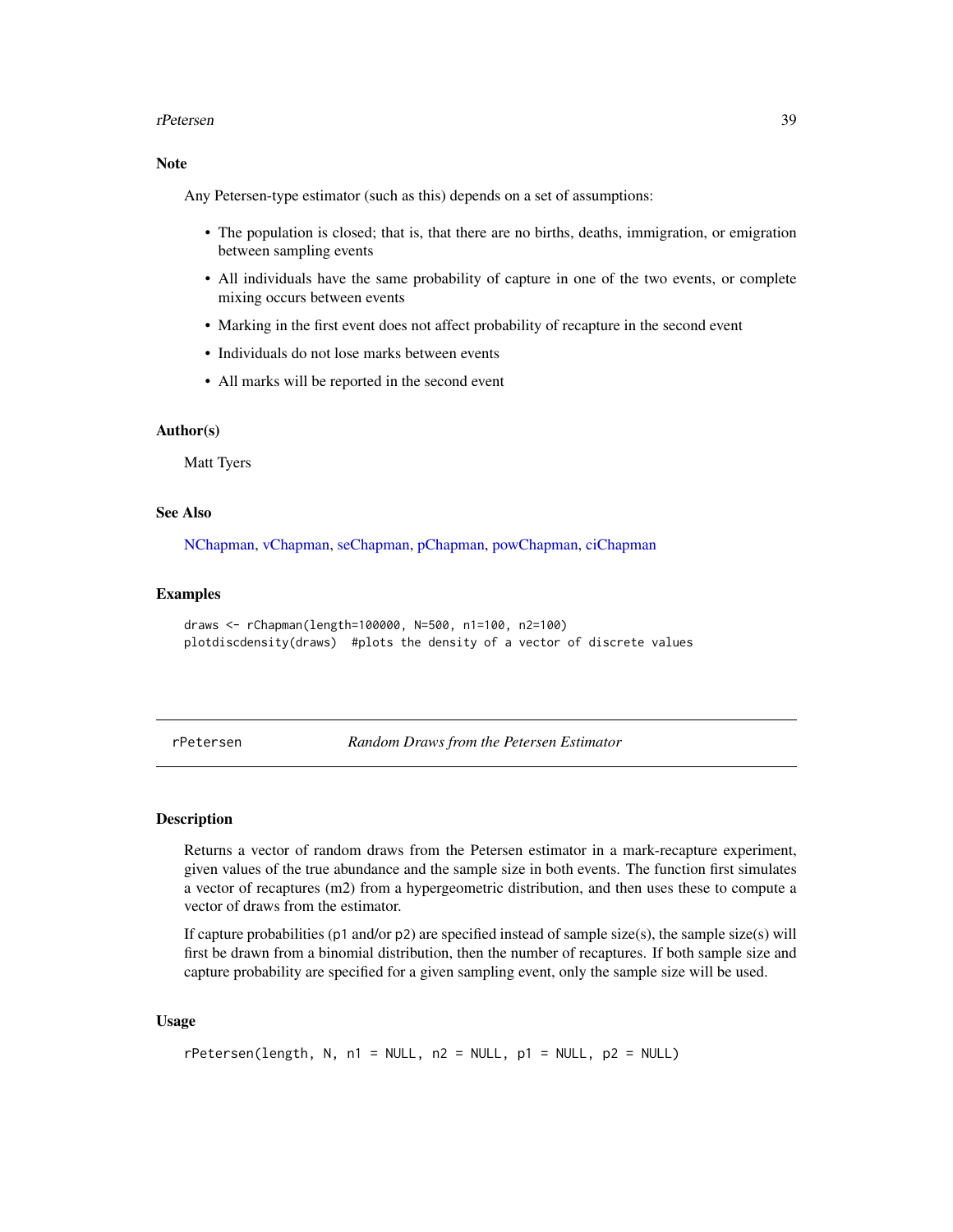## Note

Any Petersen-type estimator (such as this) depends on a set of assumptions:

- The population is closed; that is, that there are no births, deaths, immigration, or emigration between sampling events
- All individuals have the same probability of capture in one of the two events, or complete mixing occurs between events
- Marking in the first event does not affect probability of recapture in the second event
- Individuals do not lose marks between events
- All marks will be reported in the second event

## Author(s)

Matt Tyers

## See Also

NChapman, vChapman, seChapman, pChapman, powChapman, ciChapman

## Examples

```
draws <- rChapman(length=100000, N=500, n1=100, n2=100)
plotdiscdensity(draws)  #plots the density of a vector of discrete values
```

---

# rPetersen — *Random Draws from the Petersen Estimator*

---

## Description

Returns a vector of random draws from the Petersen estimator in a mark-recapture experiment, given values of the true abundance and the sample size in both events. The function first simulates a vector of recaptures (m2) from a hypergeometric distribution, and then uses these to compute a vector of draws from the estimator.

If capture probabilities (p1 and/or p2) are specified instead of sample size(s), the sample size(s) will first be drawn from a binomial distribution, then the number of recaptures. If both sample size and capture probability are specified for a given sampling event, only the sample size will be used.

## Usage

```
rPetersen(length, N, n1 = NULL, n2 = NULL, p1 = NULL, p2 = NULL)
```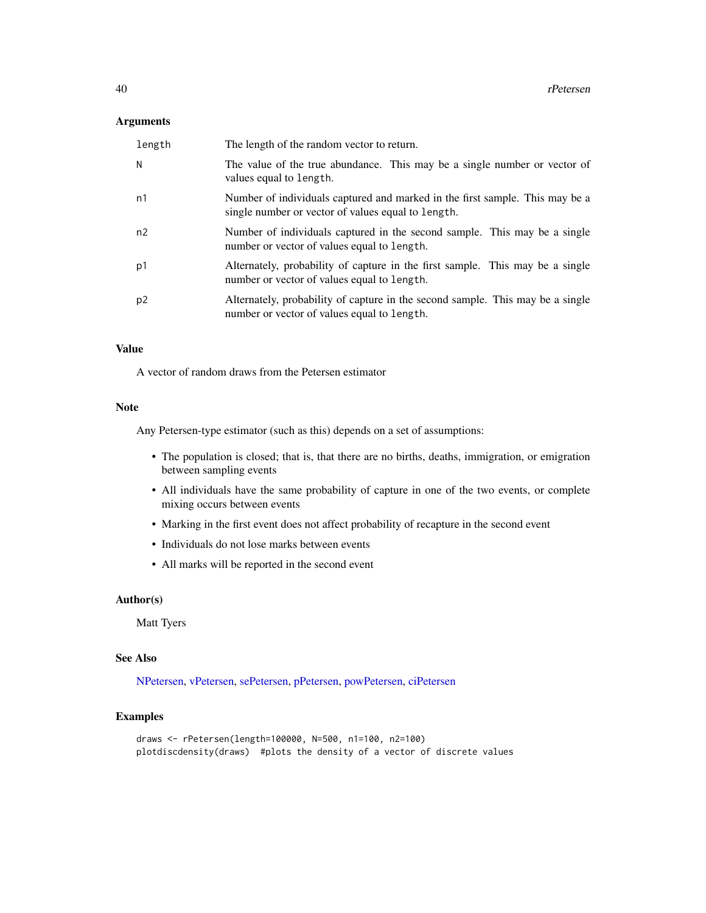### Arguments

| | |
|---|---|
| `length` | The length of the random vector to return. |
| `N` | The value of the true abundance. This may be a single number or vector of values equal to `length`. |
| `n1` | Number of individuals captured and marked in the first sample. This may be a single number or vector of values equal to `length`. |
| `n2` | Number of individuals captured in the second sample. This may be a single number or vector of values equal to `length`. |
| `p1` | Alternately, probability of capture in the first sample. This may be a single number or vector of values equal to `length`. |
| `p2` | Alternately, probability of capture in the second sample. This may be a single number or vector of values equal to `length`. |

### Value

A vector of random draws from the Petersen estimator

### Note

Any Petersen-type estimator (such as this) depends on a set of assumptions:

- The population is closed; that is, that there are no births, deaths, immigration, or emigration between sampling events
- All individuals have the same probability of capture in one of the two events, or complete mixing occurs between events
- Marking in the first event does not affect probability of recapture in the second event
- Individuals do not lose marks between events
- All marks will be reported in the second event

### Author(s)

Matt Tyers

### See Also

NPetersen, vPetersen, sePetersen, pPetersen, powPetersen, ciPetersen

### Examples

```
draws <- rPetersen(length=100000, N=500, n1=100, n2=100)
plotdiscdensity(draws)  #plots the density of a vector of discrete values
```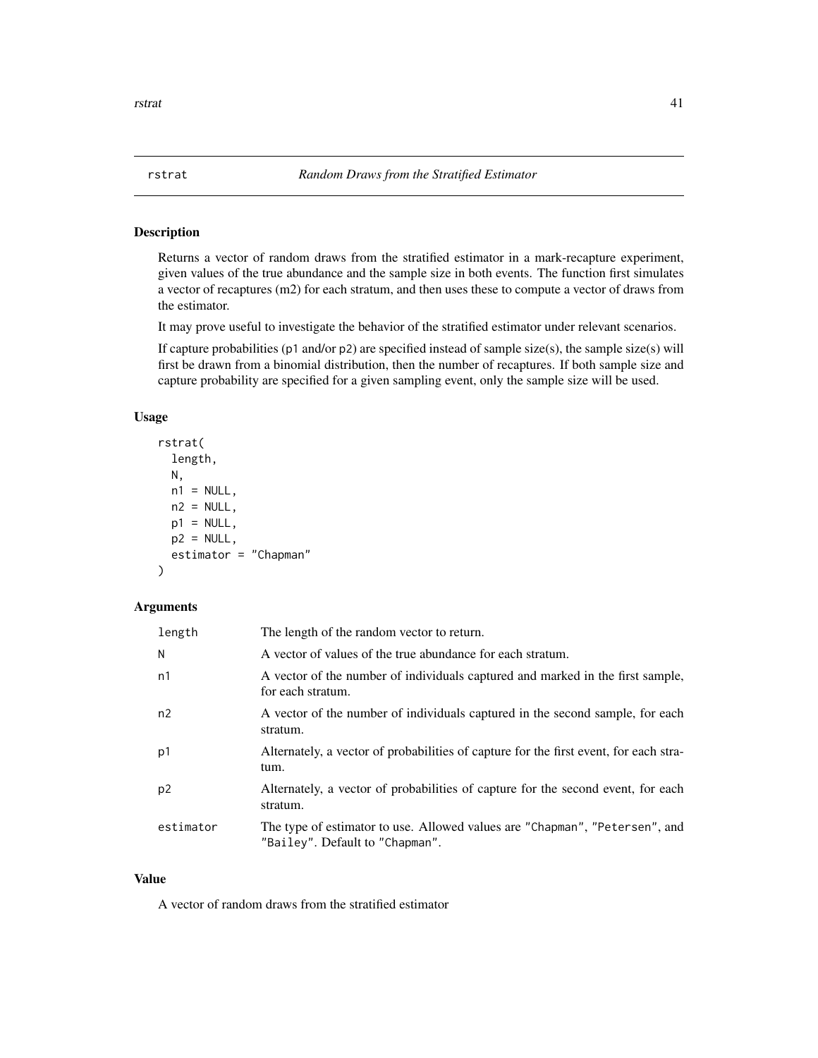# rstrat — *Random Draws from the Stratified Estimator*

## Description

Returns a vector of random draws from the stratified estimator in a mark-recapture experiment, given values of the true abundance and the sample size in both events. The function first simulates a vector of recaptures (m2) for each stratum, and then uses these to compute a vector of draws from the estimator.

It may prove useful to investigate the behavior of the stratified estimator under relevant scenarios.

If capture probabilities (p1 and/or p2) are specified instead of sample size(s), the sample size(s) will first be drawn from a binomial distribution, then the number of recaptures. If both sample size and capture probability are specified for a given sampling event, only the sample size will be used.

## Usage

```
rstrat(
  length,
  N,
  n1 = NULL,
  n2 = NULL,
  p1 = NULL,
  p2 = NULL,
  estimator = "Chapman"
)
```

## Arguments

| | |
|---|---|
| length | The length of the random vector to return. |
| N | A vector of values of the true abundance for each stratum. |
| n1 | A vector of the number of individuals captured and marked in the first sample, for each stratum. |
| n2 | A vector of the number of individuals captured in the second sample, for each stratum. |
| p1 | Alternately, a vector of probabilities of capture for the first event, for each stratum. |
| p2 | Alternately, a vector of probabilities of capture for the second event, for each stratum. |
| estimator | The type of estimator to use. Allowed values are "Chapman", "Petersen", and "Bailey". Default to "Chapman". |

## Value

A vector of random draws from the stratified estimator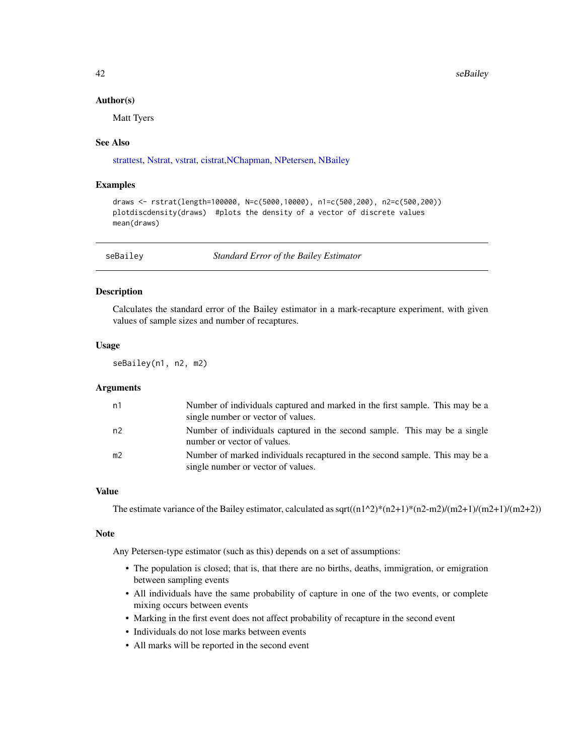### Author(s)

Matt Tyers

### See Also

strattest, Nstrat, vstrat, cistrat,NChapman, NPetersen, NBailey

### Examples

```
draws <- rstrat(length=100000, N=c(5000,10000), n1=c(500,200), n2=c(500,200))
plotdiscdensity(draws)  #plots the density of a vector of discrete values
mean(draws)
```

---

## seBailey — *Standard Error of the Bailey Estimator*

### Description

Calculates the standard error of the Bailey estimator in a mark-recapture experiment, with given values of sample sizes and number of recaptures.

### Usage

```
seBailey(n1, n2, m2)
```

### Arguments

| | |
|---|---|
| n1 | Number of individuals captured and marked in the first sample. This may be a single number or vector of values. |
| n2 | Number of individuals captured in the second sample. This may be a single number or vector of values. |
| m2 | Number of marked individuals recaptured in the second sample. This may be a single number or vector of values. |

### Value

The estimate variance of the Bailey estimator, calculated as sqrt((n1^2)*(n2+1)*(n2-m2)/(m2+1)/(m2+1)/(m2+2))

### Note

Any Petersen-type estimator (such as this) depends on a set of assumptions:

- The population is closed; that is, that there are no births, deaths, immigration, or emigration between sampling events
- All individuals have the same probability of capture in one of the two events, or complete mixing occurs between events
- Marking in the first event does not affect probability of recapture in the second event
- Individuals do not lose marks between events
- All marks will be reported in the second event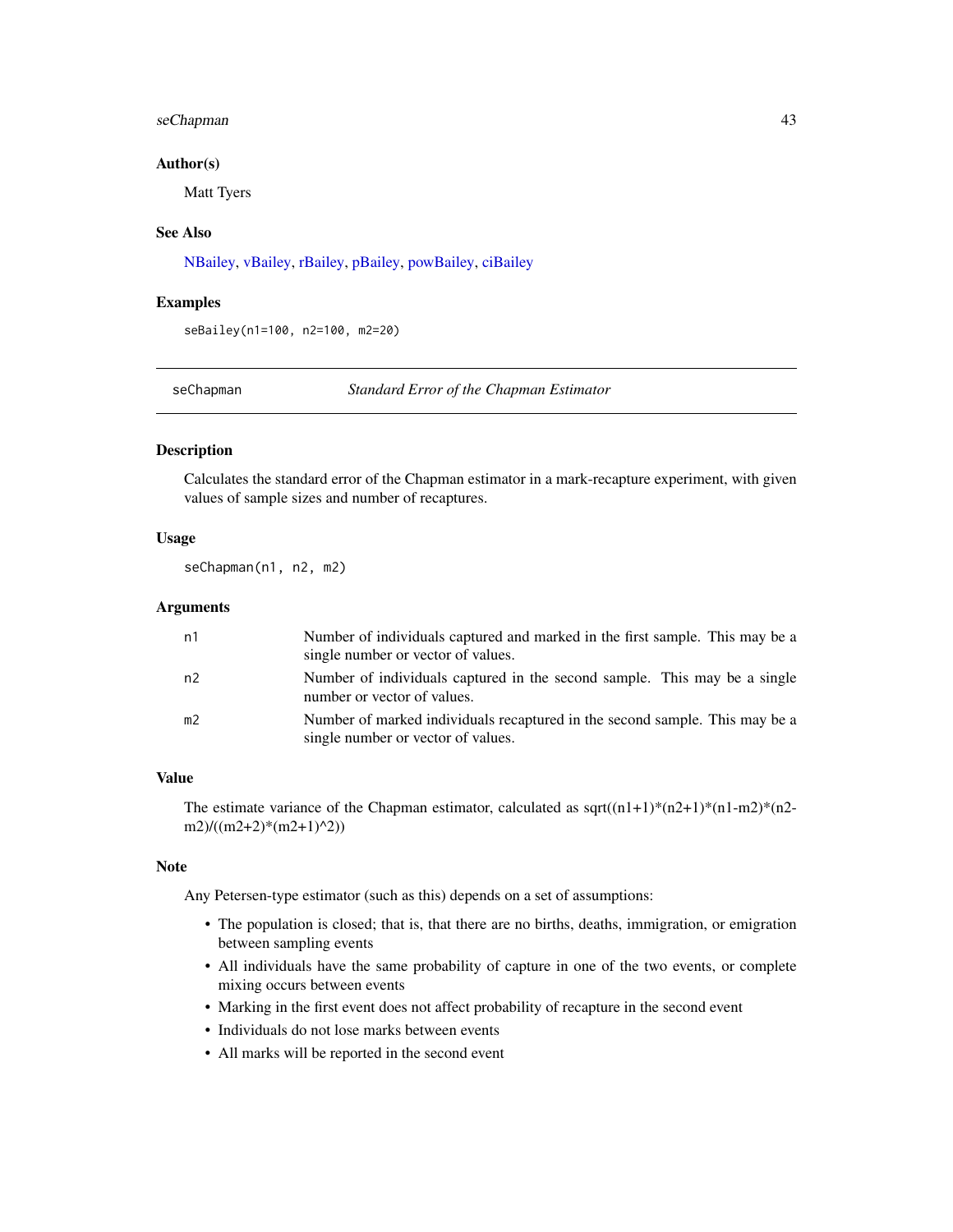### Author(s)

Matt Tyers

### See Also

NBailey, vBailey, rBailey, pBailey, powBailey, ciBailey

### Examples

```
seBailey(n1=100, n2=100, m2=20)
```

---

## seChapman — *Standard Error of the Chapman Estimator*

---

### Description

Calculates the standard error of the Chapman estimator in a mark-recapture experiment, with given values of sample sizes and number of recaptures.

### Usage

```
seChapman(n1, n2, m2)
```

### Arguments

| | |
|---|---|
| n1 | Number of individuals captured and marked in the first sample. This may be a single number or vector of values. |
| n2 | Number of individuals captured in the second sample. This may be a single number or vector of values. |
| m2 | Number of marked individuals recaptured in the second sample. This may be a single number or vector of values. |

### Value

The estimate variance of the Chapman estimator, calculated as sqrt((n1+1)*(n2+1)*(n1-m2)*(n2-m2)/((m2+2)*(m2+1)^2))

### Note

Any Petersen-type estimator (such as this) depends on a set of assumptions:

- The population is closed; that is, that there are no births, deaths, immigration, or emigration between sampling events
- All individuals have the same probability of capture in one of the two events, or complete mixing occurs between events
- Marking in the first event does not affect probability of recapture in the second event
- Individuals do not lose marks between events
- All marks will be reported in the second event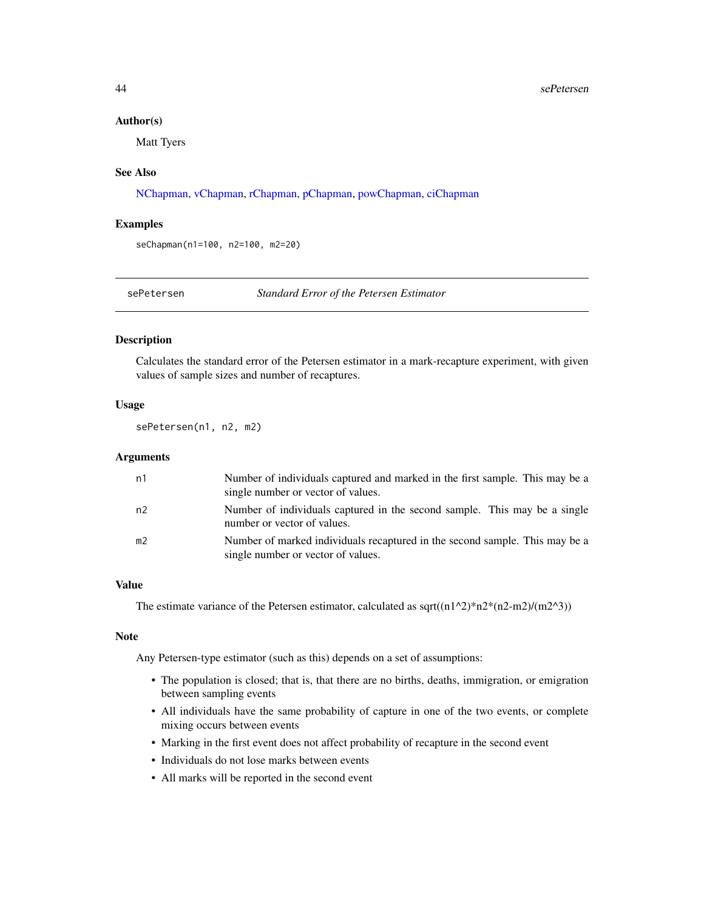### Author(s)

Matt Tyers

### See Also

NChapman, vChapman, rChapman, pChapman, powChapman, ciChapman

### Examples

```
seChapman(n1=100, n2=100, m2=20)
```

---

## sePetersen *Standard Error of the Petersen Estimator*

---

### Description

Calculates the standard error of the Petersen estimator in a mark-recapture experiment, with given values of sample sizes and number of recaptures.

### Usage

```
sePetersen(n1, n2, m2)
```

### Arguments

| | |
|---|---|
| n1 | Number of individuals captured and marked in the first sample. This may be a single number or vector of values. |
| n2 | Number of individuals captured in the second sample. This may be a single number or vector of values. |
| m2 | Number of marked individuals recaptured in the second sample. This may be a single number or vector of values. |

### Value

The estimate variance of the Petersen estimator, calculated as sqrt((n1^2)*n2*(n2-m2)/(m2^3))

### Note

Any Petersen-type estimator (such as this) depends on a set of assumptions:

- The population is closed; that is, that there are no births, deaths, immigration, or emigration between sampling events
- All individuals have the same probability of capture in one of the two events, or complete mixing occurs between events
- Marking in the first event does not affect probability of recapture in the second event
- Individuals do not lose marks between events
- All marks will be reported in the second event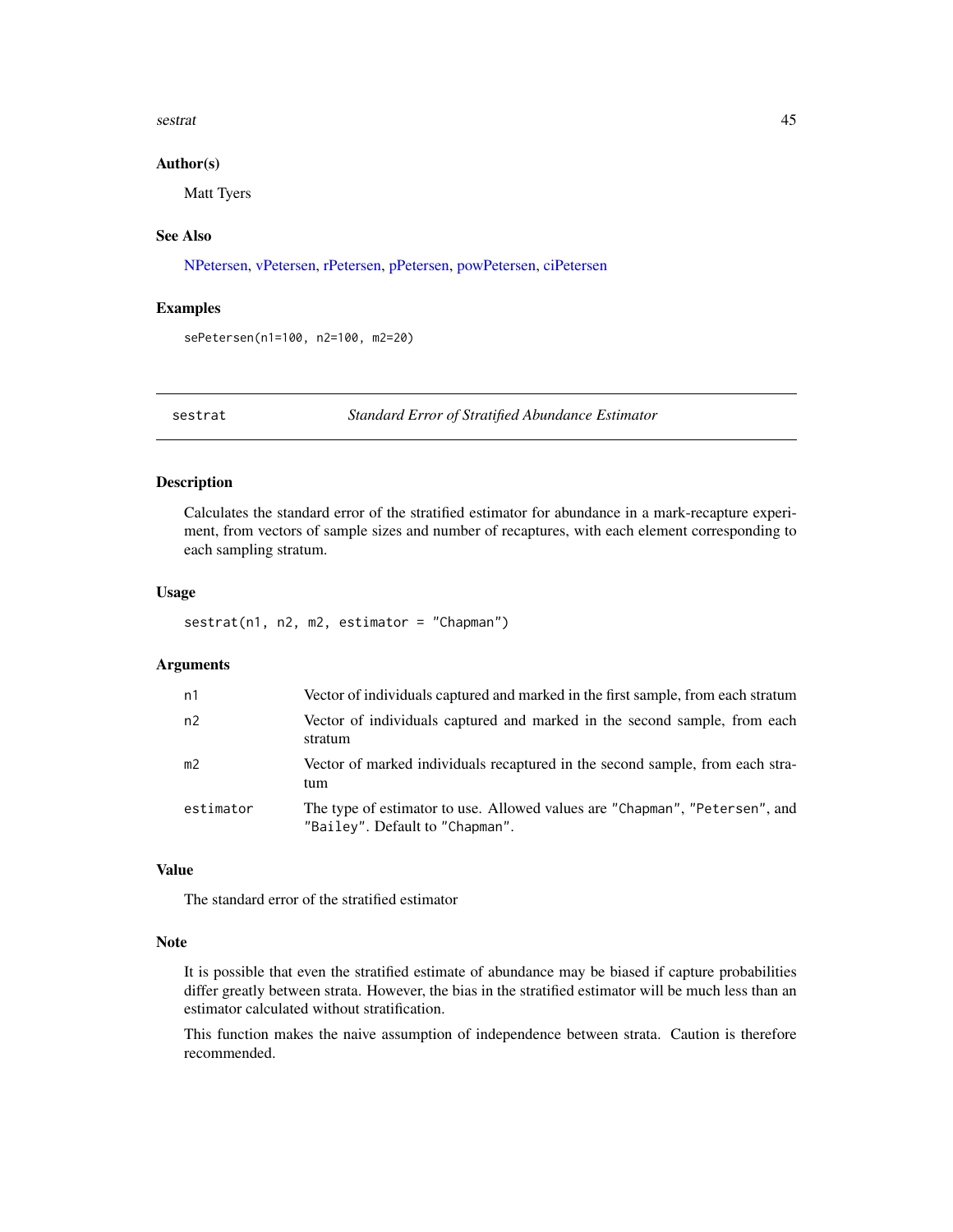### Author(s)

Matt Tyers

### See Also

NPetersen, vPetersen, rPetersen, pPetersen, powPetersen, ciPetersen

### Examples

```
sePetersen(n1=100, n2=100, m2=20)
```

---

## sestrat — *Standard Error of Stratified Abundance Estimator*

### Description

Calculates the standard error of the stratified estimator for abundance in a mark-recapture experiment, from vectors of sample sizes and number of recaptures, with each element corresponding to each sampling stratum.

### Usage

```
sestrat(n1, n2, m2, estimator = "Chapman")
```

### Arguments

| | |
|---|---|
| `n1` | Vector of individuals captured and marked in the first sample, from each stratum |
| `n2` | Vector of individuals captured and marked in the second sample, from each stratum |
| `m2` | Vector of marked individuals recaptured in the second sample, from each stratum |
| `estimator` | The type of estimator to use. Allowed values are `"Chapman"`, `"Petersen"`, and `"Bailey"`. Default to `"Chapman"`. |

### Value

The standard error of the stratified estimator

### Note

It is possible that even the stratified estimate of abundance may be biased if capture probabilities differ greatly between strata. However, the bias in the stratified estimator will be much less than an estimator calculated without stratification.

This function makes the naive assumption of independence between strata. Caution is therefore recommended.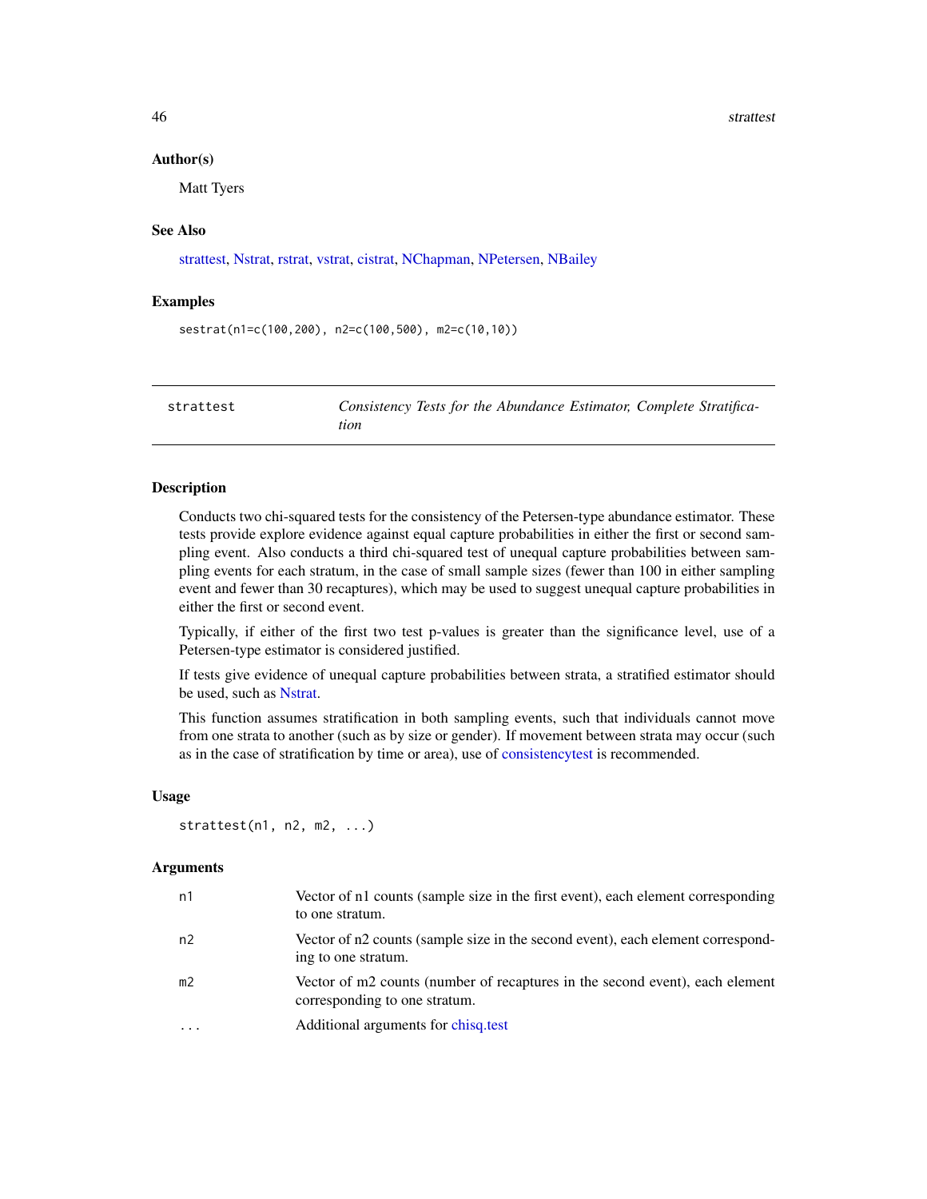### Author(s)

Matt Tyers

### See Also

strattest, Nstrat, rstrat, vstrat, cistrat, NChapman, NPetersen, NBailey

### Examples

```
sestrat(n1=c(100,200), n2=c(100,500), m2=c(10,10))
```

---

## strattest — *Consistency Tests for the Abundance Estimator, Complete Stratification*

---

### Description

Conducts two chi-squared tests for the consistency of the Petersen-type abundance estimator. These tests provide explore evidence against equal capture probabilities in either the first or second sampling event. Also conducts a third chi-squared test of unequal capture probabilities between sampling events for each stratum, in the case of small sample sizes (fewer than 100 in either sampling event and fewer than 30 recaptures), which may be used to suggest unequal capture probabilities in either the first or second event.

Typically, if either of the first two test p-values is greater than the significance level, use of a Petersen-type estimator is considered justified.

If tests give evidence of unequal capture probabilities between strata, a stratified estimator should be used, such as Nstrat.

This function assumes stratification in both sampling events, such that individuals cannot move from one strata to another (such as by size or gender). If movement between strata may occur (such as in the case of stratification by time or area), use of consistencytest is recommended.

### Usage

```
strattest(n1, n2, m2, ...)
```

### Arguments

| | |
|---|---|
| n1 | Vector of n1 counts (sample size in the first event), each element corresponding to one stratum. |
| n2 | Vector of n2 counts (sample size in the second event), each element corresponding to one stratum. |
| m2 | Vector of m2 counts (number of recaptures in the second event), each element corresponding to one stratum. |
| ... | Additional arguments for chisq.test |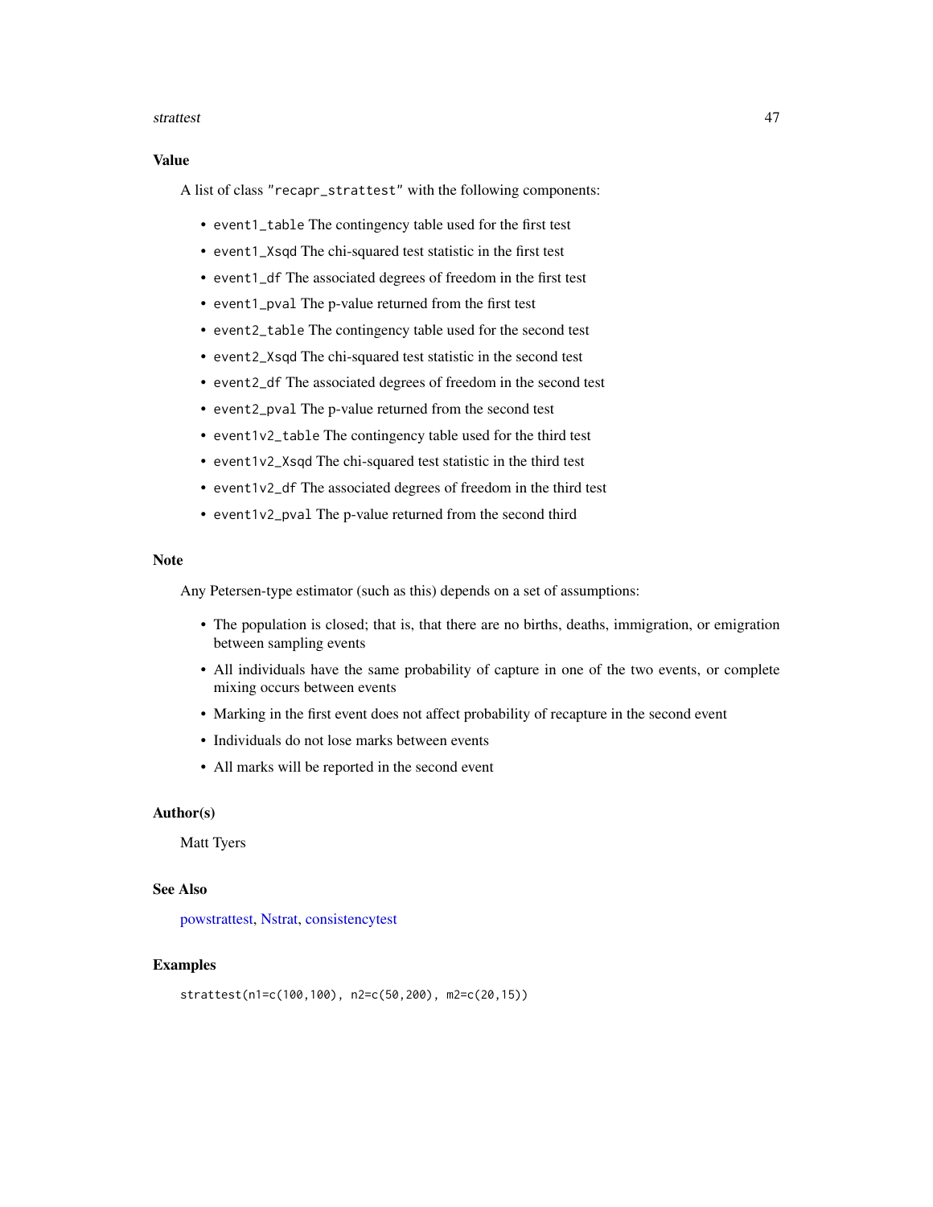### Value

A list of class `"recapr_strattest"` with the following components:

- `event1_table` The contingency table used for the first test
- `event1_Xsqd` The chi-squared test statistic in the first test
- `event1_df` The associated degrees of freedom in the first test
- `event1_pval` The p-value returned from the first test
- `event2_table` The contingency table used for the second test
- `event2_Xsqd` The chi-squared test statistic in the second test
- `event2_df` The associated degrees of freedom in the second test
- `event2_pval` The p-value returned from the second test
- `event1v2_table` The contingency table used for the third test
- `event1v2_Xsqd` The chi-squared test statistic in the third test
- `event1v2_df` The associated degrees of freedom in the third test
- `event1v2_pval` The p-value returned from the second third

### Note

Any Petersen-type estimator (such as this) depends on a set of assumptions:

- The population is closed; that is, that there are no births, deaths, immigration, or emigration between sampling events
- All individuals have the same probability of capture in one of the two events, or complete mixing occurs between events
- Marking in the first event does not affect probability of recapture in the second event
- Individuals do not lose marks between events
- All marks will be reported in the second event

### Author(s)

Matt Tyers

### See Also

powstrattest, Nstrat, consistencytest

### Examples

```
strattest(n1=c(100,100), n2=c(50,200), m2=c(20,15))
```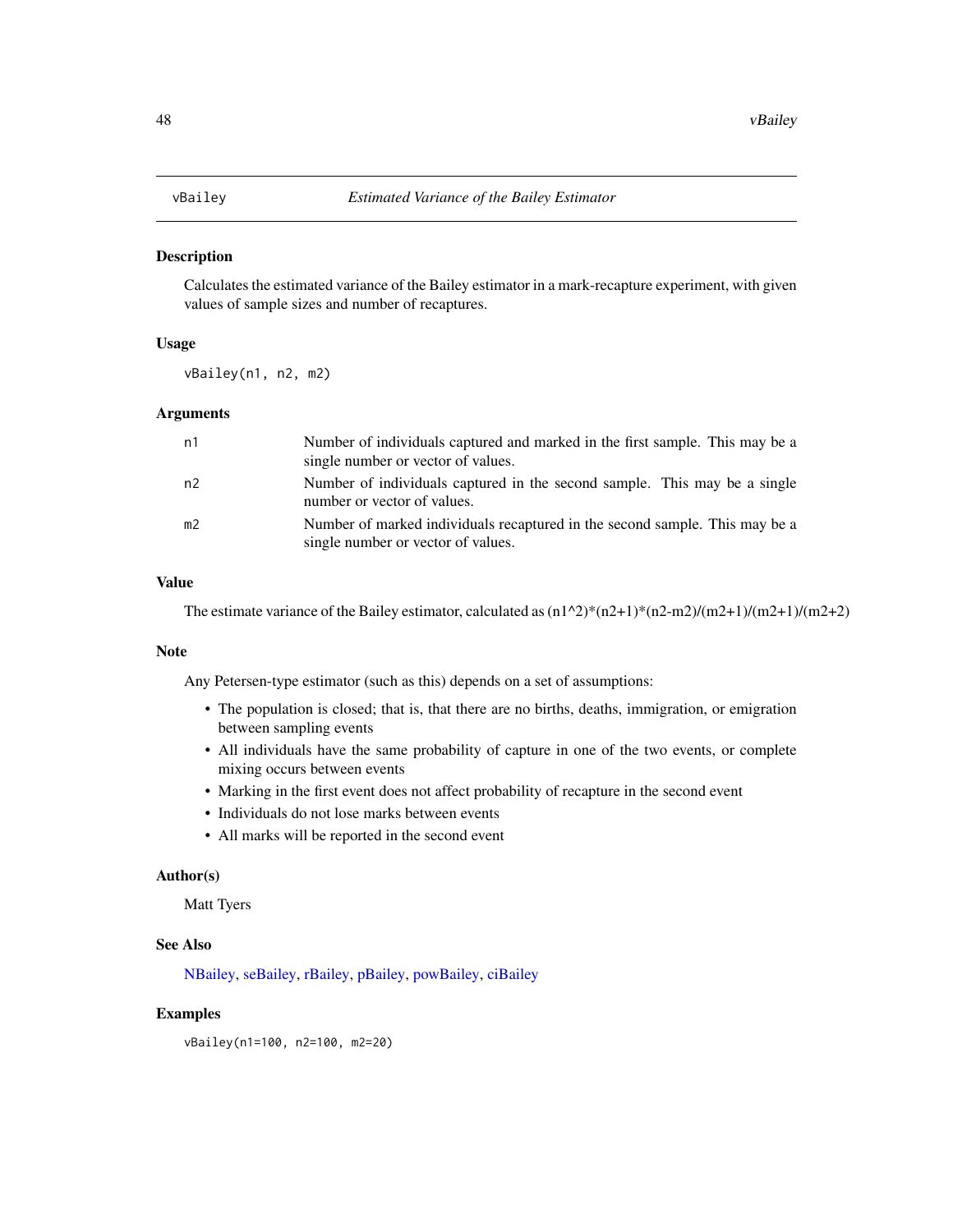## vBailey *Estimated Variance of the Bailey Estimator*

### Description

Calculates the estimated variance of the Bailey estimator in a mark-recapture experiment, with given values of sample sizes and number of recaptures.

### Usage

```
vBailey(n1, n2, m2)
```

### Arguments

| | |
|---|---|
| n1 | Number of individuals captured and marked in the first sample. This may be a single number or vector of values. |
| n2 | Number of individuals captured in the second sample. This may be a single number or vector of values. |
| m2 | Number of marked individuals recaptured in the second sample. This may be a single number or vector of values. |

### Value

The estimate variance of the Bailey estimator, calculated as (n1^2)*(n2+1)*(n2-m2)/(m2+1)/(m2+1)/(m2+2)

### Note

Any Petersen-type estimator (such as this) depends on a set of assumptions:

- The population is closed; that is, that there are no births, deaths, immigration, or emigration between sampling events
- All individuals have the same probability of capture in one of the two events, or complete mixing occurs between events
- Marking in the first event does not affect probability of recapture in the second event
- Individuals do not lose marks between events
- All marks will be reported in the second event

### Author(s)

Matt Tyers

### See Also

NBailey, seBailey, rBailey, pBailey, powBailey, ciBailey

### Examples

```
vBailey(n1=100, n2=100, m2=20)
```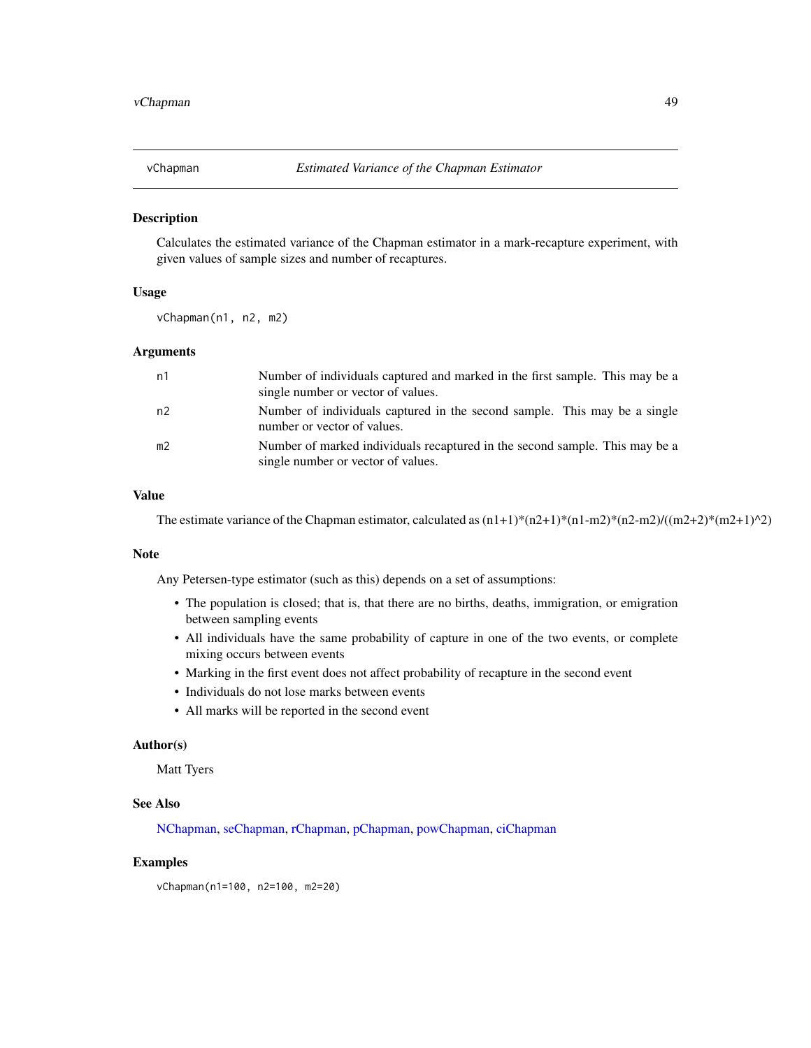vChapman *Estimated Variance of the Chapman Estimator*

## Description

Calculates the estimated variance of the Chapman estimator in a mark-recapture experiment, with given values of sample sizes and number of recaptures.

## Usage

```
vChapman(n1, n2, m2)
```

## Arguments

| | |
|---|---|
| n1 | Number of individuals captured and marked in the first sample. This may be a single number or vector of values. |
| n2 | Number of individuals captured in the second sample. This may be a single number or vector of values. |
| m2 | Number of marked individuals recaptured in the second sample. This may be a single number or vector of values. |

## Value

The estimate variance of the Chapman estimator, calculated as (n1+1)*(n2+1)*(n1-m2)*(n2-m2)/((m2+2)*(m2+1)^2)

## Note

Any Petersen-type estimator (such as this) depends on a set of assumptions:

- The population is closed; that is, that there are no births, deaths, immigration, or emigration between sampling events
- All individuals have the same probability of capture in one of the two events, or complete mixing occurs between events
- Marking in the first event does not affect probability of recapture in the second event
- Individuals do not lose marks between events
- All marks will be reported in the second event

## Author(s)

Matt Tyers

## See Also

NChapman, seChapman, rChapman, pChapman, powChapman, ciChapman

## Examples

```
vChapman(n1=100, n2=100, m2=20)
```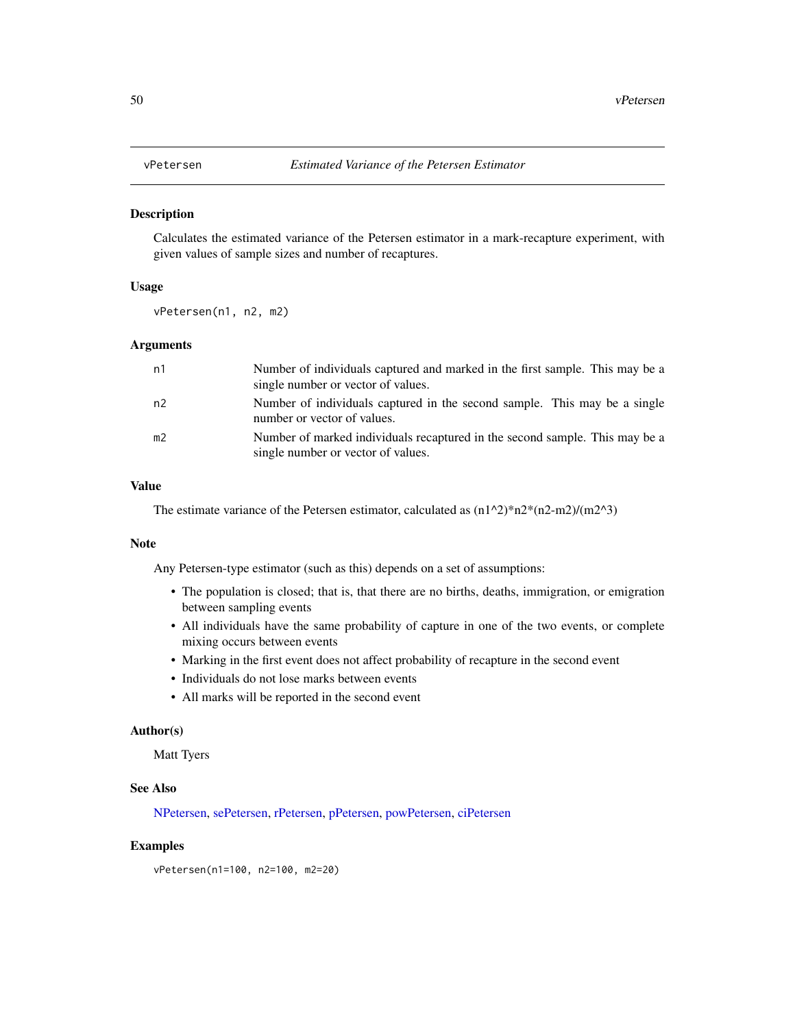vPetersen &nbsp;&nbsp;&nbsp;&nbsp; *Estimated Variance of the Petersen Estimator*

## Description

Calculates the estimated variance of the Petersen estimator in a mark-recapture experiment, with given values of sample sizes and number of recaptures.

## Usage

```
vPetersen(n1, n2, m2)
```

## Arguments

| | |
|---|---|
| n1 | Number of individuals captured and marked in the first sample. This may be a single number or vector of values. |
| n2 | Number of individuals captured in the second sample. This may be a single number or vector of values. |
| m2 | Number of marked individuals recaptured in the second sample. This may be a single number or vector of values. |

## Value

The estimate variance of the Petersen estimator, calculated as (n1^2)*n2*(n2-m2)/(m2^3)

## Note

Any Petersen-type estimator (such as this) depends on a set of assumptions:

- The population is closed; that is, that there are no births, deaths, immigration, or emigration between sampling events
- All individuals have the same probability of capture in one of the two events, or complete mixing occurs between events
- Marking in the first event does not affect probability of recapture in the second event
- Individuals do not lose marks between events
- All marks will be reported in the second event

## Author(s)

Matt Tyers

## See Also

NPetersen, sePetersen, rPetersen, pPetersen, powPetersen, ciPetersen

## Examples

```
vPetersen(n1=100, n2=100, m2=20)
```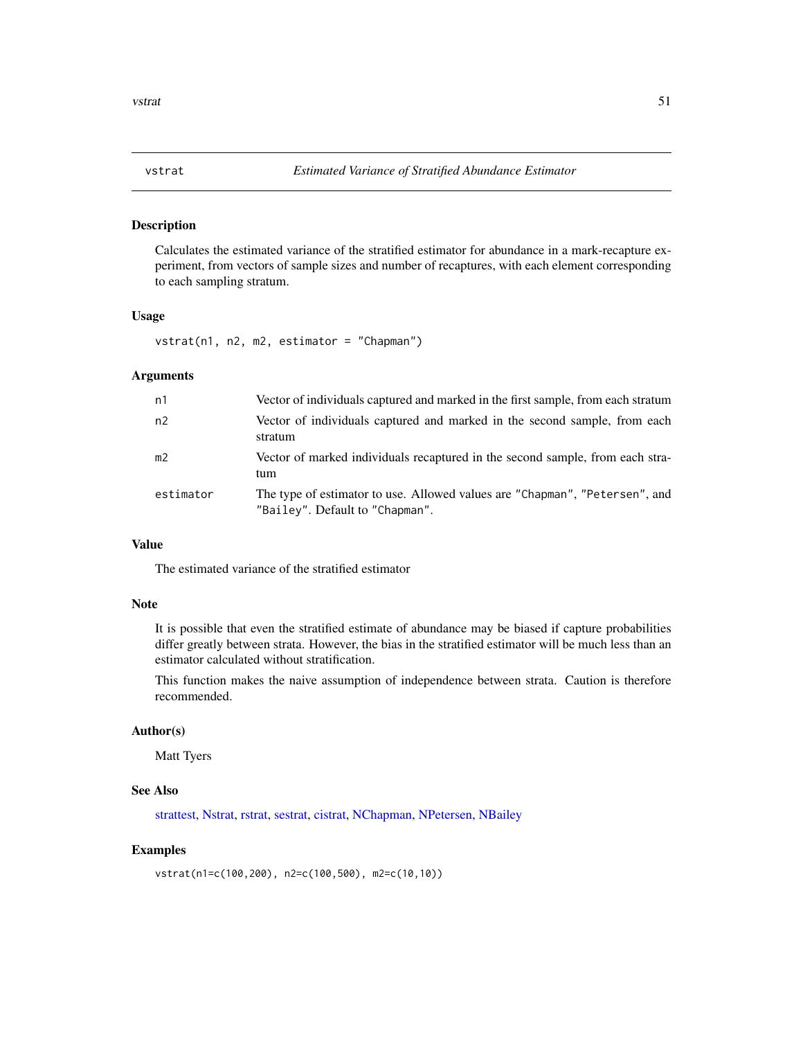## vstrat — *Estimated Variance of Stratified Abundance Estimator*

### Description

Calculates the estimated variance of the stratified estimator for abundance in a mark-recapture experiment, from vectors of sample sizes and number of recaptures, with each element corresponding to each sampling stratum.

### Usage

```
vstrat(n1, n2, m2, estimator = "Chapman")
```

### Arguments

| | |
|---|---|
| n1 | Vector of individuals captured and marked in the first sample, from each stratum |
| n2 | Vector of individuals captured and marked in the second sample, from each stratum |
| m2 | Vector of marked individuals recaptured in the second sample, from each stratum |
| estimator | The type of estimator to use. Allowed values are "Chapman", "Petersen", and "Bailey". Default to "Chapman". |

### Value

The estimated variance of the stratified estimator

### Note

It is possible that even the stratified estimate of abundance may be biased if capture probabilities differ greatly between strata. However, the bias in the stratified estimator will be much less than an estimator calculated without stratification.

This function makes the naive assumption of independence between strata. Caution is therefore recommended.

### Author(s)

Matt Tyers

### See Also

strattest, Nstrat, rstrat, sestrat, cistrat, NChapman, NPetersen, NBailey

### Examples

```
vstrat(n1=c(100,200), n2=c(100,500), m2=c(10,10))
```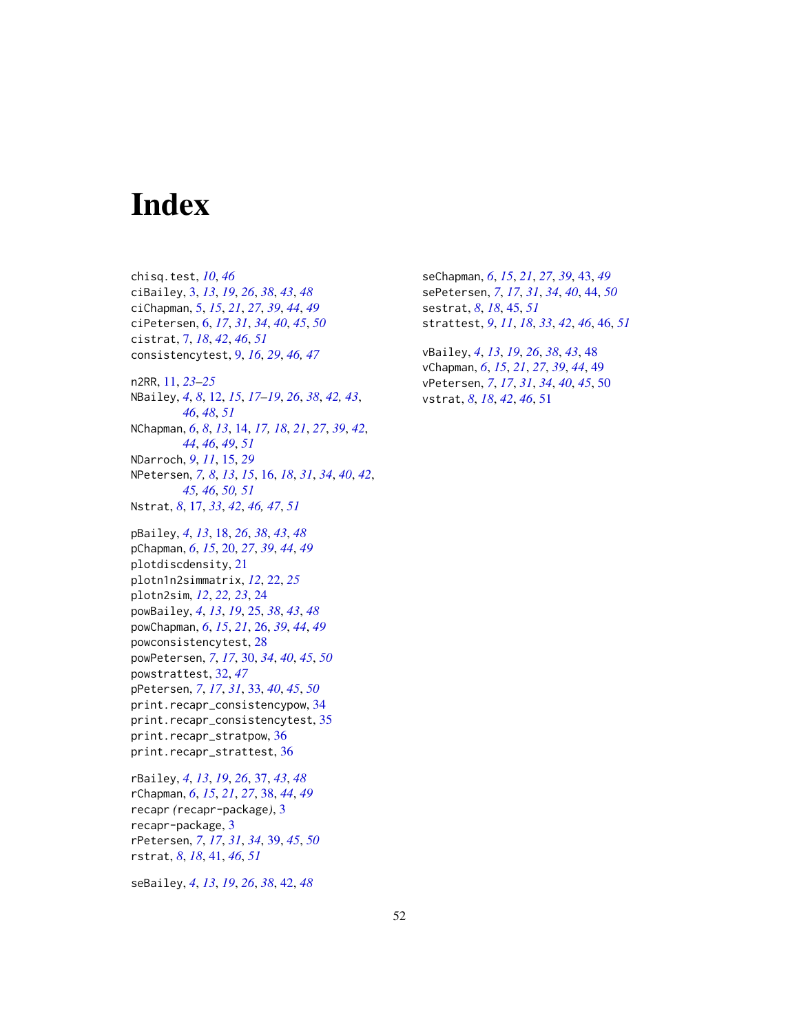# Index

chisq.test, *10*, *46*
ciBailey, 3, *13*, *19*, *26*, *38*, *43*, *48*
ciChapman, 5, *15*, *21*, *27*, *39*, *44*, *49*
ciPetersen, 6, *17*, *31*, *34*, *40*, *45*, *50*
cistrat, 7, *18*, *42*, *46*, *51*
consistencytest, 9, *16*, *29*, *46, 47*

n2RR, 11, *23–25*
NBailey, *4*, *8*, 12, *15*, *17–19*, *26*, *38*, *42, 43*, *46*, *48*, *51*
NChapman, *6*, *8*, *13*, 14, *17, 18*, *21*, *27*, *39*, *42*, *44*, *46*, *49*, *51*
NDarroch, *9*, *11*, 15, *29*
NPetersen, *7, 8*, *13*, *15*, 16, *18*, *31*, *34*, *40*, *42*, *45, 46*, *50, 51*
Nstrat, *8*, 17, *33*, *42*, *46, 47*, *51*

pBailey, *4*, *13*, 18, *26*, *38*, *43*, *48*
pChapman, *6*, *15*, 20, *27*, *39*, *44*, *49*
plotdiscdensity, 21
plotn1n2simmatrix, *12*, 22, *25*
plotn2sim, *12*, *22, 23*, 24
powBailey, *4*, *13*, *19*, 25, *38*, *43*, *48*
powChapman, *6*, *15*, *21*, 26, *39*, *44*, *49*
powconsistencytest, 28
powPetersen, *7*, *17*, 30, *34*, *40*, *45*, *50*
powstrattest, 32, *47*
pPetersen, *7*, *17*, *31*, 33, *40*, *45*, *50*
print.recapr_consistencypow, 34
print.recapr_consistencytest, 35
print.recapr_stratpow, 36
print.recapr_strattest, 36

rBailey, *4*, *13*, *19*, *26*, 37, *43*, *48*
rChapman, *6*, *15*, *21*, *27*, 38, *44*, *49*
recapr *(*recapr-package*)*, 3
recapr-package, 3
rPetersen, *7*, *17*, *31*, *34*, 39, *45*, *50*
rstrat, *8*, *18*, 41, *46*, *51*

seBailey, *4*, *13*, *19*, *26*, *38*, 42, *48*
seChapman, *6*, *15*, *21*, *27*, *39*, 43, *49*
sePetersen, *7*, *17*, *31*, *34*, *40*, 44, *50*
sestrat, *8*, *18*, 45, *51*
strattest, *9*, *11*, *18*, *33*, *42*, *46*, 46, *51*

vBailey, *4*, *13*, *19*, *26*, *38*, *43*, 48
vChapman, *6*, *15*, *21*, *27*, *39*, *44*, 49
vPetersen, *7*, *17*, *31*, *34*, *40*, *45*, 50
vstrat, *8*, *18*, *42*, *46*, 51